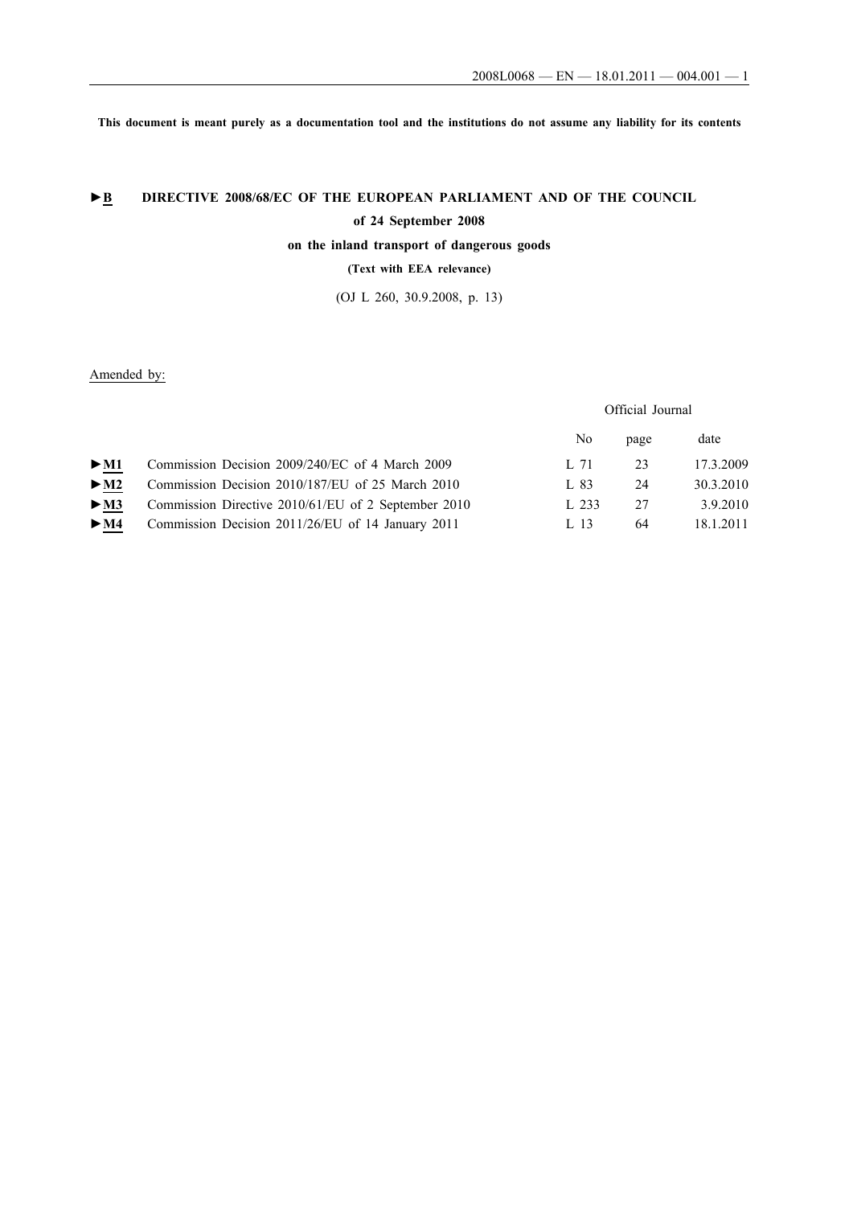**This document is meant purely as a documentation tool and the institutions do not assume any liability for its contents**

# ►B DIRECTIVE 2008/68/EC OF THE EUROPEAN PARLIAMENT AND OF THE COUNCIL

**of 24 September 2008**

**on the inland transport of dangerous goods**

**(Text with EEA relevance)**

(OJ L 260, 30.9.2008, p. 13)

Amended by:

| | | Official Journal | | |
|---|---|---|---|---|
| | | No | page | date |
| ►M1 | Commission Decision 2009/240/EC of 4 March 2009 | L 71 | 23 | 17.3.2009 |
| ►M2 | Commission Decision 2010/187/EU of 25 March 2010 | L 83 | 24 | 30.3.2010 |
| ►M3 | Commission Directive 2010/61/EU of 2 September 2010 | L 233 | 27 | 3.9.2010 |
| ►M4 | Commission Decision 2011/26/EU of 14 January 2011 | L 13 | 64 | 18.1.2011 |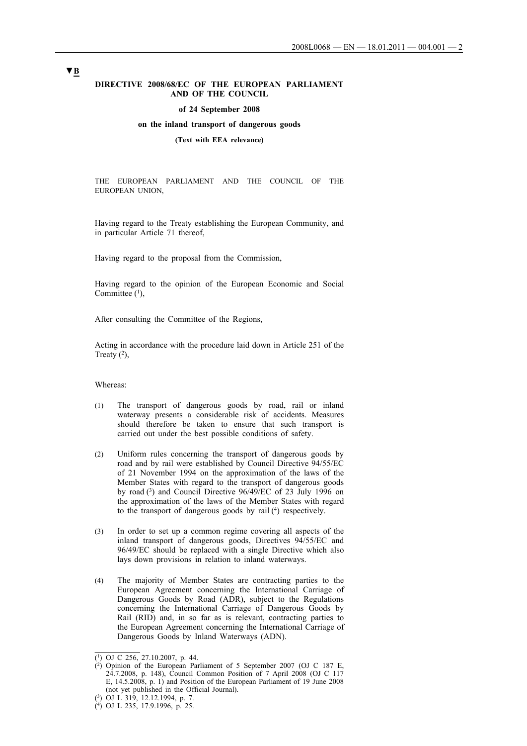▼B

**DIRECTIVE 2008/68/EC OF THE EUROPEAN PARLIAMENT AND OF THE COUNCIL**

**of 24 September 2008**

**on the inland transport of dangerous goods**

**(Text with EEA relevance)**

THE EUROPEAN PARLIAMENT AND THE COUNCIL OF THE EUROPEAN UNION,

Having regard to the Treaty establishing the European Community, and in particular Article 71 thereof,

Having regard to the proposal from the Commission,

Having regard to the opinion of the European Economic and Social Committee [1],

After consulting the Committee of the Regions,

Acting in accordance with the procedure laid down in Article 251 of the Treaty [2],

Whereas:

(1) The transport of dangerous goods by road, rail or inland waterway presents a considerable risk of accidents. Measures should therefore be taken to ensure that such transport is carried out under the best possible conditions of safety.

(2) Uniform rules concerning the transport of dangerous goods by road and by rail were established by Council Directive 94/55/EC of 21 November 1994 on the approximation of the laws of the Member States with regard to the transport of dangerous goods by road [3] and Council Directive 96/49/EC of 23 July 1996 on the approximation of the laws of the Member States with regard to the transport of dangerous goods by rail [4] respectively.

(3) In order to set up a common regime covering all aspects of the inland transport of dangerous goods, Directives 94/55/EC and 96/49/EC should be replaced with a single Directive which also lays down provisions in relation to inland waterways.

(4) The majority of Member States are contracting parties to the European Agreement concerning the International Carriage of Dangerous Goods by Road (ADR), subject to the Regulations concerning the International Carriage of Dangerous Goods by Rail (RID) and, in so far as is relevant, contracting parties to the European Agreement concerning the International Carriage of Dangerous Goods by Inland Waterways (ADN).

---

[1] OJ C 256, 27.10.2007, p. 44.

[2] Opinion of the European Parliament of 5 September 2007 (OJ C 187 E, 24.7.2008, p. 148), Council Common Position of 7 April 2008 (OJ C 117 E, 14.5.2008, p. 1) and Position of the European Parliament of 19 June 2008 (not yet published in the Official Journal).

[3] OJ L 319, 12.12.1994, p. 7.

[4] OJ L 235, 17.9.1996, p. 25.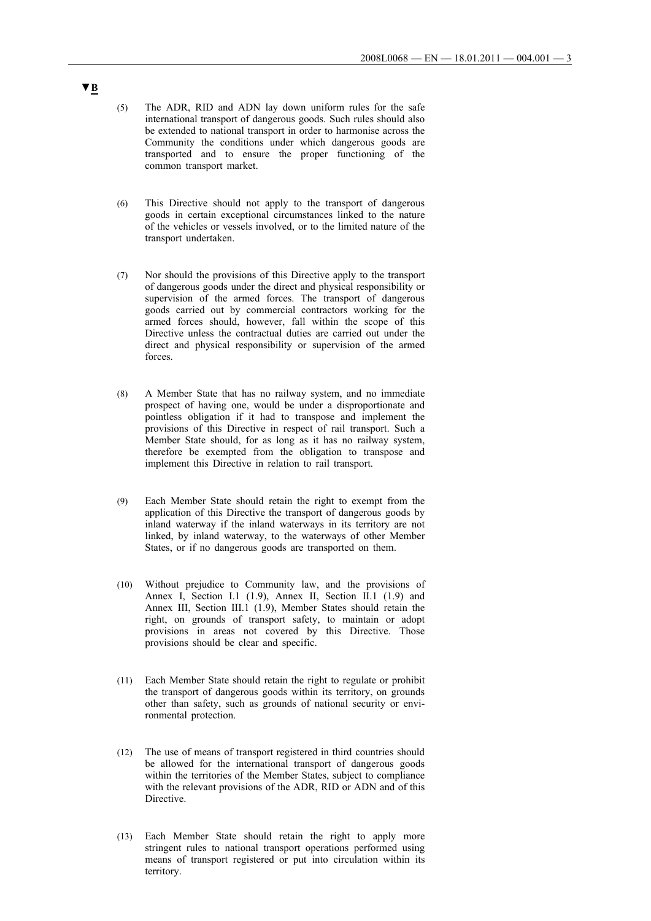▼B

(5) The ADR, RID and ADN lay down uniform rules for the safe international transport of dangerous goods. Such rules should also be extended to national transport in order to harmonise across the Community the conditions under which dangerous goods are transported and to ensure the proper functioning of the common transport market.

(6) This Directive should not apply to the transport of dangerous goods in certain exceptional circumstances linked to the nature of the vehicles or vessels involved, or to the limited nature of the transport undertaken.

(7) Nor should the provisions of this Directive apply to the transport of dangerous goods under the direct and physical responsibility or supervision of the armed forces. The transport of dangerous goods carried out by commercial contractors working for the armed forces should, however, fall within the scope of this Directive unless the contractual duties are carried out under the direct and physical responsibility or supervision of the armed forces.

(8) A Member State that has no railway system, and no immediate prospect of having one, would be under a disproportionate and pointless obligation if it had to transpose and implement the provisions of this Directive in respect of rail transport. Such a Member State should, for as long as it has no railway system, therefore be exempted from the obligation to transpose and implement this Directive in relation to rail transport.

(9) Each Member State should retain the right to exempt from the application of this Directive the transport of dangerous goods by inland waterway if the inland waterways in its territory are not linked, by inland waterway, to the waterways of other Member States, or if no dangerous goods are transported on them.

(10) Without prejudice to Community law, and the provisions of Annex I, Section I.1 (1.9), Annex II, Section II.1 (1.9) and Annex III, Section III.1 (1.9), Member States should retain the right, on grounds of transport safety, to maintain or adopt provisions in areas not covered by this Directive. Those provisions should be clear and specific.

(11) Each Member State should retain the right to regulate or prohibit the transport of dangerous goods within its territory, on grounds other than safety, such as grounds of national security or environmental protection.

(12) The use of means of transport registered in third countries should be allowed for the international transport of dangerous goods within the territories of the Member States, subject to compliance with the relevant provisions of the ADR, RID or ADN and of this Directive.

(13) Each Member State should retain the right to apply more stringent rules to national transport operations performed using means of transport registered or put into circulation within its territory.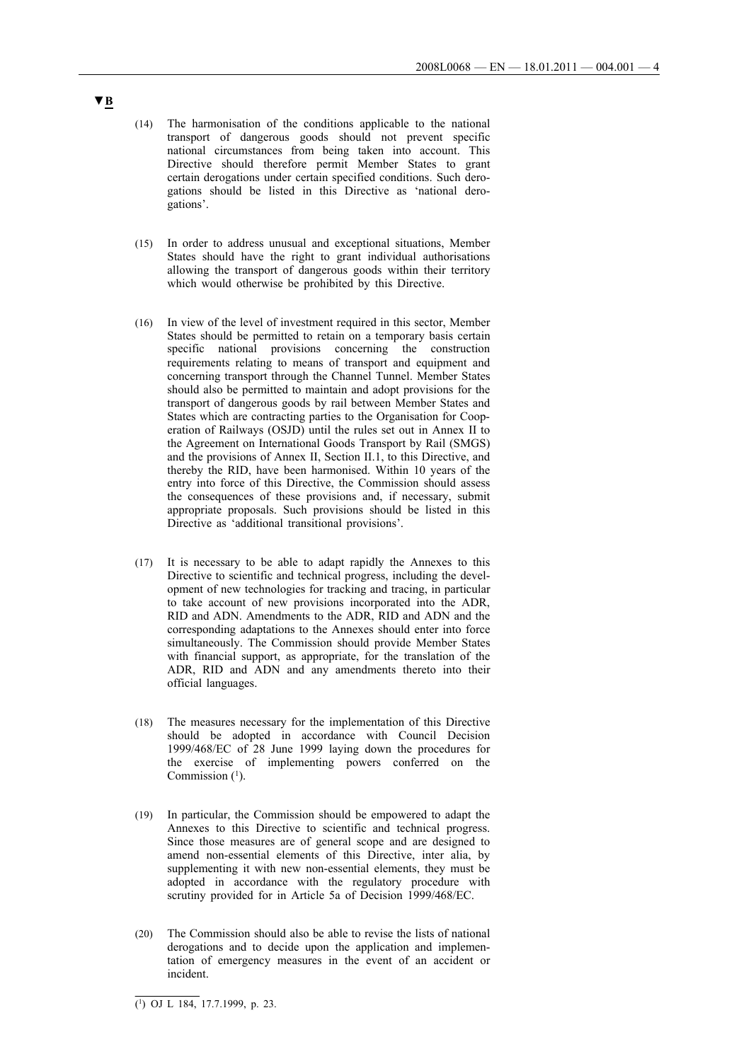▼B

(14) The harmonisation of the conditions applicable to the national transport of dangerous goods should not prevent specific national circumstances from being taken into account. This Directive should therefore permit Member States to grant certain derogations under certain specified conditions. Such derogations should be listed in this Directive as 'national derogations'.

(15) In order to address unusual and exceptional situations, Member States should have the right to grant individual authorisations allowing the transport of dangerous goods within their territory which would otherwise be prohibited by this Directive.

(16) In view of the level of investment required in this sector, Member States should be permitted to retain on a temporary basis certain specific national provisions concerning the construction requirements relating to means of transport and equipment and concerning transport through the Channel Tunnel. Member States should also be permitted to maintain and adopt provisions for the transport of dangerous goods by rail between Member States and States which are contracting parties to the Organisation for Cooperation of Railways (OSJD) until the rules set out in Annex II to the Agreement on International Goods Transport by Rail (SMGS) and the provisions of Annex II, Section II.1, to this Directive, and thereby the RID, have been harmonised. Within 10 years of the entry into force of this Directive, the Commission should assess the consequences of these provisions and, if necessary, submit appropriate proposals. Such provisions should be listed in this Directive as 'additional transitional provisions'.

(17) It is necessary to be able to adapt rapidly the Annexes to this Directive to scientific and technical progress, including the development of new technologies for tracking and tracing, in particular to take account of new provisions incorporated into the ADR, RID and ADN. Amendments to the ADR, RID and ADN and the corresponding adaptations to the Annexes should enter into force simultaneously. The Commission should provide Member States with financial support, as appropriate, for the translation of the ADR, RID and ADN and any amendments thereto into their official languages.

(18) The measures necessary for the implementation of this Directive should be adopted in accordance with Council Decision 1999/468/EC of 28 June 1999 laying down the procedures for the exercise of implementing powers conferred on the Commission [1].

(19) In particular, the Commission should be empowered to adapt the Annexes to this Directive to scientific and technical progress. Since those measures are of general scope and are designed to amend non-essential elements of this Directive, inter alia, by supplementing it with new non-essential elements, they must be adopted in accordance with the regulatory procedure with scrutiny provided for in Article 5a of Decision 1999/468/EC.

(20) The Commission should also be able to revise the lists of national derogations and to decide upon the application and implementation of emergency measures in the event of an accident or incident.

[1] OJ L 184, 17.7.1999, p. 23.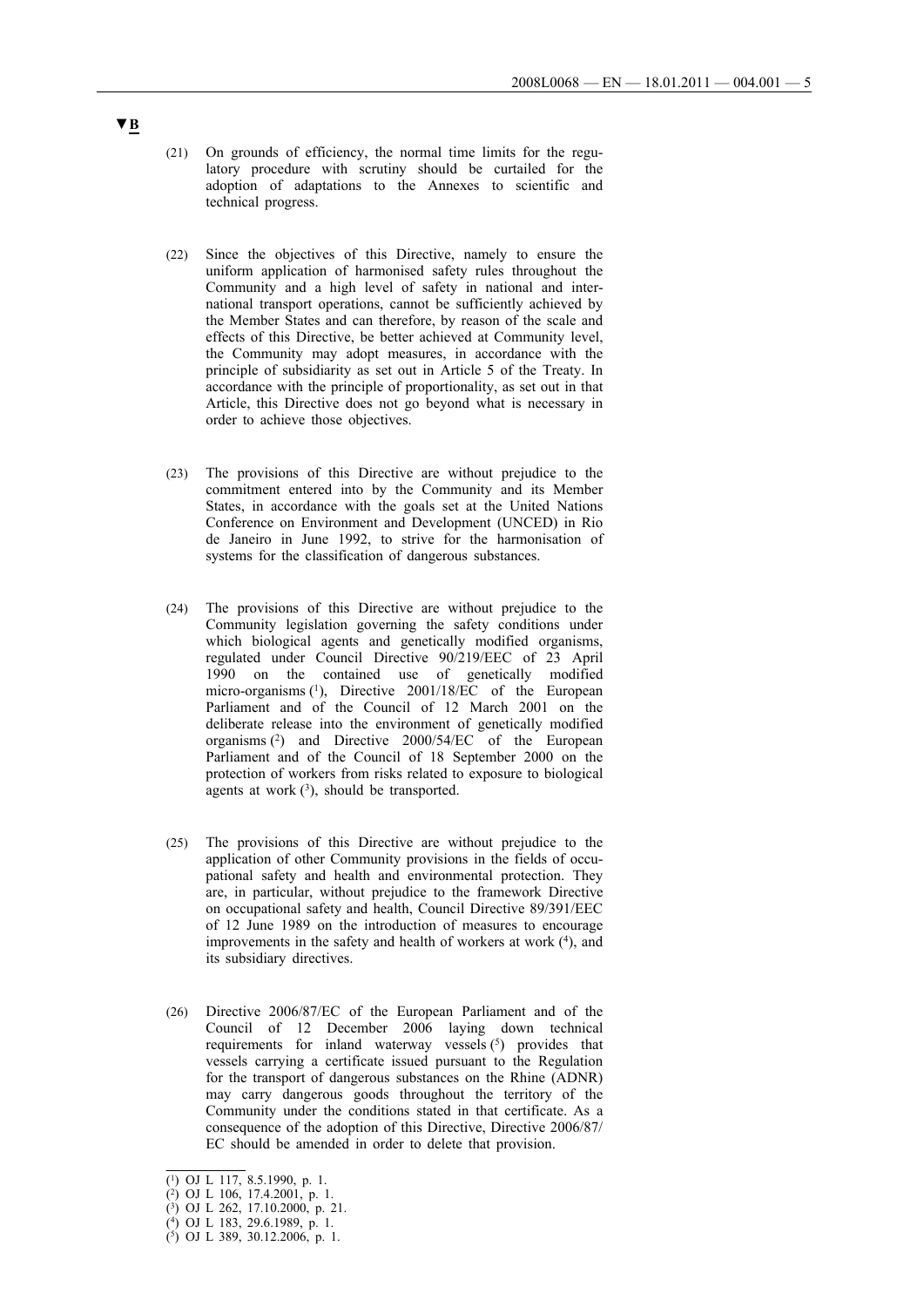**▼B**

(21) On grounds of efficiency, the normal time limits for the regulatory procedure with scrutiny should be curtailed for the adoption of adaptations to the Annexes to scientific and technical progress.

(22) Since the objectives of this Directive, namely to ensure the uniform application of harmonised safety rules throughout the Community and a high level of safety in national and international transport operations, cannot be sufficiently achieved by the Member States and can therefore, by reason of the scale and effects of this Directive, be better achieved at Community level, the Community may adopt measures, in accordance with the principle of subsidiarity as set out in Article 5 of the Treaty. In accordance with the principle of proportionality, as set out in that Article, this Directive does not go beyond what is necessary in order to achieve those objectives.

(23) The provisions of this Directive are without prejudice to the commitment entered into by the Community and its Member States, in accordance with the goals set at the United Nations Conference on Environment and Development (UNCED) in Rio de Janeiro in June 1992, to strive for the harmonisation of systems for the classification of dangerous substances.

(24) The provisions of this Directive are without prejudice to the Community legislation governing the safety conditions under which biological agents and genetically modified organisms, regulated under Council Directive 90/219/EEC of 23 April 1990 on the contained use of genetically modified micro-organisms [1], Directive 2001/18/EC of the European Parliament and of the Council of 12 March 2001 on the deliberate release into the environment of genetically modified organisms [2] and Directive 2000/54/EC of the European Parliament and of the Council of 18 September 2000 on the protection of workers from risks related to exposure to biological agents at work [3], should be transported.

(25) The provisions of this Directive are without prejudice to the application of other Community provisions in the fields of occupational safety and health and environmental protection. They are, in particular, without prejudice to the framework Directive on occupational safety and health, Council Directive 89/391/EEC of 12 June 1989 on the introduction of measures to encourage improvements in the safety and health of workers at work [4], and its subsidiary directives.

(26) Directive 2006/87/EC of the European Parliament and of the Council of 12 December 2006 laying down technical requirements for inland waterway vessels [5] provides that vessels carrying a certificate issued pursuant to the Regulation for the transport of dangerous substances on the Rhine (ADNR) may carry dangerous goods throughout the territory of the Community under the conditions stated in that certificate. As a consequence of the adoption of this Directive, Directive 2006/87/EC should be amended in order to delete that provision.

---

(1) OJ L 117, 8.5.1990, p. 1.

(2) OJ L 106, 17.4.2001, p. 1.

(3) OJ L 262, 17.10.2000, p. 21.

(4) OJ L 183, 29.6.1989, p. 1.

(5) OJ L 389, 30.12.2006, p. 1.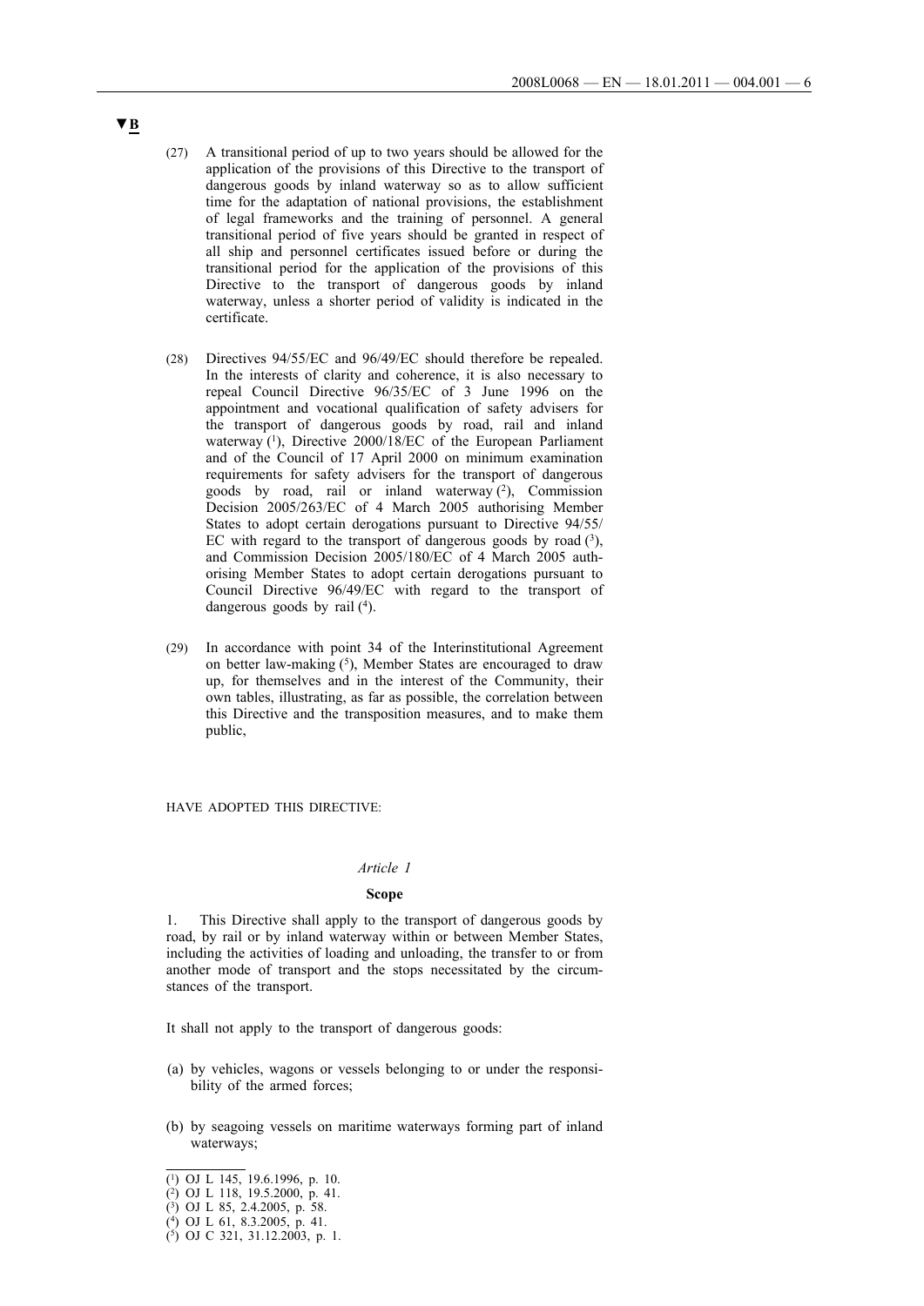▼B

(27) A transitional period of up to two years should be allowed for the application of the provisions of this Directive to the transport of dangerous goods by inland waterway so as to allow sufficient time for the adaptation of national provisions, the establishment of legal frameworks and the training of personnel. A general transitional period of five years should be granted in respect of all ship and personnel certificates issued before or during the transitional period for the application of the provisions of this Directive to the transport of dangerous goods by inland waterway, unless a shorter period of validity is indicated in the certificate.

(28) Directives 94/55/EC and 96/49/EC should therefore be repealed. In the interests of clarity and coherence, it is also necessary to repeal Council Directive 96/35/EC of 3 June 1996 on the appointment and vocational qualification of safety advisers for the transport of dangerous goods by road, rail and inland waterway [1], Directive 2000/18/EC of the European Parliament and of the Council of 17 April 2000 on minimum examination requirements for safety advisers for the transport of dangerous goods by road, rail or inland waterway [2], Commission Decision 2005/263/EC of 4 March 2005 authorising Member States to adopt certain derogations pursuant to Directive 94/55/EC with regard to the transport of dangerous goods by road [3], and Commission Decision 2005/180/EC of 4 March 2005 authorising Member States to adopt certain derogations pursuant to Council Directive 96/49/EC with regard to the transport of dangerous goods by rail [4].

(29) In accordance with point 34 of the Interinstitutional Agreement on better law-making [5], Member States are encouraged to draw up, for themselves and in the interest of the Community, their own tables, illustrating, as far as possible, the correlation between this Directive and the transposition measures, and to make them public,

HAVE ADOPTED THIS DIRECTIVE:

*Article 1*

**Scope**

1. This Directive shall apply to the transport of dangerous goods by road, by rail or by inland waterway within or between Member States, including the activities of loading and unloading, the transfer to or from another mode of transport and the stops necessitated by the circumstances of the transport.

It shall not apply to the transport of dangerous goods:

(a) by vehicles, wagons or vessels belonging to or under the responsibility of the armed forces;

(b) by seagoing vessels on maritime waterways forming part of inland waterways;

---

[1] OJ L 145, 19.6.1996, p. 10.
[2] OJ L 118, 19.5.2000, p. 41.
[3] OJ L 85, 2.4.2005, p. 58.
[4] OJ L 61, 8.3.2005, p. 41.
[5] OJ C 321, 31.12.2003, p. 1.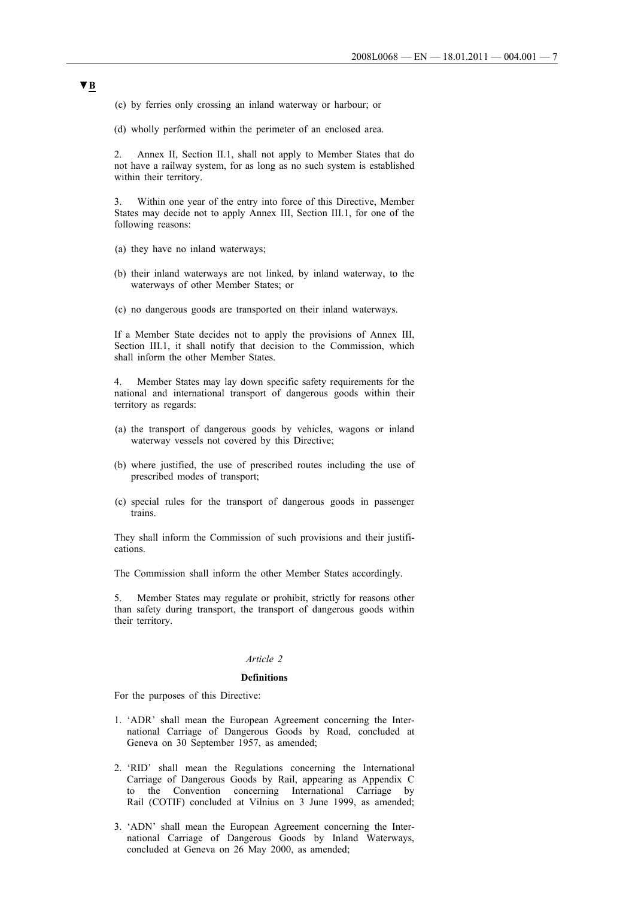▼B

(c) by ferries only crossing an inland waterway or harbour; or

(d) wholly performed within the perimeter of an enclosed area.

2. Annex II, Section II.1, shall not apply to Member States that do not have a railway system, for as long as no such system is established within their territory.

3. Within one year of the entry into force of this Directive, Member States may decide not to apply Annex III, Section III.1, for one of the following reasons:

(a) they have no inland waterways;

(b) their inland waterways are not linked, by inland waterway, to the waterways of other Member States; or

(c) no dangerous goods are transported on their inland waterways.

If a Member State decides not to apply the provisions of Annex III, Section III.1, it shall notify that decision to the Commission, which shall inform the other Member States.

4. Member States may lay down specific safety requirements for the national and international transport of dangerous goods within their territory as regards:

(a) the transport of dangerous goods by vehicles, wagons or inland waterway vessels not covered by this Directive;

(b) where justified, the use of prescribed routes including the use of prescribed modes of transport;

(c) special rules for the transport of dangerous goods in passenger trains.

They shall inform the Commission of such provisions and their justifications.

The Commission shall inform the other Member States accordingly.

5. Member States may regulate or prohibit, strictly for reasons other than safety during transport, the transport of dangerous goods within their territory.

*Article 2*

**Definitions**

For the purposes of this Directive:

1. 'ADR' shall mean the European Agreement concerning the International Carriage of Dangerous Goods by Road, concluded at Geneva on 30 September 1957, as amended;

2. 'RID' shall mean the Regulations concerning the International Carriage of Dangerous Goods by Rail, appearing as Appendix C to the Convention concerning International Carriage by Rail (COTIF) concluded at Vilnius on 3 June 1999, as amended;

3. 'ADN' shall mean the European Agreement concerning the International Carriage of Dangerous Goods by Inland Waterways, concluded at Geneva on 26 May 2000, as amended;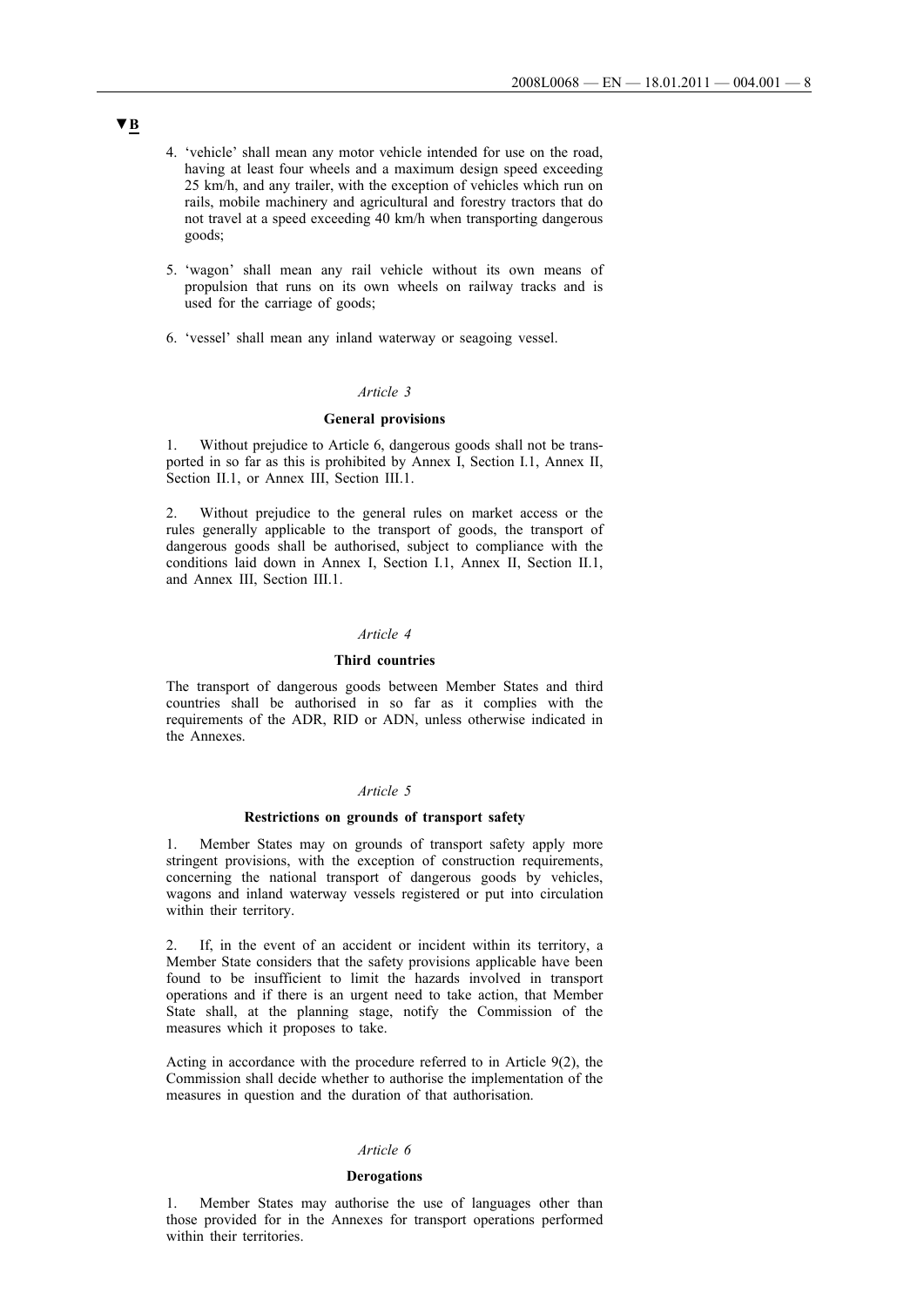▼B

4. 'vehicle' shall mean any motor vehicle intended for use on the road, having at least four wheels and a maximum design speed exceeding 25 km/h, and any trailer, with the exception of vehicles which run on rails, mobile machinery and agricultural and forestry tractors that do not travel at a speed exceeding 40 km/h when transporting dangerous goods;

5. 'wagon' shall mean any rail vehicle without its own means of propulsion that runs on its own wheels on railway tracks and is used for the carriage of goods;

6. 'vessel' shall mean any inland waterway or seagoing vessel.

*Article 3*

**General provisions**

1. Without prejudice to Article 6, dangerous goods shall not be transported in so far as this is prohibited by Annex I, Section I.1, Annex II, Section II.1, or Annex III, Section III.1.

2. Without prejudice to the general rules on market access or the rules generally applicable to the transport of goods, the transport of dangerous goods shall be authorised, subject to compliance with the conditions laid down in Annex I, Section I.1, Annex II, Section II.1, and Annex III, Section III.1.

*Article 4*

**Third countries**

The transport of dangerous goods between Member States and third countries shall be authorised in so far as it complies with the requirements of the ADR, RID or ADN, unless otherwise indicated in the Annexes.

*Article 5*

**Restrictions on grounds of transport safety**

1. Member States may on grounds of transport safety apply more stringent provisions, with the exception of construction requirements, concerning the national transport of dangerous goods by vehicles, wagons and inland waterway vessels registered or put into circulation within their territory.

2. If, in the event of an accident or incident within its territory, a Member State considers that the safety provisions applicable have been found to be insufficient to limit the hazards involved in transport operations and if there is an urgent need to take action, that Member State shall, at the planning stage, notify the Commission of the measures which it proposes to take.

Acting in accordance with the procedure referred to in Article 9(2), the Commission shall decide whether to authorise the implementation of the measures in question and the duration of that authorisation.

*Article 6*

**Derogations**

1. Member States may authorise the use of languages other than those provided for in the Annexes for transport operations performed within their territories.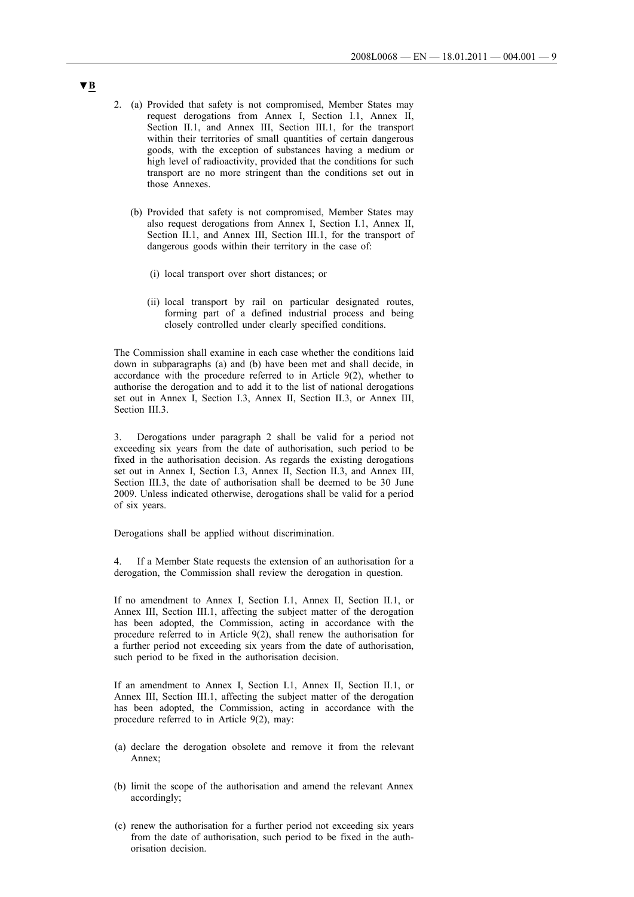▼B

2. (a) Provided that safety is not compromised, Member States may request derogations from Annex I, Section I.1, Annex II, Section II.1, and Annex III, Section III.1, for the transport within their territories of small quantities of certain dangerous goods, with the exception of substances having a medium or high level of radioactivity, provided that the conditions for such transport are no more stringent than the conditions set out in those Annexes.

   (b) Provided that safety is not compromised, Member States may also request derogations from Annex I, Section I.1, Annex II, Section II.1, and Annex III, Section III.1, for the transport of dangerous goods within their territory in the case of:

      (i) local transport over short distances; or

      (ii) local transport by rail on particular designated routes, forming part of a defined industrial process and being closely controlled under clearly specified conditions.

The Commission shall examine in each case whether the conditions laid down in subparagraphs (a) and (b) have been met and shall decide, in accordance with the procedure referred to in Article 9(2), whether to authorise the derogation and to add it to the list of national derogations set out in Annex I, Section I.3, Annex II, Section II.3, or Annex III, Section III.3.

3. Derogations under paragraph 2 shall be valid for a period not exceeding six years from the date of authorisation, such period to be fixed in the authorisation decision. As regards the existing derogations set out in Annex I, Section I.3, Annex II, Section II.3, and Annex III, Section III.3, the date of authorisation shall be deemed to be 30 June 2009. Unless indicated otherwise, derogations shall be valid for a period of six years.

Derogations shall be applied without discrimination.

4. If a Member State requests the extension of an authorisation for a derogation, the Commission shall review the derogation in question.

If no amendment to Annex I, Section I.1, Annex II, Section II.1, or Annex III, Section III.1, affecting the subject matter of the derogation has been adopted, the Commission, acting in accordance with the procedure referred to in Article 9(2), shall renew the authorisation for a further period not exceeding six years from the date of authorisation, such period to be fixed in the authorisation decision.

If an amendment to Annex I, Section I.1, Annex II, Section II.1, or Annex III, Section III.1, affecting the subject matter of the derogation has been adopted, the Commission, acting in accordance with the procedure referred to in Article 9(2), may:

(a) declare the derogation obsolete and remove it from the relevant Annex;

(b) limit the scope of the authorisation and amend the relevant Annex accordingly;

(c) renew the authorisation for a further period not exceeding six years from the date of authorisation, such period to be fixed in the authorisation decision.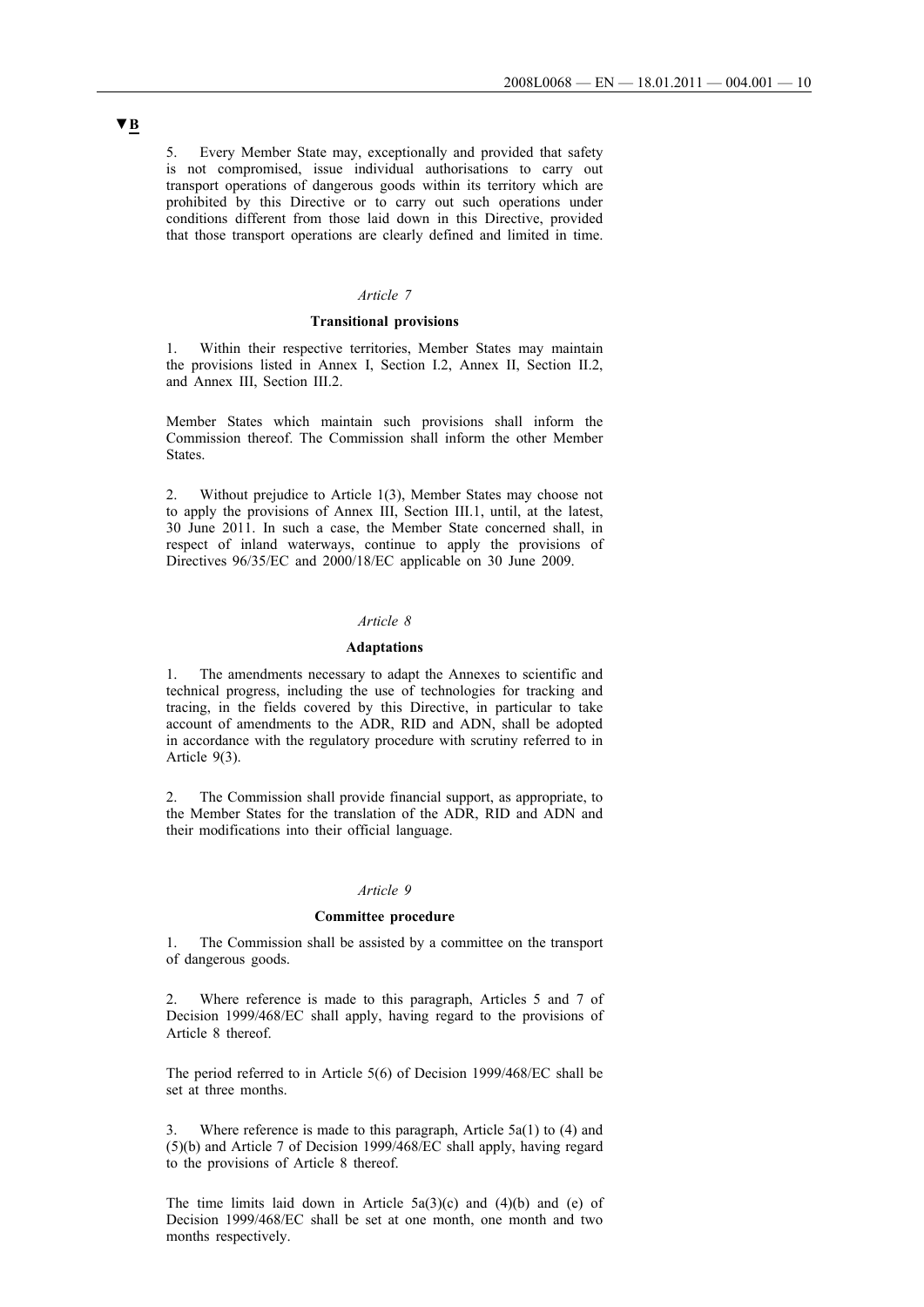▼B

5. Every Member State may, exceptionally and provided that safety is not compromised, issue individual authorisations to carry out transport operations of dangerous goods within its territory which are prohibited by this Directive or to carry out such operations under conditions different from those laid down in this Directive, provided that those transport operations are clearly defined and limited in time.

*Article 7*

**Transitional provisions**

1. Within their respective territories, Member States may maintain the provisions listed in Annex I, Section I.2, Annex II, Section II.2, and Annex III, Section III.2.

Member States which maintain such provisions shall inform the Commission thereof. The Commission shall inform the other Member States.

2. Without prejudice to Article 1(3), Member States may choose not to apply the provisions of Annex III, Section III.1, until, at the latest, 30 June 2011. In such a case, the Member State concerned shall, in respect of inland waterways, continue to apply the provisions of Directives 96/35/EC and 2000/18/EC applicable on 30 June 2009.

*Article 8*

**Adaptations**

1. The amendments necessary to adapt the Annexes to scientific and technical progress, including the use of technologies for tracking and tracing, in the fields covered by this Directive, in particular to take account of amendments to the ADR, RID and ADN, shall be adopted in accordance with the regulatory procedure with scrutiny referred to in Article 9(3).

2. The Commission shall provide financial support, as appropriate, to the Member States for the translation of the ADR, RID and ADN and their modifications into their official language.

*Article 9*

**Committee procedure**

1. The Commission shall be assisted by a committee on the transport of dangerous goods.

2. Where reference is made to this paragraph, Articles 5 and 7 of Decision 1999/468/EC shall apply, having regard to the provisions of Article 8 thereof.

The period referred to in Article 5(6) of Decision 1999/468/EC shall be set at three months.

3. Where reference is made to this paragraph, Article 5a(1) to (4) and (5)(b) and Article 7 of Decision 1999/468/EC shall apply, having regard to the provisions of Article 8 thereof.

The time limits laid down in Article 5a(3)(c) and (4)(b) and (e) of Decision 1999/468/EC shall be set at one month, one month and two months respectively.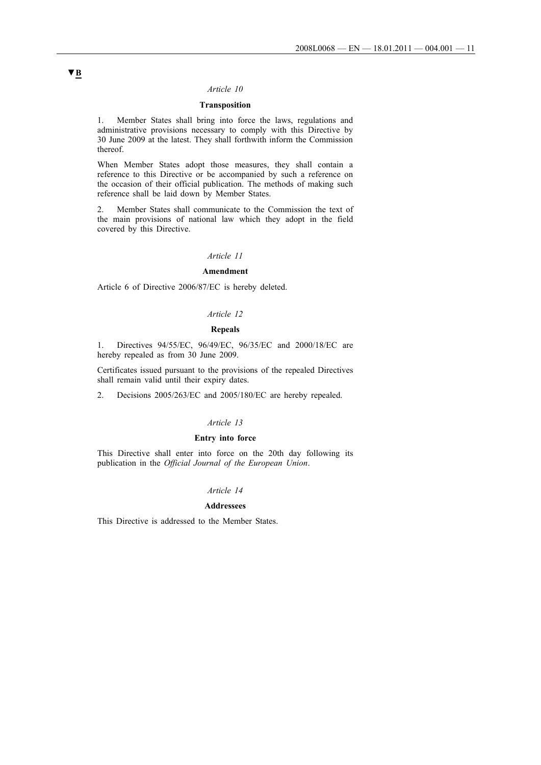▼B

*Article 10*

**Transposition**

1. Member States shall bring into force the laws, regulations and administrative provisions necessary to comply with this Directive by 30 June 2009 at the latest. They shall forthwith inform the Commission thereof.

When Member States adopt those measures, they shall contain a reference to this Directive or be accompanied by such a reference on the occasion of their official publication. The methods of making such reference shall be laid down by Member States.

2. Member States shall communicate to the Commission the text of the main provisions of national law which they adopt in the field covered by this Directive.

*Article 11*

**Amendment**

Article 6 of Directive 2006/87/EC is hereby deleted.

*Article 12*

**Repeals**

1. Directives 94/55/EC, 96/49/EC, 96/35/EC and 2000/18/EC are hereby repealed as from 30 June 2009.

Certificates issued pursuant to the provisions of the repealed Directives shall remain valid until their expiry dates.

2. Decisions 2005/263/EC and 2005/180/EC are hereby repealed.

*Article 13*

**Entry into force**

This Directive shall enter into force on the 20th day following its publication in the *Official Journal of the European Union*.

*Article 14*

**Addressees**

This Directive is addressed to the Member States.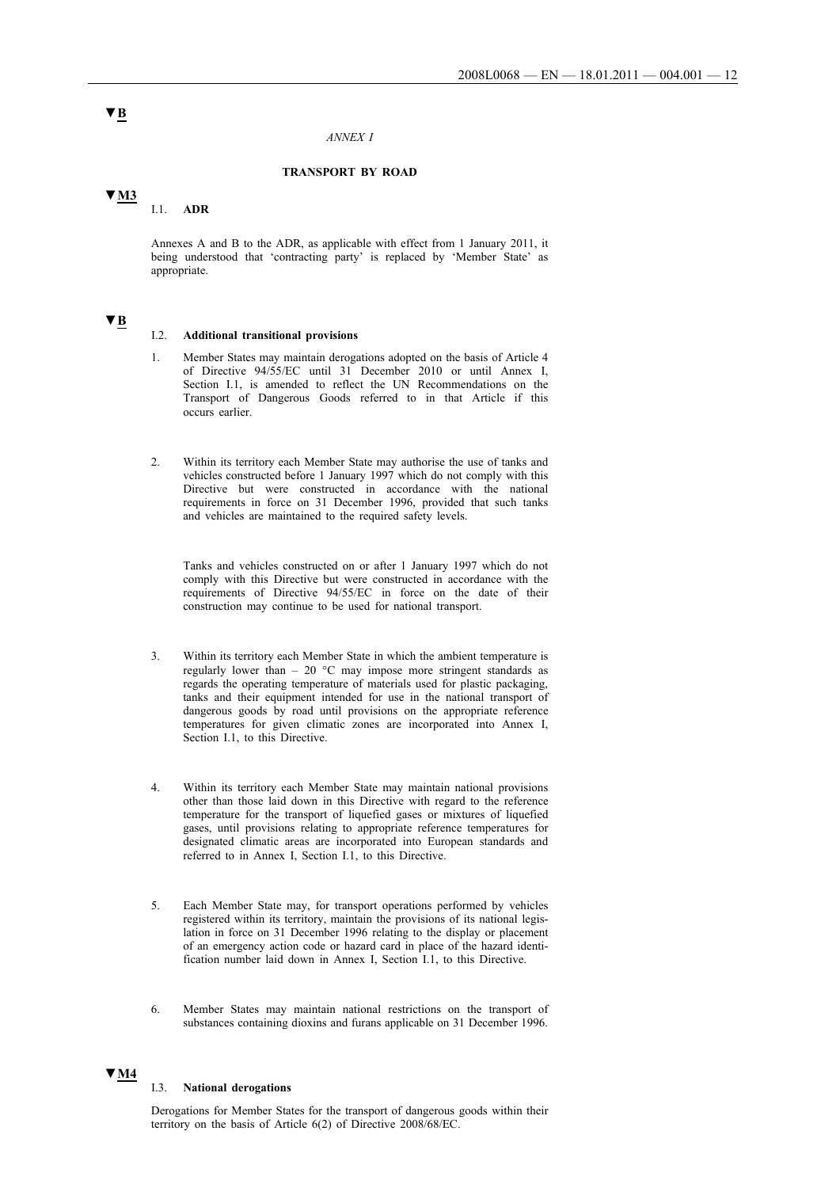▼B

*ANNEX I*

**TRANSPORT BY ROAD**

▼M3

## I.1. ADR

Annexes A and B to the ADR, as applicable with effect from 1 January 2011, it being understood that 'contracting party' is replaced by 'Member State' as appropriate.

▼B

## I.2. Additional transitional provisions

1. Member States may maintain derogations adopted on the basis of Article 4 of Directive 94/55/EC until 31 December 2010 or until Annex I, Section I.1, is amended to reflect the UN Recommendations on the Transport of Dangerous Goods referred to in that Article if this occurs earlier.

2. Within its territory each Member State may authorise the use of tanks and vehicles constructed before 1 January 1997 which do not comply with this Directive but were constructed in accordance with the national requirements in force on 31 December 1996, provided that such tanks and vehicles are maintained to the required safety levels.

   Tanks and vehicles constructed on or after 1 January 1997 which do not comply with this Directive but were constructed in accordance with the requirements of Directive 94/55/EC in force on the date of their construction may continue to be used for national transport.

3. Within its territory each Member State in which the ambient temperature is regularly lower than – 20 °C may impose more stringent standards as regards the operating temperature of materials used for plastic packaging, tanks and their equipment intended for use in the national transport of dangerous goods by road until provisions on the appropriate reference temperatures for given climatic zones are incorporated into Annex I, Section I.1, to this Directive.

4. Within its territory each Member State may maintain national provisions other than those laid down in this Directive with regard to the reference temperature for the transport of liquefied gases or mixtures of liquefied gases, until provisions relating to appropriate reference temperatures for designated climatic areas are incorporated into European standards and referred to in Annex I, Section I.1, to this Directive.

5. Each Member State may, for transport operations performed by vehicles registered within its territory, maintain the provisions of its national legislation in force on 31 December 1996 relating to the display or placement of an emergency action code or hazard card in place of the hazard identification number laid down in Annex I, Section I.1, to this Directive.

6. Member States may maintain national restrictions on the transport of substances containing dioxins and furans applicable on 31 December 1996.

▼M4

## I.3. National derogations

Derogations for Member States for the transport of dangerous goods within their territory on the basis of Article 6(2) of Directive 2008/68/EC.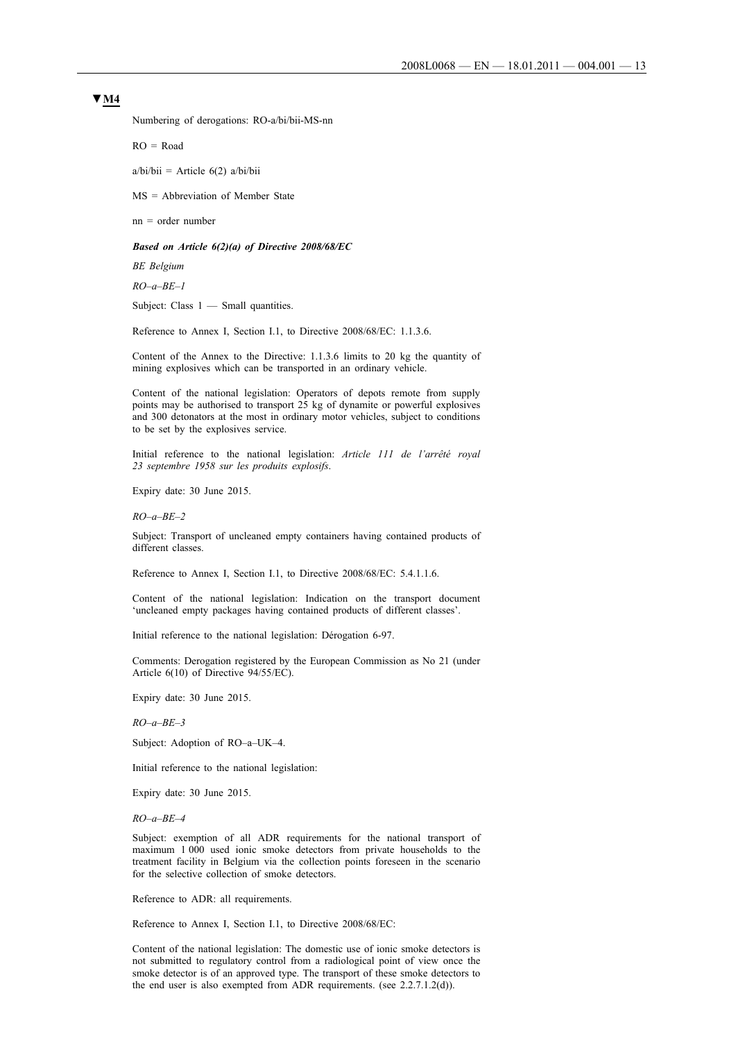**▼M4**

Numbering of derogations: RO-a/bi/bii-MS-nn

RO = Road

a/bi/bii = Article 6(2) a/bi/bii

MS = Abbreviation of Member State

nn = order number

***Based on Article 6(2)(a) of Directive 2008/68/EC***

*BE Belgium*

*RO–a–BE–1*

Subject: Class 1 — Small quantities.

Reference to Annex I, Section I.1, to Directive 2008/68/EC: 1.1.3.6.

Content of the Annex to the Directive: 1.1.3.6 limits to 20 kg the quantity of mining explosives which can be transported in an ordinary vehicle.

Content of the national legislation: Operators of depots remote from supply points may be authorised to transport 25 kg of dynamite or powerful explosives and 300 detonators at the most in ordinary motor vehicles, subject to conditions to be set by the explosives service.

Initial reference to the national legislation: *Article 111 de l'arrêté royal 23 septembre 1958 sur les produits explosifs*.

Expiry date: 30 June 2015.

*RO–a–BE–2*

Subject: Transport of uncleaned empty containers having contained products of different classes.

Reference to Annex I, Section I.1, to Directive 2008/68/EC: 5.4.1.1.6.

Content of the national legislation: Indication on the transport document 'uncleaned empty packages having contained products of different classes'.

Initial reference to the national legislation: Dérogation 6-97.

Comments: Derogation registered by the European Commission as No 21 (under Article 6(10) of Directive 94/55/EC).

Expiry date: 30 June 2015.

*RO–a–BE–3*

Subject: Adoption of RO–a–UK–4.

Initial reference to the national legislation:

Expiry date: 30 June 2015.

*RO–a–BE–4*

Subject: exemption of all ADR requirements for the national transport of maximum 1 000 used ionic smoke detectors from private households to the treatment facility in Belgium via the collection points foreseen in the scenario for the selective collection of smoke detectors.

Reference to ADR: all requirements.

Reference to Annex I, Section I.1, to Directive 2008/68/EC:

Content of the national legislation: The domestic use of ionic smoke detectors is not submitted to regulatory control from a radiological point of view once the smoke detector is of an approved type. The transport of these smoke detectors to the end user is also exempted from ADR requirements. (see 2.2.7.1.2(d)).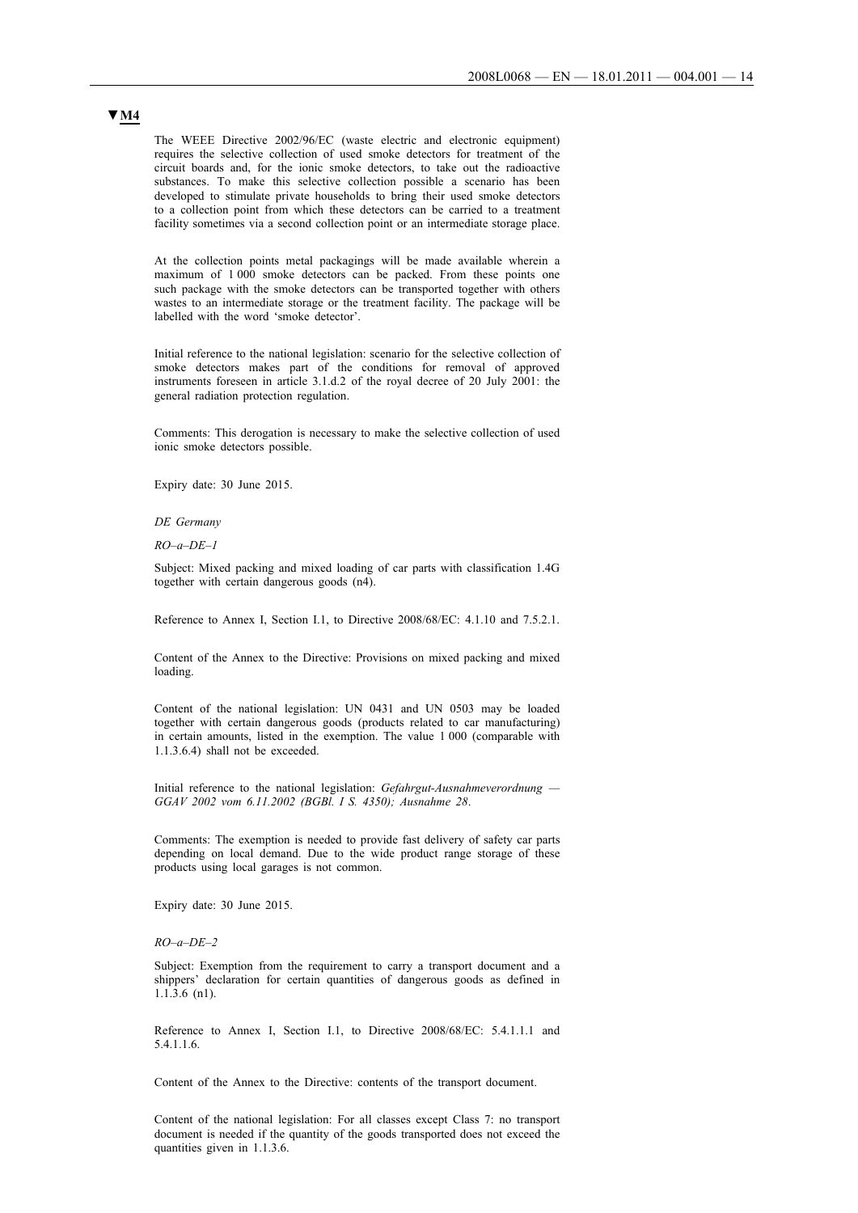▼M4

The WEEE Directive 2002/96/EC (waste electric and electronic equipment) requires the selective collection of used smoke detectors for treatment of the circuit boards and, for the ionic smoke detectors, to take out the radioactive substances. To make this selective collection possible a scenario has been developed to stimulate private households to bring their used smoke detectors to a collection point from which these detectors can be carried to a treatment facility sometimes via a second collection point or an intermediate storage place.

At the collection points metal packagings will be made available wherein a maximum of 1 000 smoke detectors can be packed. From these points one such package with the smoke detectors can be transported together with others wastes to an intermediate storage or the treatment facility. The package will be labelled with the word 'smoke detector'.

Initial reference to the national legislation: scenario for the selective collection of smoke detectors makes part of the conditions for removal of approved instruments foreseen in article 3.1.d.2 of the royal decree of 20 July 2001: the general radiation protection regulation.

Comments: This derogation is necessary to make the selective collection of used ionic smoke detectors possible.

Expiry date: 30 June 2015.

*DE Germany*

*RO–a–DE–1*

Subject: Mixed packing and mixed loading of car parts with classification 1.4G together with certain dangerous goods (n4).

Reference to Annex I, Section I.1, to Directive 2008/68/EC: 4.1.10 and 7.5.2.1.

Content of the Annex to the Directive: Provisions on mixed packing and mixed loading.

Content of the national legislation: UN 0431 and UN 0503 may be loaded together with certain dangerous goods (products related to car manufacturing) in certain amounts, listed in the exemption. The value 1 000 (comparable with 1.1.3.6.4) shall not be exceeded.

Initial reference to the national legislation: *Gefahrgut-Ausnahmeverordnung — GGAV 2002 vom 6.11.2002 (BGBl. I S. 4350); Ausnahme 28*.

Comments: The exemption is needed to provide fast delivery of safety car parts depending on local demand. Due to the wide product range storage of these products using local garages is not common.

Expiry date: 30 June 2015.

*RO–a–DE–2*

Subject: Exemption from the requirement to carry a transport document and a shippers' declaration for certain quantities of dangerous goods as defined in 1.1.3.6 (n1).

Reference to Annex I, Section I.1, to Directive 2008/68/EC: 5.4.1.1.1 and 5.4.1.1.6.

Content of the Annex to the Directive: contents of the transport document.

Content of the national legislation: For all classes except Class 7: no transport document is needed if the quantity of the goods transported does not exceed the quantities given in 1.1.3.6.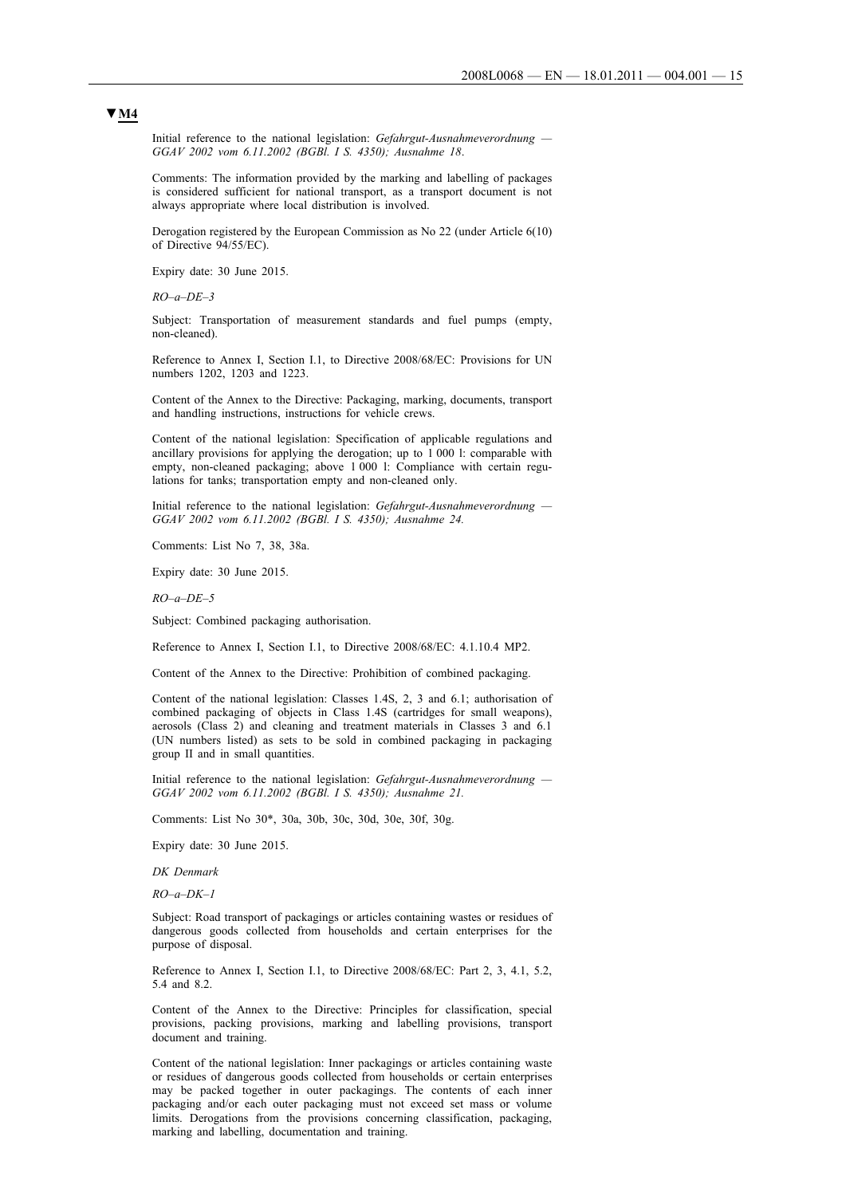**▼M4**

Initial reference to the national legislation: *Gefahrgut-Ausnahmeverordnung — GGAV 2002 vom 6.11.2002 (BGBl. I S. 4350); Ausnahme 18*.

Comments: The information provided by the marking and labelling of packages is considered sufficient for national transport, as a transport document is not always appropriate where local distribution is involved.

Derogation registered by the European Commission as No 22 (under Article 6(10) of Directive 94/55/EC).

Expiry date: 30 June 2015.

*RO–a–DE–3*

Subject: Transportation of measurement standards and fuel pumps (empty, non-cleaned).

Reference to Annex I, Section I.1, to Directive 2008/68/EC: Provisions for UN numbers 1202, 1203 and 1223.

Content of the Annex to the Directive: Packaging, marking, documents, transport and handling instructions, instructions for vehicle crews.

Content of the national legislation: Specification of applicable regulations and ancillary provisions for applying the derogation; up to 1 000 l: comparable with empty, non-cleaned packaging; above 1 000 l: Compliance with certain regulations for tanks; transportation empty and non-cleaned only.

Initial reference to the national legislation: *Gefahrgut-Ausnahmeverordnung — GGAV 2002 vom 6.11.2002 (BGBl. I S. 4350); Ausnahme 24.*

Comments: List No 7, 38, 38a.

Expiry date: 30 June 2015.

*RO–a–DE–5*

Subject: Combined packaging authorisation.

Reference to Annex I, Section I.1, to Directive 2008/68/EC: 4.1.10.4 MP2.

Content of the Annex to the Directive: Prohibition of combined packaging.

Content of the national legislation: Classes 1.4S, 2, 3 and 6.1; authorisation of combined packaging of objects in Class 1.4S (cartridges for small weapons), aerosols (Class 2) and cleaning and treatment materials in Classes 3 and 6.1 (UN numbers listed) as sets to be sold in combined packaging in packaging group II and in small quantities.

Initial reference to the national legislation: *Gefahrgut-Ausnahmeverordnung — GGAV 2002 vom 6.11.2002 (BGBl. I S. 4350); Ausnahme 21.*

Comments: List No 30*, 30a, 30b, 30c, 30d, 30e, 30f, 30g.

Expiry date: 30 June 2015.

*DK Denmark*

*RO–a–DK–1*

Subject: Road transport of packagings or articles containing wastes or residues of dangerous goods collected from households and certain enterprises for the purpose of disposal.

Reference to Annex I, Section I.1, to Directive 2008/68/EC: Part 2, 3, 4.1, 5.2, 5.4 and 8.2.

Content of the Annex to the Directive: Principles for classification, special provisions, packing provisions, marking and labelling provisions, transport document and training.

Content of the national legislation: Inner packagings or articles containing waste or residues of dangerous goods collected from households or certain enterprises may be packed together in outer packagings. The contents of each inner packaging and/or each outer packaging must not exceed set mass or volume limits. Derogations from the provisions concerning classification, packaging, marking and labelling, documentation and training.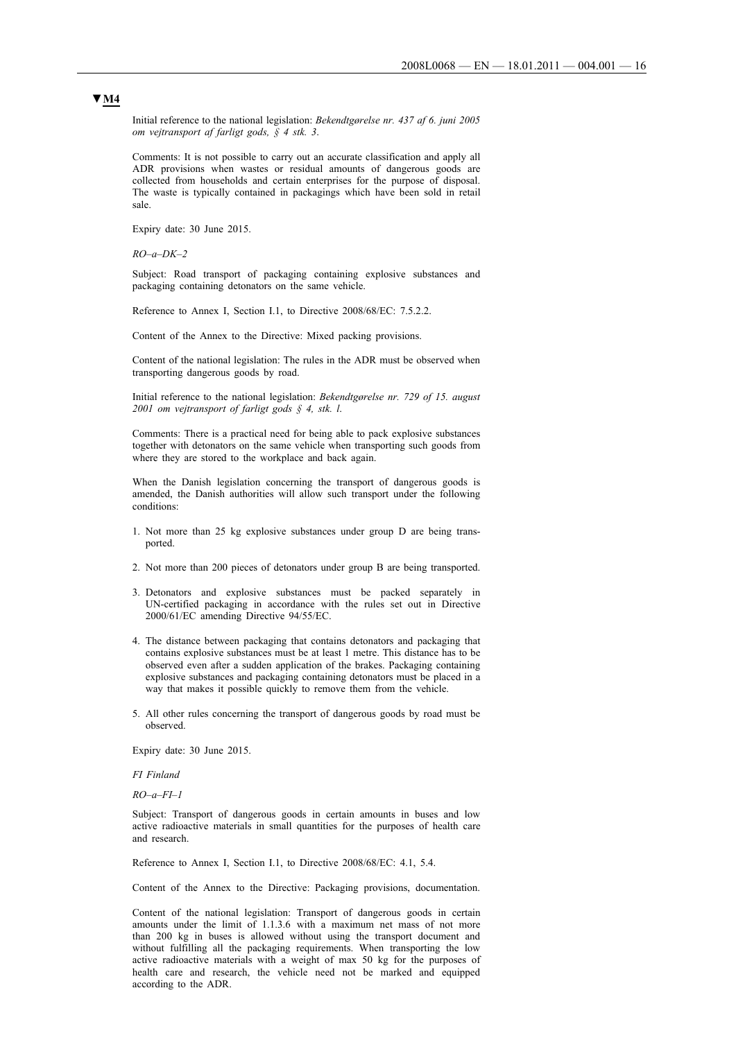**▼M4**

Initial reference to the national legislation: *Bekendtgørelse nr. 437 af 6. juni 2005 om vejtransport af farligt gods, § 4 stk. 3.*

Comments: It is not possible to carry out an accurate classification and apply all ADR provisions when wastes or residual amounts of dangerous goods are collected from households and certain enterprises for the purpose of disposal. The waste is typically contained in packagings which have been sold in retail sale.

Expiry date: 30 June 2015.

*RO–a–DK–2*

Subject: Road transport of packaging containing explosive substances and packaging containing detonators on the same vehicle.

Reference to Annex I, Section I.1, to Directive 2008/68/EC: 7.5.2.2.

Content of the Annex to the Directive: Mixed packing provisions.

Content of the national legislation: The rules in the ADR must be observed when transporting dangerous goods by road.

Initial reference to the national legislation: *Bekendtgørelse nr. 729 of 15. august 2001 om vejtransport af farligt gods § 4, stk. l.*

Comments: There is a practical need for being able to pack explosive substances together with detonators on the same vehicle when transporting such goods from where they are stored to the workplace and back again.

When the Danish legislation concerning the transport of dangerous goods is amended, the Danish authorities will allow such transport under the following conditions:

1. Not more than 25 kg explosive substances under group D are being transported.

2. Not more than 200 pieces of detonators under group B are being transported.

3. Detonators and explosive substances must be packed separately in UN-certified packaging in accordance with the rules set out in Directive 2000/61/EC amending Directive 94/55/EC.

4. The distance between packaging that contains detonators and packaging that contains explosive substances must be at least 1 metre. This distance has to be observed even after a sudden application of the brakes. Packaging containing explosive substances and packaging containing detonators must be placed in a way that makes it possible quickly to remove them from the vehicle.

5. All other rules concerning the transport of dangerous goods by road must be observed.

Expiry date: 30 June 2015.

*FI Finland*

*RO–a–FI–1*

Subject: Transport of dangerous goods in certain amounts in buses and low active radioactive materials in small quantities for the purposes of health care and research.

Reference to Annex I, Section I.1, to Directive 2008/68/EC: 4.1, 5.4.

Content of the Annex to the Directive: Packaging provisions, documentation.

Content of the national legislation: Transport of dangerous goods in certain amounts under the limit of 1.1.3.6 with a maximum net mass of not more than 200 kg in buses is allowed without using the transport document and without fulfilling all the packaging requirements. When transporting the low active radioactive materials with a weight of max 50 kg for the purposes of health care and research, the vehicle need not be marked and equipped according to the ADR.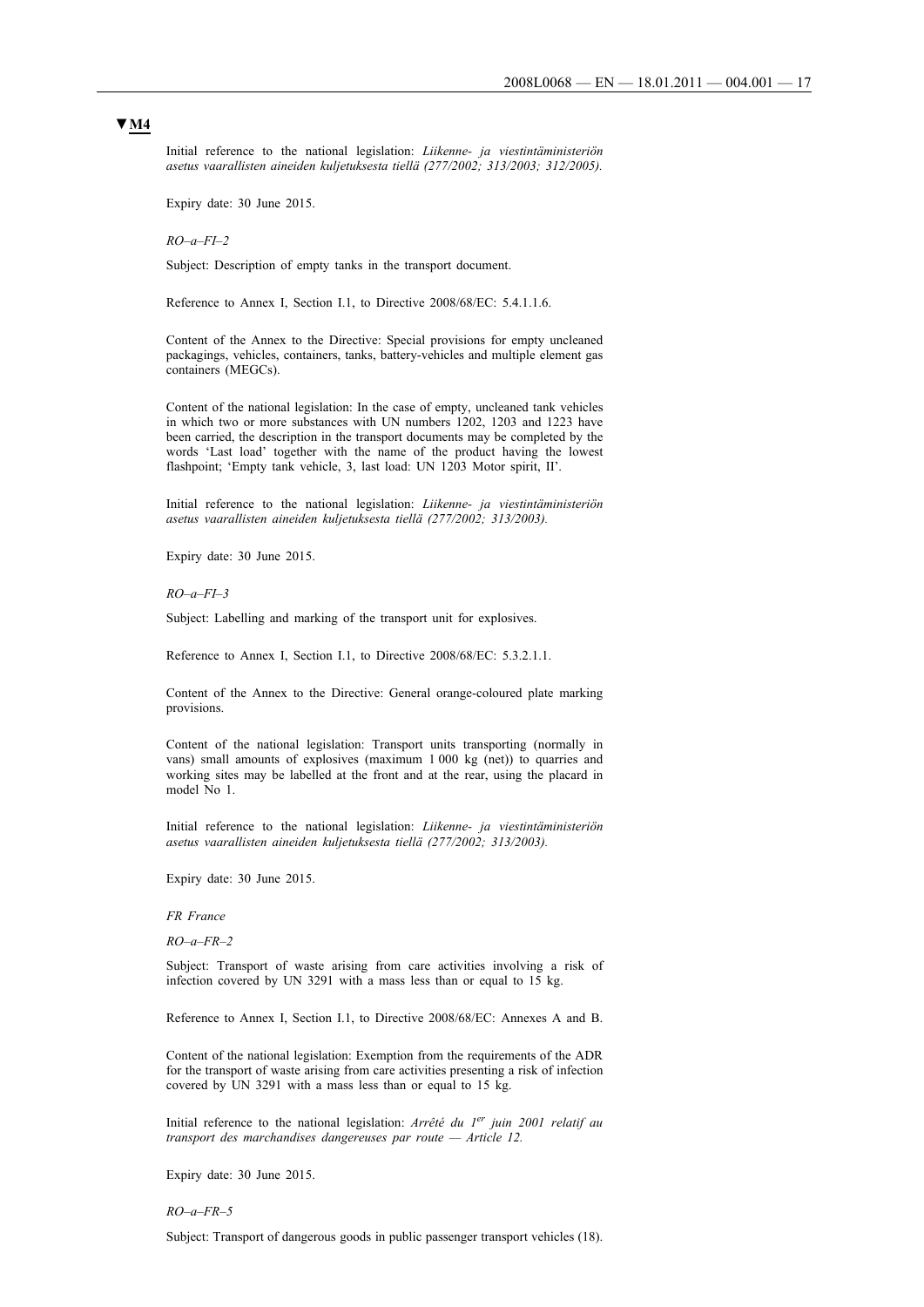▼M4

Initial reference to the national legislation: *Liikenne- ja viestintäministeriön asetus vaarallisten aineiden kuljetuksesta tiellä (277/2002; 313/2003; 312/2005).*

Expiry date: 30 June 2015.

*RO–a–FI–2*

Subject: Description of empty tanks in the transport document.

Reference to Annex I, Section I.1, to Directive 2008/68/EC: 5.4.1.1.6.

Content of the Annex to the Directive: Special provisions for empty uncleaned packagings, vehicles, containers, tanks, battery-vehicles and multiple element gas containers (MEGCs).

Content of the national legislation: In the case of empty, uncleaned tank vehicles in which two or more substances with UN numbers 1202, 1203 and 1223 have been carried, the description in the transport documents may be completed by the words 'Last load' together with the name of the product having the lowest flashpoint; 'Empty tank vehicle, 3, last load: UN 1203 Motor spirit, II'.

Initial reference to the national legislation: *Liikenne- ja viestintäministeriön asetus vaarallisten aineiden kuljetuksesta tiellä (277/2002; 313/2003).*

Expiry date: 30 June 2015.

*RO–a–FI–3*

Subject: Labelling and marking of the transport unit for explosives.

Reference to Annex I, Section I.1, to Directive 2008/68/EC: 5.3.2.1.1.

Content of the Annex to the Directive: General orange-coloured plate marking provisions.

Content of the national legislation: Transport units transporting (normally in vans) small amounts of explosives (maximum 1 000 kg (net)) to quarries and working sites may be labelled at the front and at the rear, using the placard in model No 1.

Initial reference to the national legislation: *Liikenne- ja viestintäministeriön asetus vaarallisten aineiden kuljetuksesta tiellä (277/2002; 313/2003).*

Expiry date: 30 June 2015.

*FR France*

*RO–a–FR–2*

Subject: Transport of waste arising from care activities involving a risk of infection covered by UN 3291 with a mass less than or equal to 15 kg.

Reference to Annex I, Section I.1, to Directive 2008/68/EC: Annexes A and B.

Content of the national legislation: Exemption from the requirements of the ADR for the transport of waste arising from care activities presenting a risk of infection covered by UN 3291 with a mass less than or equal to 15 kg.

Initial reference to the national legislation: *Arrêté du 1er juin 2001 relatif au transport des marchandises dangereuses par route — Article 12.*

Expiry date: 30 June 2015.

*RO–a–FR–5*

Subject: Transport of dangerous goods in public passenger transport vehicles (18).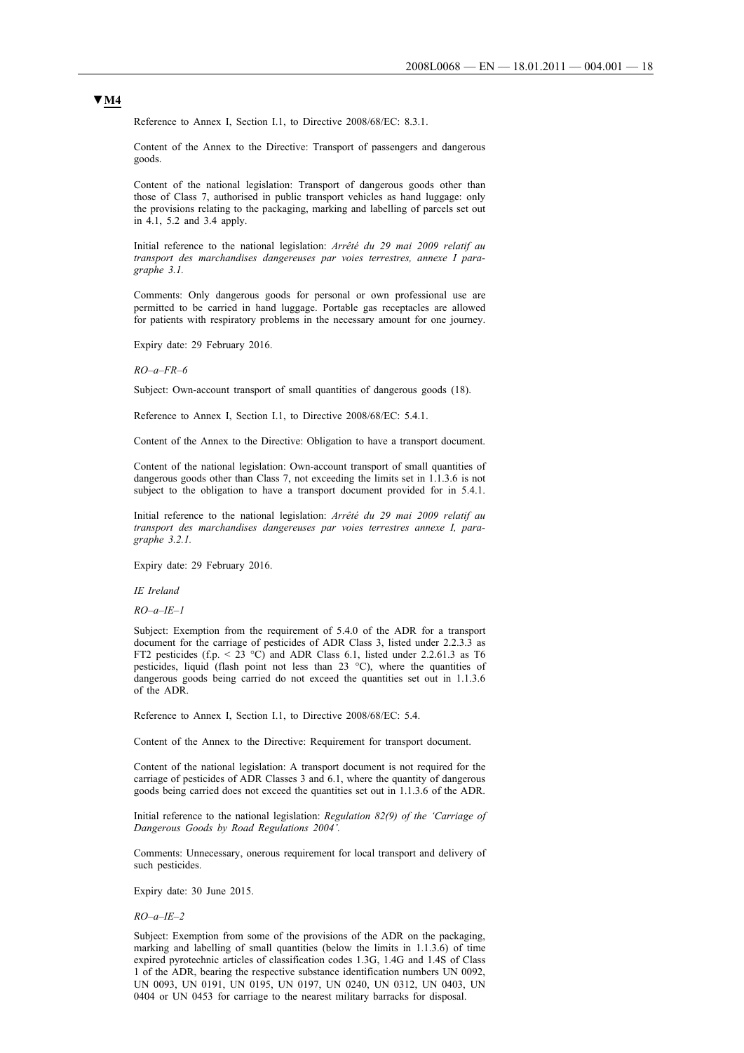**▼M4**

Reference to Annex I, Section I.1, to Directive 2008/68/EC: 8.3.1.

Content of the Annex to the Directive: Transport of passengers and dangerous goods.

Content of the national legislation: Transport of dangerous goods other than those of Class 7, authorised in public transport vehicles as hand luggage: only the provisions relating to the packaging, marking and labelling of parcels set out in 4.1, 5.2 and 3.4 apply.

Initial reference to the national legislation: *Arrêté du 29 mai 2009 relatif au transport des marchandises dangereuses par voies terrestres, annexe I paragraphe 3.1.*

Comments: Only dangerous goods for personal or own professional use are permitted to be carried in hand luggage. Portable gas receptacles are allowed for patients with respiratory problems in the necessary amount for one journey.

Expiry date: 29 February 2016.

*RO–a–FR–6*

Subject: Own-account transport of small quantities of dangerous goods (18).

Reference to Annex I, Section I.1, to Directive 2008/68/EC: 5.4.1.

Content of the Annex to the Directive: Obligation to have a transport document.

Content of the national legislation: Own-account transport of small quantities of dangerous goods other than Class 7, not exceeding the limits set in 1.1.3.6 is not subject to the obligation to have a transport document provided for in 5.4.1.

Initial reference to the national legislation: *Arrêté du 29 mai 2009 relatif au transport des marchandises dangereuses par voies terrestres annexe I, paragraphe 3.2.1.*

Expiry date: 29 February 2016.

*IE Ireland*

*RO–a–IE–1*

Subject: Exemption from the requirement of 5.4.0 of the ADR for a transport document for the carriage of pesticides of ADR Class 3, listed under 2.2.3.3 as FT2 pesticides (f.p. < 23 °C) and ADR Class 6.1, listed under 2.2.61.3 as T6 pesticides, liquid (flash point not less than 23 °C), where the quantities of dangerous goods being carried do not exceed the quantities set out in 1.1.3.6 of the ADR.

Reference to Annex I, Section I.1, to Directive 2008/68/EC: 5.4.

Content of the Annex to the Directive: Requirement for transport document.

Content of the national legislation: A transport document is not required for the carriage of pesticides of ADR Classes 3 and 6.1, where the quantity of dangerous goods being carried does not exceed the quantities set out in 1.1.3.6 of the ADR.

Initial reference to the national legislation: *Regulation 82(9) of the 'Carriage of Dangerous Goods by Road Regulations 2004'.*

Comments: Unnecessary, onerous requirement for local transport and delivery of such pesticides.

Expiry date: 30 June 2015.

*RO–a–IE–2*

Subject: Exemption from some of the provisions of the ADR on the packaging, marking and labelling of small quantities (below the limits in 1.1.3.6) of time expired pyrotechnic articles of classification codes 1.3G, 1.4G and 1.4S of Class 1 of the ADR, bearing the respective substance identification numbers UN 0092, UN 0093, UN 0191, UN 0195, UN 0197, UN 0240, UN 0312, UN 0403, UN 0404 or UN 0453 for carriage to the nearest military barracks for disposal.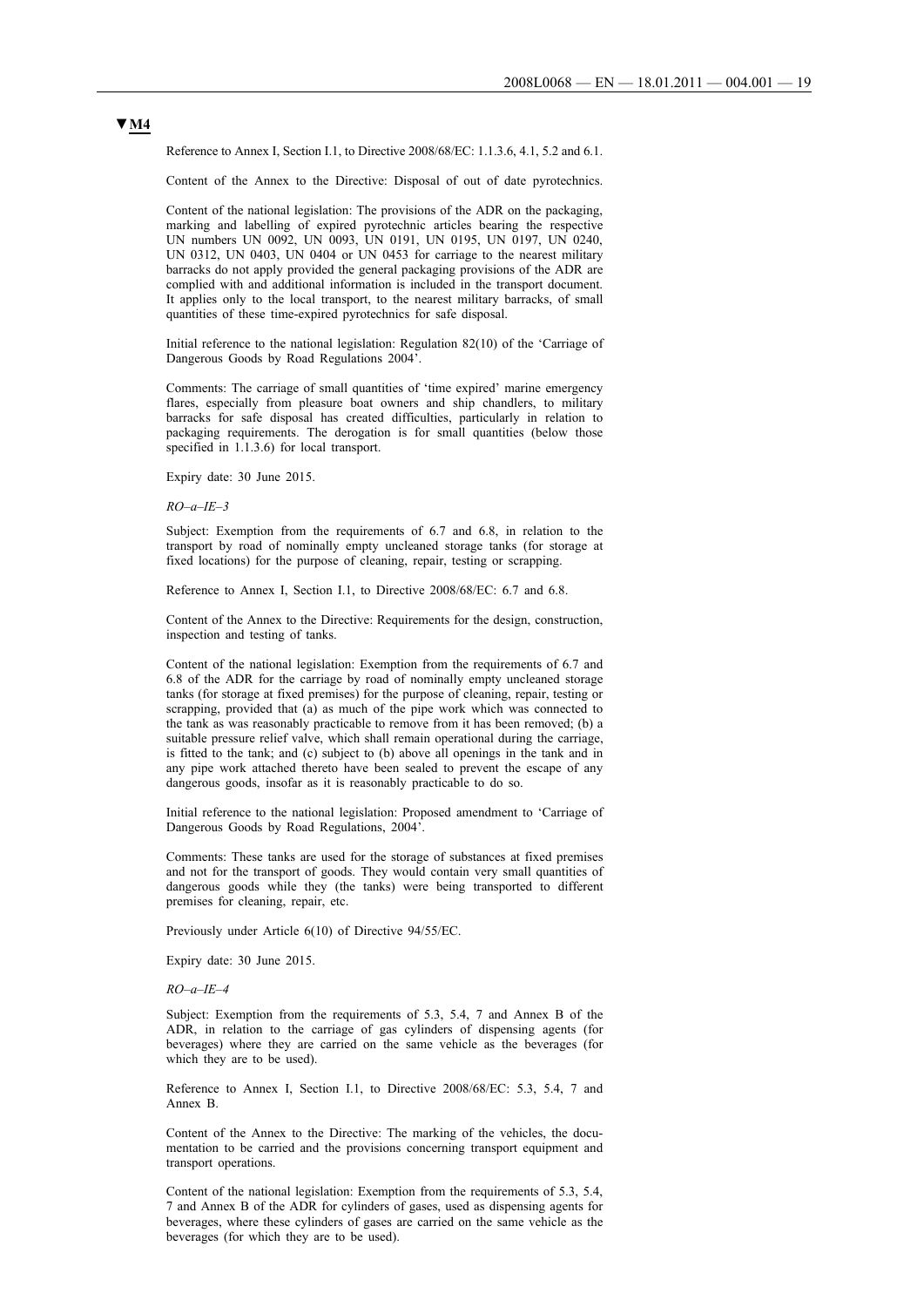**▼M4**

Reference to Annex I, Section I.1, to Directive 2008/68/EC: 1.1.3.6, 4.1, 5.2 and 6.1.

Content of the Annex to the Directive: Disposal of out of date pyrotechnics.

Content of the national legislation: The provisions of the ADR on the packaging, marking and labelling of expired pyrotechnic articles bearing the respective UN numbers UN 0092, UN 0093, UN 0191, UN 0195, UN 0197, UN 0240, UN 0312, UN 0403, UN 0404 or UN 0453 for carriage to the nearest military barracks do not apply provided the general packaging provisions of the ADR are complied with and additional information is included in the transport document. It applies only to the local transport, to the nearest military barracks, of small quantities of these time-expired pyrotechnics for safe disposal.

Initial reference to the national legislation: Regulation 82(10) of the 'Carriage of Dangerous Goods by Road Regulations 2004'.

Comments: The carriage of small quantities of 'time expired' marine emergency flares, especially from pleasure boat owners and ship chandlers, to military barracks for safe disposal has created difficulties, particularly in relation to packaging requirements. The derogation is for small quantities (below those specified in 1.1.3.6) for local transport.

Expiry date: 30 June 2015.

*RO–a–IE–3*

Subject: Exemption from the requirements of 6.7 and 6.8, in relation to the transport by road of nominally empty uncleaned storage tanks (for storage at fixed locations) for the purpose of cleaning, repair, testing or scrapping.

Reference to Annex I, Section I.1, to Directive 2008/68/EC: 6.7 and 6.8.

Content of the Annex to the Directive: Requirements for the design, construction, inspection and testing of tanks.

Content of the national legislation: Exemption from the requirements of 6.7 and 6.8 of the ADR for the carriage by road of nominally empty uncleaned storage tanks (for storage at fixed premises) for the purpose of cleaning, repair, testing or scrapping, provided that (a) as much of the pipe work which was connected to the tank as was reasonably practicable to remove from it has been removed; (b) a suitable pressure relief valve, which shall remain operational during the carriage, is fitted to the tank; and (c) subject to (b) above all openings in the tank and in any pipe work attached thereto have been sealed to prevent the escape of any dangerous goods, insofar as it is reasonably practicable to do so.

Initial reference to the national legislation: Proposed amendment to 'Carriage of Dangerous Goods by Road Regulations, 2004'.

Comments: These tanks are used for the storage of substances at fixed premises and not for the transport of goods. They would contain very small quantities of dangerous goods while they (the tanks) were being transported to different premises for cleaning, repair, etc.

Previously under Article 6(10) of Directive 94/55/EC.

Expiry date: 30 June 2015.

*RO–a–IE–4*

Subject: Exemption from the requirements of 5.3, 5.4, 7 and Annex B of the ADR, in relation to the carriage of gas cylinders of dispensing agents (for beverages) where they are carried on the same vehicle as the beverages (for which they are to be used).

Reference to Annex I, Section I.1, to Directive 2008/68/EC: 5.3, 5.4, 7 and Annex B.

Content of the Annex to the Directive: The marking of the vehicles, the documentation to be carried and the provisions concerning transport equipment and transport operations.

Content of the national legislation: Exemption from the requirements of 5.3, 5.4, 7 and Annex B of the ADR for cylinders of gases, used as dispensing agents for beverages, where these cylinders of gases are carried on the same vehicle as the beverages (for which they are to be used).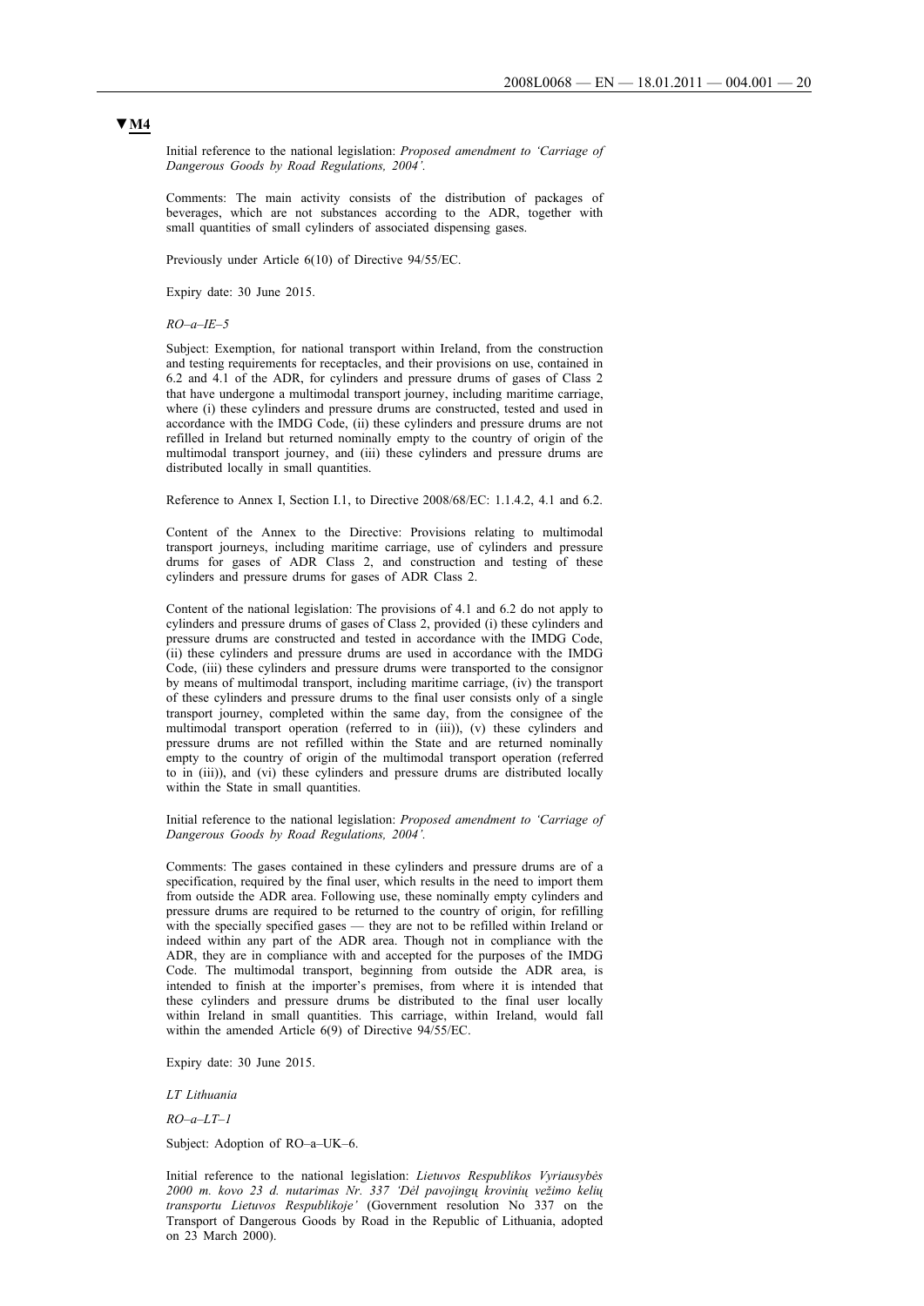▼M4

Initial reference to the national legislation: *Proposed amendment to 'Carriage of Dangerous Goods by Road Regulations, 2004'.*

Comments: The main activity consists of the distribution of packages of beverages, which are not substances according to the ADR, together with small quantities of small cylinders of associated dispensing gases.

Previously under Article 6(10) of Directive 94/55/EC.

Expiry date: 30 June 2015.

*RO–a–IE–5*

Subject: Exemption, for national transport within Ireland, from the construction and testing requirements for receptacles, and their provisions on use, contained in 6.2 and 4.1 of the ADR, for cylinders and pressure drums of gases of Class 2 that have undergone a multimodal transport journey, including maritime carriage, where (i) these cylinders and pressure drums are constructed, tested and used in accordance with the IMDG Code, (ii) these cylinders and pressure drums are not refilled in Ireland but returned nominally empty to the country of origin of the multimodal transport journey, and (iii) these cylinders and pressure drums are distributed locally in small quantities.

Reference to Annex I, Section I.1, to Directive 2008/68/EC: 1.1.4.2, 4.1 and 6.2.

Content of the Annex to the Directive: Provisions relating to multimodal transport journeys, including maritime carriage, use of cylinders and pressure drums for gases of ADR Class 2, and construction and testing of these cylinders and pressure drums for gases of ADR Class 2.

Content of the national legislation: The provisions of 4.1 and 6.2 do not apply to cylinders and pressure drums of gases of Class 2, provided (i) these cylinders and pressure drums are constructed and tested in accordance with the IMDG Code, (ii) these cylinders and pressure drums are used in accordance with the IMDG Code, (iii) these cylinders and pressure drums were transported to the consignor by means of multimodal transport, including maritime carriage, (iv) the transport of these cylinders and pressure drums to the final user consists only of a single transport journey, completed within the same day, from the consignee of the multimodal transport operation (referred to in (iii)), (v) these cylinders and pressure drums are not refilled within the State and are returned nominally empty to the country of origin of the multimodal transport operation (referred to in (iii)), and (vi) these cylinders and pressure drums are distributed locally within the State in small quantities.

Initial reference to the national legislation: *Proposed amendment to 'Carriage of Dangerous Goods by Road Regulations, 2004'.*

Comments: The gases contained in these cylinders and pressure drums are of a specification, required by the final user, which results in the need to import them from outside the ADR area. Following use, these nominally empty cylinders and pressure drums are required to be returned to the country of origin, for refilling with the specially specified gases — they are not to be refilled within Ireland or indeed within any part of the ADR area. Though not in compliance with the ADR, they are in compliance with and accepted for the purposes of the IMDG Code. The multimodal transport, beginning from outside the ADR area, is intended to finish at the importer's premises, from where it is intended that these cylinders and pressure drums be distributed to the final user locally within Ireland in small quantities. This carriage, within Ireland, would fall within the amended Article 6(9) of Directive 94/55/EC.

Expiry date: 30 June 2015.

*LT Lithuania*

*RO–a–LT–1*

Subject: Adoption of RO–a–UK–6.

Initial reference to the national legislation: *Lietuvos Respublikos Vyriausybės 2000 m. kovo 23 d. nutarimas Nr. 337 'Dėl pavojingų krovinių vežimo kelių transportu Lietuvos Respublikoje'* (Government resolution No 337 on the Transport of Dangerous Goods by Road in the Republic of Lithuania, adopted on 23 March 2000).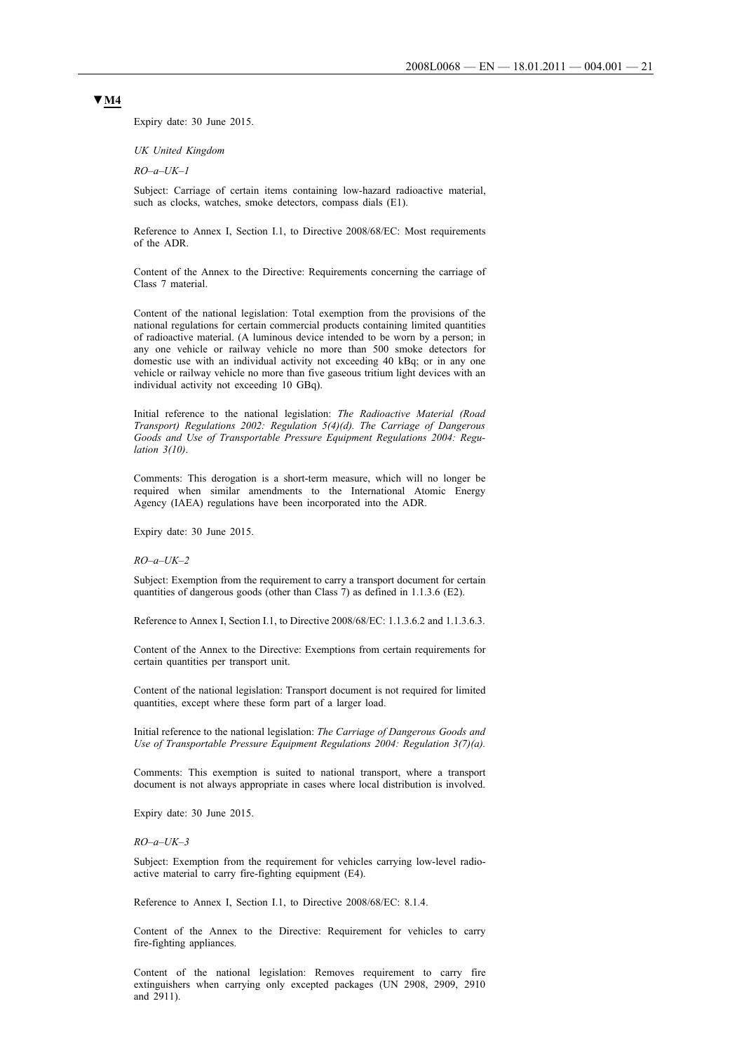**▼M4**

Expiry date: 30 June 2015.

*UK United Kingdom*

*RO–a–UK–1*

Subject: Carriage of certain items containing low-hazard radioactive material, such as clocks, watches, smoke detectors, compass dials (E1).

Reference to Annex I, Section I.1, to Directive 2008/68/EC: Most requirements of the ADR.

Content of the Annex to the Directive: Requirements concerning the carriage of Class 7 material.

Content of the national legislation: Total exemption from the provisions of the national regulations for certain commercial products containing limited quantities of radioactive material. (A luminous device intended to be worn by a person; in any one vehicle or railway vehicle no more than 500 smoke detectors for domestic use with an individual activity not exceeding 40 kBq; or in any one vehicle or railway vehicle no more than five gaseous tritium light devices with an individual activity not exceeding 10 GBq).

Initial reference to the national legislation: *The Radioactive Material (Road Transport) Regulations 2002: Regulation 5(4)(d). The Carriage of Dangerous Goods and Use of Transportable Pressure Equipment Regulations 2004: Regulation 3(10).*

Comments: This derogation is a short-term measure, which will no longer be required when similar amendments to the International Atomic Energy Agency (IAEA) regulations have been incorporated into the ADR.

Expiry date: 30 June 2015.

*RO–a–UK–2*

Subject: Exemption from the requirement to carry a transport document for certain quantities of dangerous goods (other than Class 7) as defined in 1.1.3.6 (E2).

Reference to Annex I, Section I.1, to Directive 2008/68/EC: 1.1.3.6.2 and 1.1.3.6.3.

Content of the Annex to the Directive: Exemptions from certain requirements for certain quantities per transport unit.

Content of the national legislation: Transport document is not required for limited quantities, except where these form part of a larger load.

Initial reference to the national legislation: *The Carriage of Dangerous Goods and Use of Transportable Pressure Equipment Regulations 2004: Regulation 3(7)(a).*

Comments: This exemption is suited to national transport, where a transport document is not always appropriate in cases where local distribution is involved.

Expiry date: 30 June 2015.

*RO–a–UK–3*

Subject: Exemption from the requirement for vehicles carrying low-level radioactive material to carry fire-fighting equipment (E4).

Reference to Annex I, Section I.1, to Directive 2008/68/EC: 8.1.4.

Content of the Annex to the Directive: Requirement for vehicles to carry fire-fighting appliances.

Content of the national legislation: Removes requirement to carry fire extinguishers when carrying only excepted packages (UN 2908, 2909, 2910 and 2911).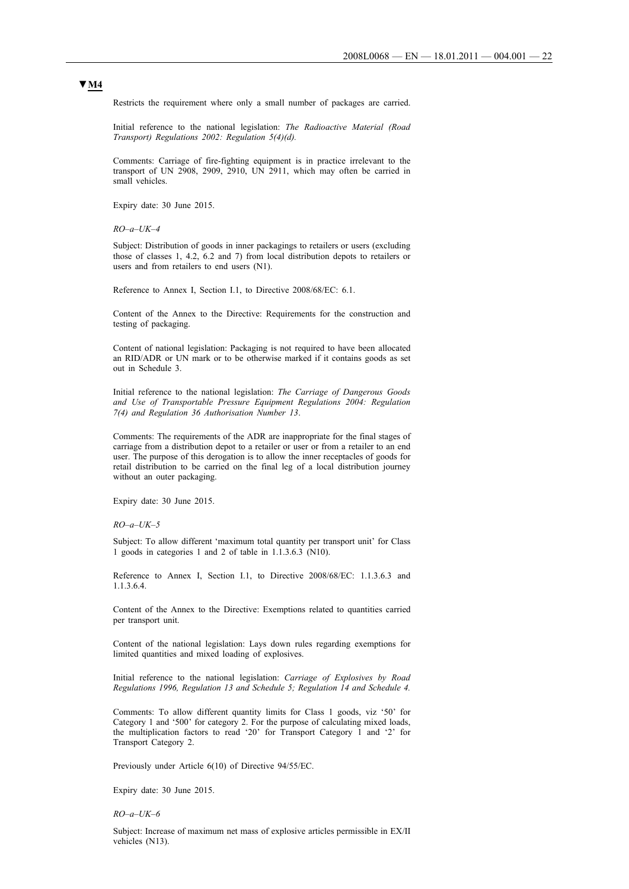▼M4

Restricts the requirement where only a small number of packages are carried.

Initial reference to the national legislation: *The Radioactive Material (Road Transport) Regulations 2002: Regulation 5(4)(d).*

Comments: Carriage of fire-fighting equipment is in practice irrelevant to the transport of UN 2908, 2909, 2910, UN 2911, which may often be carried in small vehicles.

Expiry date: 30 June 2015.

*RO–a–UK–4*

Subject: Distribution of goods in inner packagings to retailers or users (excluding those of classes 1, 4.2, 6.2 and 7) from local distribution depots to retailers or users and from retailers to end users (N1).

Reference to Annex I, Section I.1, to Directive 2008/68/EC: 6.1.

Content of the Annex to the Directive: Requirements for the construction and testing of packaging.

Content of national legislation: Packaging is not required to have been allocated an RID/ADR or UN mark or to be otherwise marked if it contains goods as set out in Schedule 3.

Initial reference to the national legislation: *The Carriage of Dangerous Goods and Use of Transportable Pressure Equipment Regulations 2004: Regulation 7(4) and Regulation 36 Authorisation Number 13*.

Comments: The requirements of the ADR are inappropriate for the final stages of carriage from a distribution depot to a retailer or user or from a retailer to an end user. The purpose of this derogation is to allow the inner receptacles of goods for retail distribution to be carried on the final leg of a local distribution journey without an outer packaging.

Expiry date: 30 June 2015.

*RO–a–UK–5*

Subject: To allow different 'maximum total quantity per transport unit' for Class 1 goods in categories 1 and 2 of table in 1.1.3.6.3 (N10).

Reference to Annex I, Section I.1, to Directive 2008/68/EC: 1.1.3.6.3 and 1.1.3.6.4.

Content of the Annex to the Directive: Exemptions related to quantities carried per transport unit.

Content of the national legislation: Lays down rules regarding exemptions for limited quantities and mixed loading of explosives.

Initial reference to the national legislation: *Carriage of Explosives by Road Regulations 1996, Regulation 13 and Schedule 5; Regulation 14 and Schedule 4.*

Comments: To allow different quantity limits for Class 1 goods, viz '50' for Category 1 and '500' for category 2. For the purpose of calculating mixed loads, the multiplication factors to read '20' for Transport Category 1 and '2' for Transport Category 2.

Previously under Article 6(10) of Directive 94/55/EC.

Expiry date: 30 June 2015.

*RO–a–UK–6*

Subject: Increase of maximum net mass of explosive articles permissible in EX/II vehicles (N13).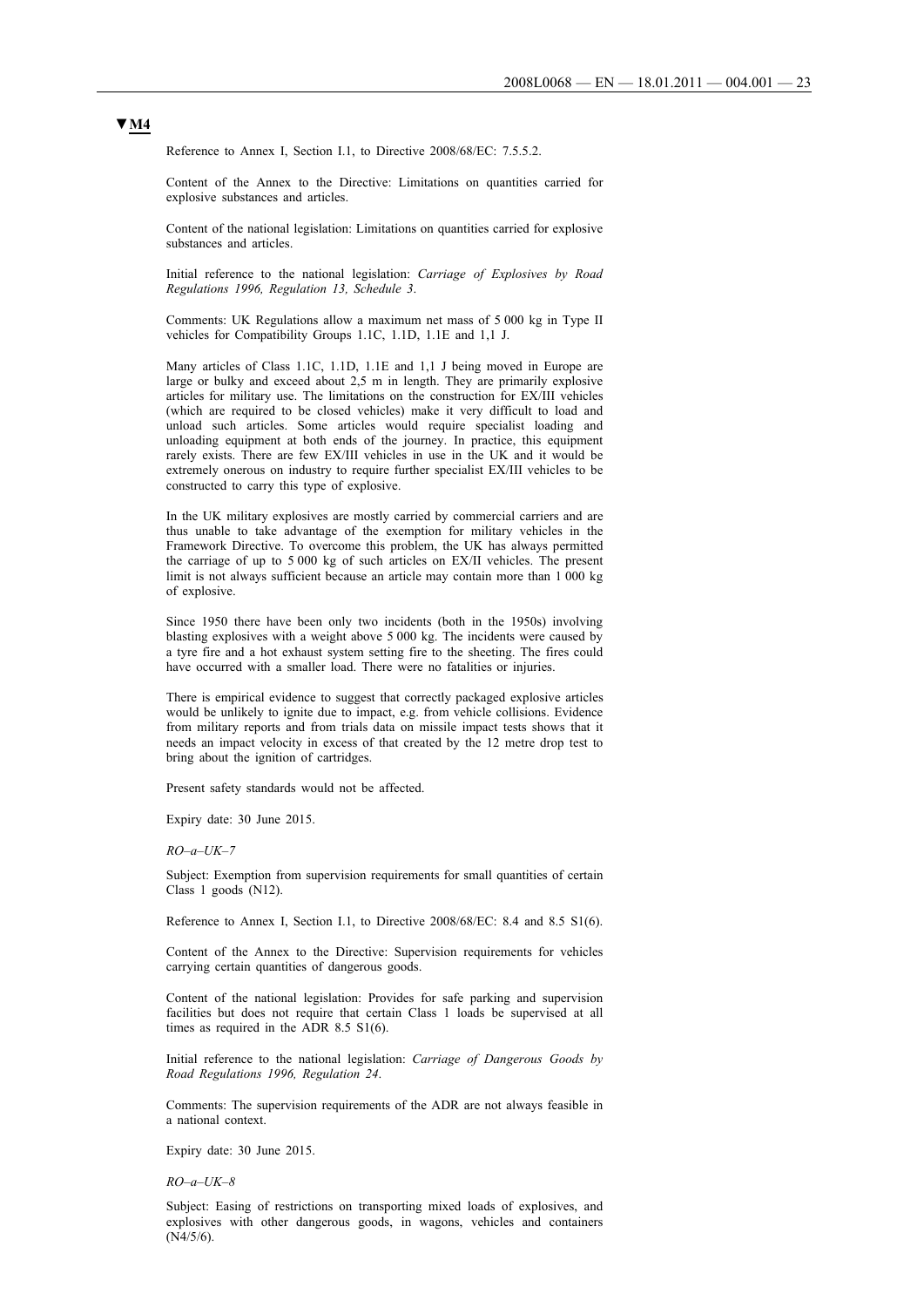**▼M4**

Reference to Annex I, Section I.1, to Directive 2008/68/EC: 7.5.5.2.

Content of the Annex to the Directive: Limitations on quantities carried for explosive substances and articles.

Content of the national legislation: Limitations on quantities carried for explosive substances and articles.

Initial reference to the national legislation: *Carriage of Explosives by Road Regulations 1996, Regulation 13, Schedule 3*.

Comments: UK Regulations allow a maximum net mass of 5 000 kg in Type II vehicles for Compatibility Groups 1.1C, 1.1D, 1.1E and 1,1 J.

Many articles of Class 1.1C, 1.1D, 1.1E and 1,1 J being moved in Europe are large or bulky and exceed about 2,5 m in length. They are primarily explosive articles for military use. The limitations on the construction for EX/III vehicles (which are required to be closed vehicles) make it very difficult to load and unload such articles. Some articles would require specialist loading and unloading equipment at both ends of the journey. In practice, this equipment rarely exists. There are few EX/III vehicles in use in the UK and it would be extremely onerous on industry to require further specialist EX/III vehicles to be constructed to carry this type of explosive.

In the UK military explosives are mostly carried by commercial carriers and are thus unable to take advantage of the exemption for military vehicles in the Framework Directive. To overcome this problem, the UK has always permitted the carriage of up to 5 000 kg of such articles on EX/II vehicles. The present limit is not always sufficient because an article may contain more than 1 000 kg of explosive.

Since 1950 there have been only two incidents (both in the 1950s) involving blasting explosives with a weight above 5 000 kg. The incidents were caused by a tyre fire and a hot exhaust system setting fire to the sheeting. The fires could have occurred with a smaller load. There were no fatalities or injuries.

There is empirical evidence to suggest that correctly packaged explosive articles would be unlikely to ignite due to impact, e.g. from vehicle collisions. Evidence from military reports and from trials data on missile impact tests shows that it needs an impact velocity in excess of that created by the 12 metre drop test to bring about the ignition of cartridges.

Present safety standards would not be affected.

Expiry date: 30 June 2015.

*RO–a–UK–7*

Subject: Exemption from supervision requirements for small quantities of certain Class 1 goods (N12).

Reference to Annex I, Section I.1, to Directive 2008/68/EC: 8.4 and 8.5 S1(6).

Content of the Annex to the Directive: Supervision requirements for vehicles carrying certain quantities of dangerous goods.

Content of the national legislation: Provides for safe parking and supervision facilities but does not require that certain Class 1 loads be supervised at all times as required in the ADR 8.5 S1(6).

Initial reference to the national legislation: *Carriage of Dangerous Goods by Road Regulations 1996, Regulation 24*.

Comments: The supervision requirements of the ADR are not always feasible in a national context.

Expiry date: 30 June 2015.

*RO–a–UK–8*

Subject: Easing of restrictions on transporting mixed loads of explosives, and explosives with other dangerous goods, in wagons, vehicles and containers (N4/5/6).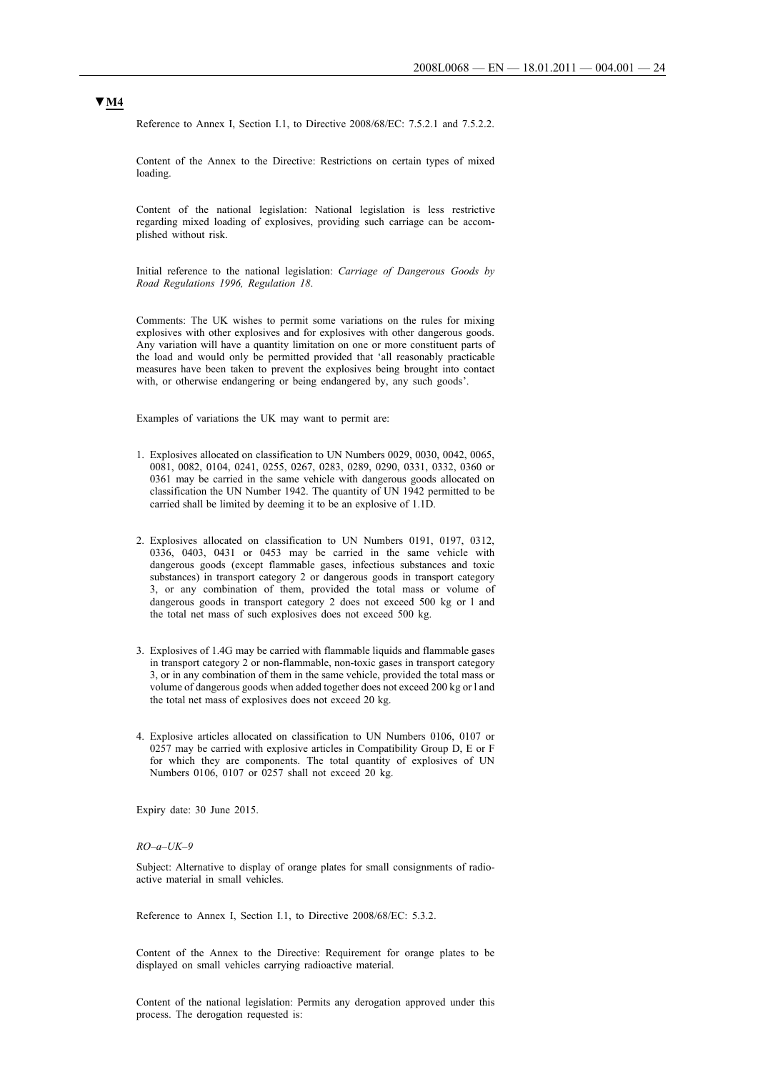**▼M4**

Reference to Annex I, Section I.1, to Directive 2008/68/EC: 7.5.2.1 and 7.5.2.2.

Content of the Annex to the Directive: Restrictions on certain types of mixed loading.

Content of the national legislation: National legislation is less restrictive regarding mixed loading of explosives, providing such carriage can be accomplished without risk.

Initial reference to the national legislation: *Carriage of Dangerous Goods by Road Regulations 1996, Regulation 18*.

Comments: The UK wishes to permit some variations on the rules for mixing explosives with other explosives and for explosives with other dangerous goods. Any variation will have a quantity limitation on one or more constituent parts of the load and would only be permitted provided that 'all reasonably practicable measures have been taken to prevent the explosives being brought into contact with, or otherwise endangering or being endangered by, any such goods'.

Examples of variations the UK may want to permit are:

1. Explosives allocated on classification to UN Numbers 0029, 0030, 0042, 0065, 0081, 0082, 0104, 0241, 0255, 0267, 0283, 0289, 0290, 0331, 0332, 0360 or 0361 may be carried in the same vehicle with dangerous goods allocated on classification the UN Number 1942. The quantity of UN 1942 permitted to be carried shall be limited by deeming it to be an explosive of 1.1D.

2. Explosives allocated on classification to UN Numbers 0191, 0197, 0312, 0336, 0403, 0431 or 0453 may be carried in the same vehicle with dangerous goods (except flammable gases, infectious substances and toxic substances) in transport category 2 or dangerous goods in transport category 3, or any combination of them, provided the total mass or volume of dangerous goods in transport category 2 does not exceed 500 kg or l and the total net mass of such explosives does not exceed 500 kg.

3. Explosives of 1.4G may be carried with flammable liquids and flammable gases in transport category 2 or non-flammable, non-toxic gases in transport category 3, or in any combination of them in the same vehicle, provided the total mass or volume of dangerous goods when added together does not exceed 200 kg or l and the total net mass of explosives does not exceed 20 kg.

4. Explosive articles allocated on classification to UN Numbers 0106, 0107 or 0257 may be carried with explosive articles in Compatibility Group D, E or F for which they are components. The total quantity of explosives of UN Numbers 0106, 0107 or 0257 shall not exceed 20 kg.

Expiry date: 30 June 2015.

*RO–a–UK–9*

Subject: Alternative to display of orange plates for small consignments of radioactive material in small vehicles.

Reference to Annex I, Section I.1, to Directive 2008/68/EC: 5.3.2.

Content of the Annex to the Directive: Requirement for orange plates to be displayed on small vehicles carrying radioactive material.

Content of the national legislation: Permits any derogation approved under this process. The derogation requested is: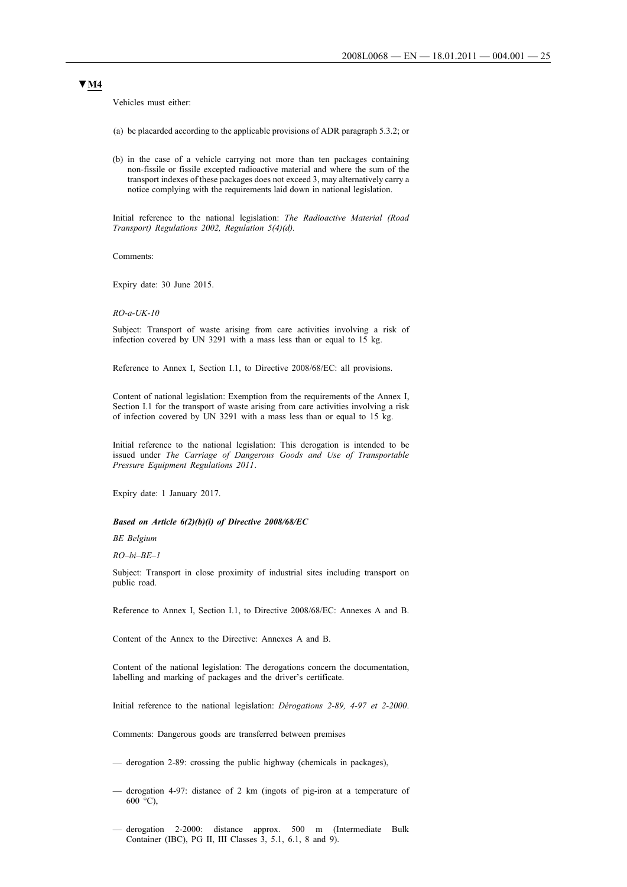**▼M4**

Vehicles must either:

(a) be placarded according to the applicable provisions of ADR paragraph 5.3.2; or

(b) in the case of a vehicle carrying not more than ten packages containing non-fissile or fissile excepted radioactive material and where the sum of the transport indexes of these packages does not exceed 3, may alternatively carry a notice complying with the requirements laid down in national legislation.

Initial reference to the national legislation: *The Radioactive Material (Road Transport) Regulations 2002, Regulation 5(4)(d).*

Comments:

Expiry date: 30 June 2015.

*RO-a-UK-10*

Subject: Transport of waste arising from care activities involving a risk of infection covered by UN 3291 with a mass less than or equal to 15 kg.

Reference to Annex I, Section I.1, to Directive 2008/68/EC: all provisions.

Content of national legislation: Exemption from the requirements of the Annex I, Section I.1 for the transport of waste arising from care activities involving a risk of infection covered by UN 3291 with a mass less than or equal to 15 kg.

Initial reference to the national legislation: This derogation is intended to be issued under *The Carriage of Dangerous Goods and Use of Transportable Pressure Equipment Regulations 2011*.

Expiry date: 1 January 2017.

***Based on Article 6(2)(b)(i) of Directive 2008/68/EC***

*BE Belgium*

*RO–bi–BE–1*

Subject: Transport in close proximity of industrial sites including transport on public road.

Reference to Annex I, Section I.1, to Directive 2008/68/EC: Annexes A and B.

Content of the Annex to the Directive: Annexes A and B.

Content of the national legislation: The derogations concern the documentation, labelling and marking of packages and the driver's certificate.

Initial reference to the national legislation: *Dérogations 2-89, 4-97 et 2-2000*.

Comments: Dangerous goods are transferred between premises

— derogation 2-89: crossing the public highway (chemicals in packages),

— derogation 4-97: distance of 2 km (ingots of pig-iron at a temperature of 600 °C),

— derogation 2-2000: distance approx. 500 m (Intermediate Bulk Container (IBC), PG II, III Classes 3, 5.1, 6.1, 8 and 9).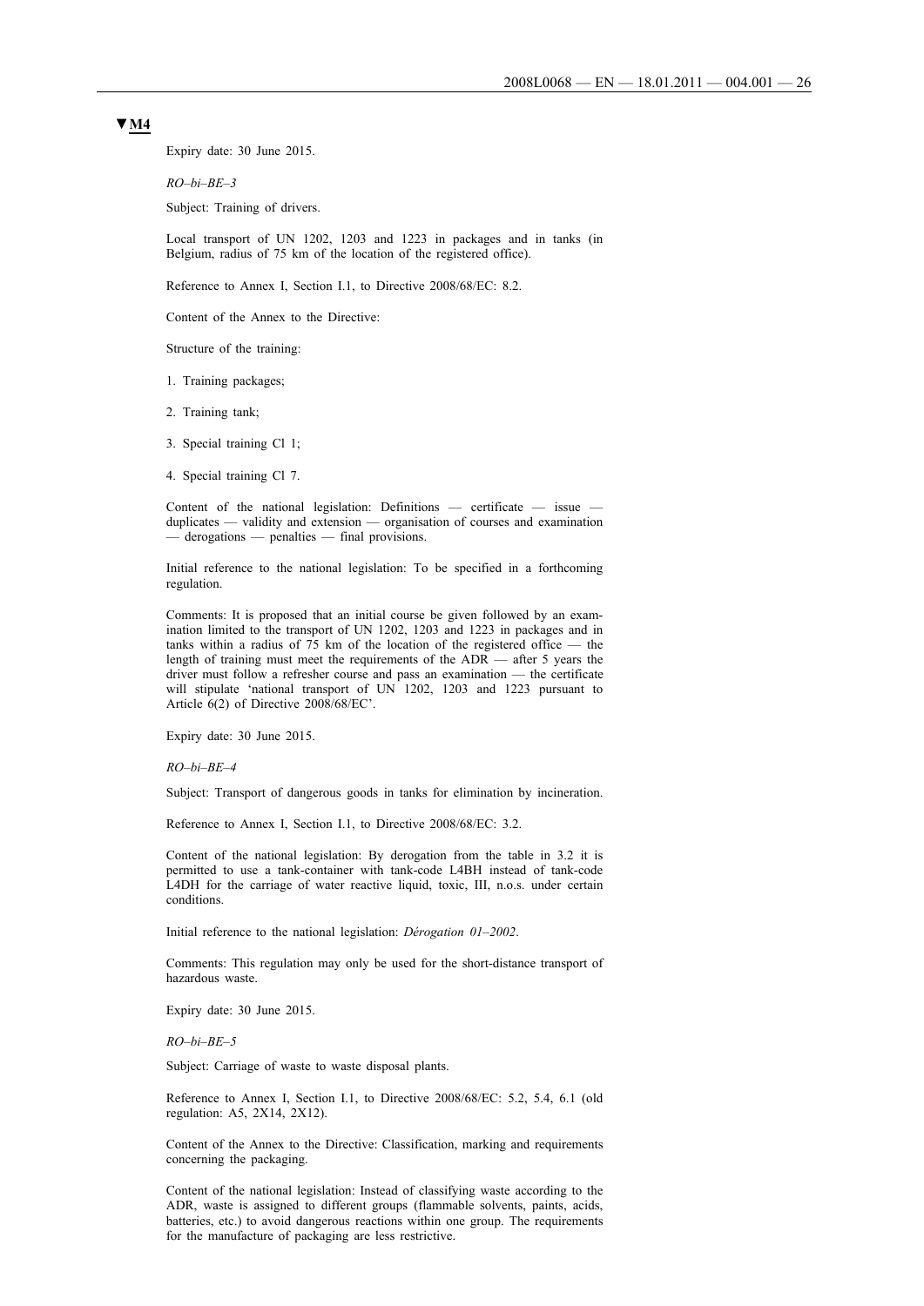**▼M4**

Expiry date: 30 June 2015.

*RO–bi–BE–3*

Subject: Training of drivers.

Local transport of UN 1202, 1203 and 1223 in packages and in tanks (in Belgium, radius of 75 km of the location of the registered office).

Reference to Annex I, Section I.1, to Directive 2008/68/EC: 8.2.

Content of the Annex to the Directive:

Structure of the training:

1. Training packages;

2. Training tank;

3. Special training Cl 1;

4. Special training Cl 7.

Content of the national legislation: Definitions — certificate — issue — duplicates — validity and extension — organisation of courses and examination — derogations — penalties — final provisions.

Initial reference to the national legislation: To be specified in a forthcoming regulation.

Comments: It is proposed that an initial course be given followed by an examination limited to the transport of UN 1202, 1203 and 1223 in packages and in tanks within a radius of 75 km of the location of the registered office — the length of training must meet the requirements of the ADR — after 5 years the driver must follow a refresher course and pass an examination — the certificate will stipulate 'national transport of UN 1202, 1203 and 1223 pursuant to Article 6(2) of Directive 2008/68/EC'.

Expiry date: 30 June 2015.

*RO–bi–BE–4*

Subject: Transport of dangerous goods in tanks for elimination by incineration.

Reference to Annex I, Section I.1, to Directive 2008/68/EC: 3.2.

Content of the national legislation: By derogation from the table in 3.2 it is permitted to use a tank-container with tank-code L4BH instead of tank-code L4DH for the carriage of water reactive liquid, toxic, III, n.o.s. under certain conditions.

Initial reference to the national legislation: *Dérogation 01–2002*.

Comments: This regulation may only be used for the short-distance transport of hazardous waste.

Expiry date: 30 June 2015.

*RO–bi–BE–5*

Subject: Carriage of waste to waste disposal plants.

Reference to Annex I, Section I.1, to Directive 2008/68/EC: 5.2, 5.4, 6.1 (old regulation: A5, 2X14, 2X12).

Content of the Annex to the Directive: Classification, marking and requirements concerning the packaging.

Content of the national legislation: Instead of classifying waste according to the ADR, waste is assigned to different groups (flammable solvents, paints, acids, batteries, etc.) to avoid dangerous reactions within one group. The requirements for the manufacture of packaging are less restrictive.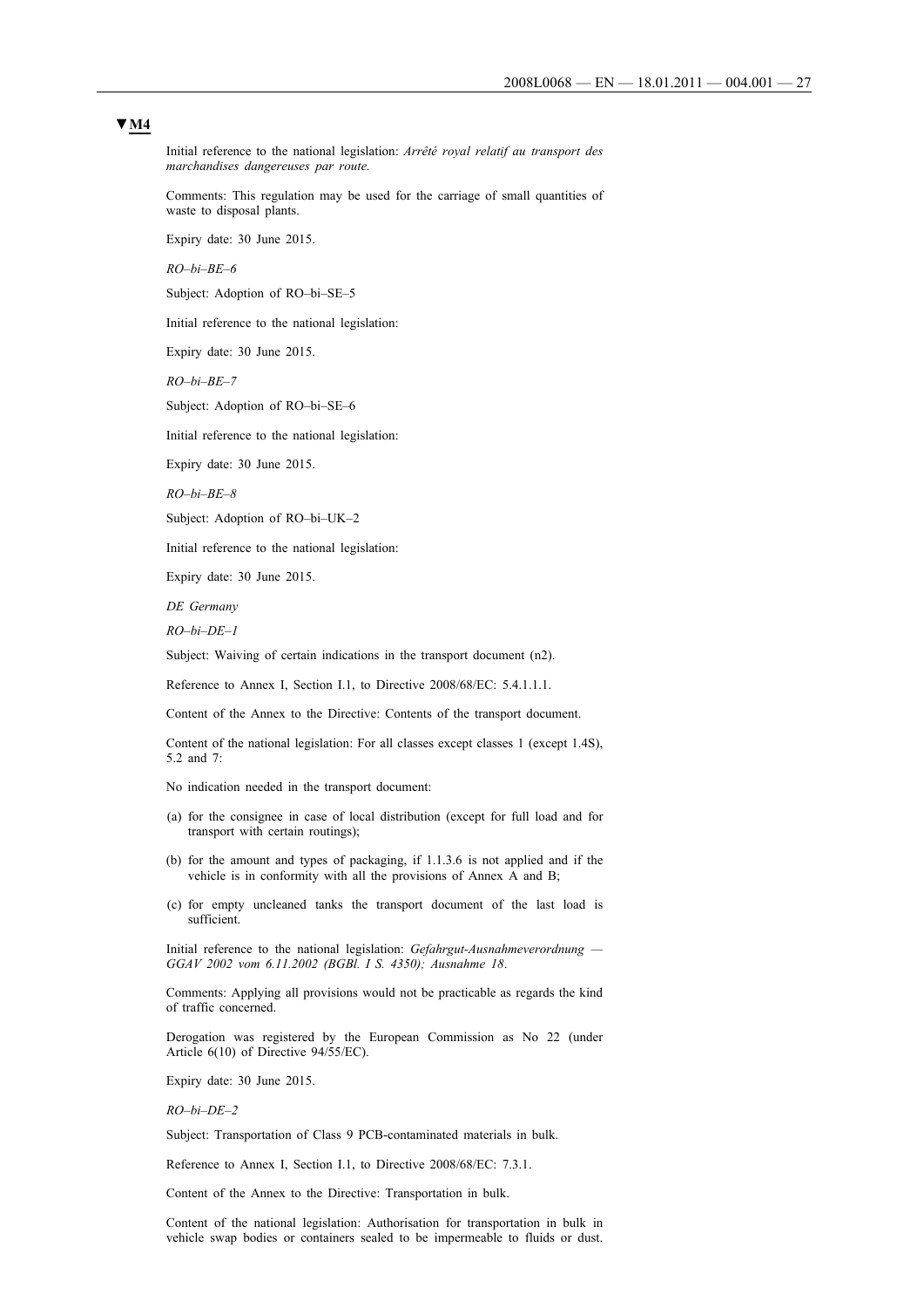**▼M4**

Initial reference to the national legislation: *Arrêté royal relatif au transport des marchandises dangereuses par route.*

Comments: This regulation may be used for the carriage of small quantities of waste to disposal plants.

Expiry date: 30 June 2015.

*RO–bi–BE–6*

Subject: Adoption of RO–bi–SE–5

Initial reference to the national legislation:

Expiry date: 30 June 2015.

*RO–bi–BE–7*

Subject: Adoption of RO–bi–SE–6

Initial reference to the national legislation:

Expiry date: 30 June 2015.

*RO–bi–BE–8*

Subject: Adoption of RO–bi–UK–2

Initial reference to the national legislation:

Expiry date: 30 June 2015.

*DE Germany*

*RO–bi–DE–1*

Subject: Waiving of certain indications in the transport document (n2).

Reference to Annex I, Section I.1, to Directive 2008/68/EC: 5.4.1.1.1.

Content of the Annex to the Directive: Contents of the transport document.

Content of the national legislation: For all classes except classes 1 (except 1.4S), 5.2 and 7:

No indication needed in the transport document:

(a) for the consignee in case of local distribution (except for full load and for transport with certain routings);

(b) for the amount and types of packaging, if 1.1.3.6 is not applied and if the vehicle is in conformity with all the provisions of Annex A and B;

(c) for empty uncleaned tanks the transport document of the last load is sufficient.

Initial reference to the national legislation: *Gefahrgut-Ausnahmeverordnung — GGAV 2002 vom 6.11.2002 (BGBl. I S. 4350); Ausnahme 18*.

Comments: Applying all provisions would not be practicable as regards the kind of traffic concerned.

Derogation was registered by the European Commission as No 22 (under Article 6(10) of Directive 94/55/EC).

Expiry date: 30 June 2015.

*RO–bi–DE–2*

Subject: Transportation of Class 9 PCB-contaminated materials in bulk.

Reference to Annex I, Section I.1, to Directive 2008/68/EC: 7.3.1.

Content of the Annex to the Directive: Transportation in bulk.

Content of the national legislation: Authorisation for transportation in bulk in vehicle swap bodies or containers sealed to be impermeable to fluids or dust.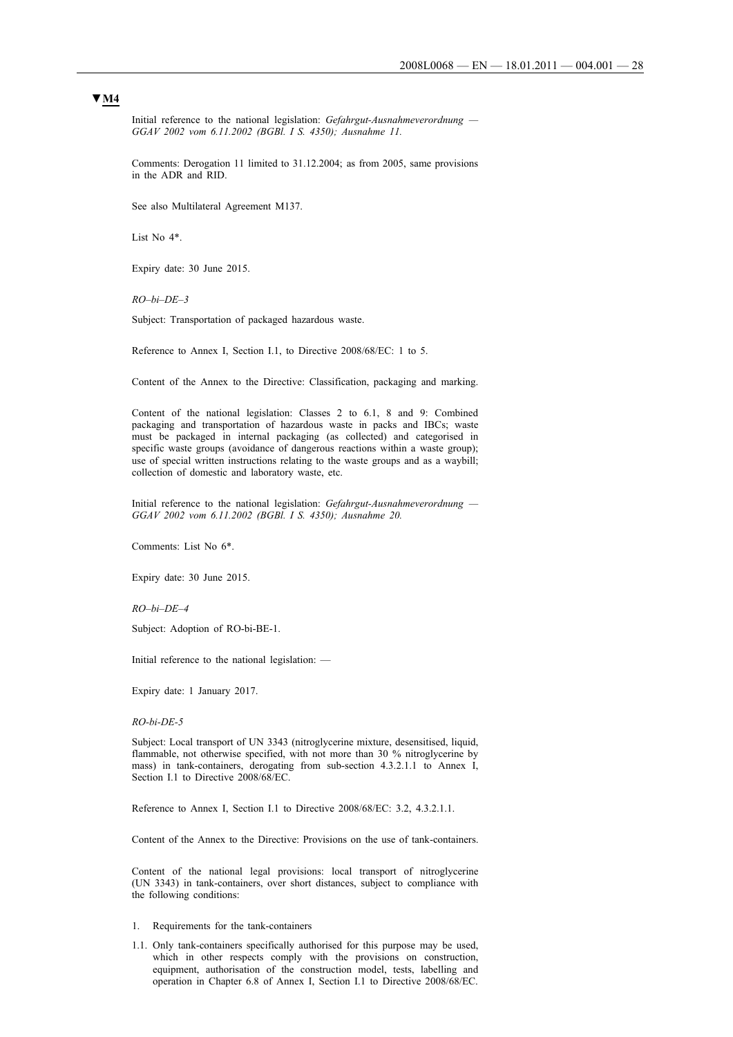**▼M4**

Initial reference to the national legislation: *Gefahrgut-Ausnahmeverordnung — GGAV 2002 vom 6.11.2002 (BGBl. I S. 4350); Ausnahme 11.*

Comments: Derogation 11 limited to 31.12.2004; as from 2005, same provisions in the ADR and RID.

See also Multilateral Agreement M137.

List No 4*.

Expiry date: 30 June 2015.

*RO–bi–DE–3*

Subject: Transportation of packaged hazardous waste.

Reference to Annex I, Section I.1, to Directive 2008/68/EC: 1 to 5.

Content of the Annex to the Directive: Classification, packaging and marking.

Content of the national legislation: Classes 2 to 6.1, 8 and 9: Combined packaging and transportation of hazardous waste in packs and IBCs; waste must be packaged in internal packaging (as collected) and categorised in specific waste groups (avoidance of dangerous reactions within a waste group); use of special written instructions relating to the waste groups and as a waybill; collection of domestic and laboratory waste, etc.

Initial reference to the national legislation: *Gefahrgut-Ausnahmeverordnung — GGAV 2002 vom 6.11.2002 (BGBl. I S. 4350); Ausnahme 20.*

Comments: List No 6*.

Expiry date: 30 June 2015.

*RO–bi–DE–4*

Subject: Adoption of RO-bi-BE-1.

Initial reference to the national legislation: —

Expiry date: 1 January 2017.

*RO-bi-DE-5*

Subject: Local transport of UN 3343 (nitroglycerine mixture, desensitised, liquid, flammable, not otherwise specified, with not more than 30 % nitroglycerine by mass) in tank-containers, derogating from sub-section 4.3.2.1.1 to Annex I, Section I.1 to Directive 2008/68/EC.

Reference to Annex I, Section I.1 to Directive 2008/68/EC: 3.2, 4.3.2.1.1.

Content of the Annex to the Directive: Provisions on the use of tank-containers.

Content of the national legal provisions: local transport of nitroglycerine (UN 3343) in tank-containers, over short distances, subject to compliance with the following conditions:

1. Requirements for the tank-containers

1.1. Only tank-containers specifically authorised for this purpose may be used, which in other respects comply with the provisions on construction, equipment, authorisation of the construction model, tests, labelling and operation in Chapter 6.8 of Annex I, Section I.1 to Directive 2008/68/EC.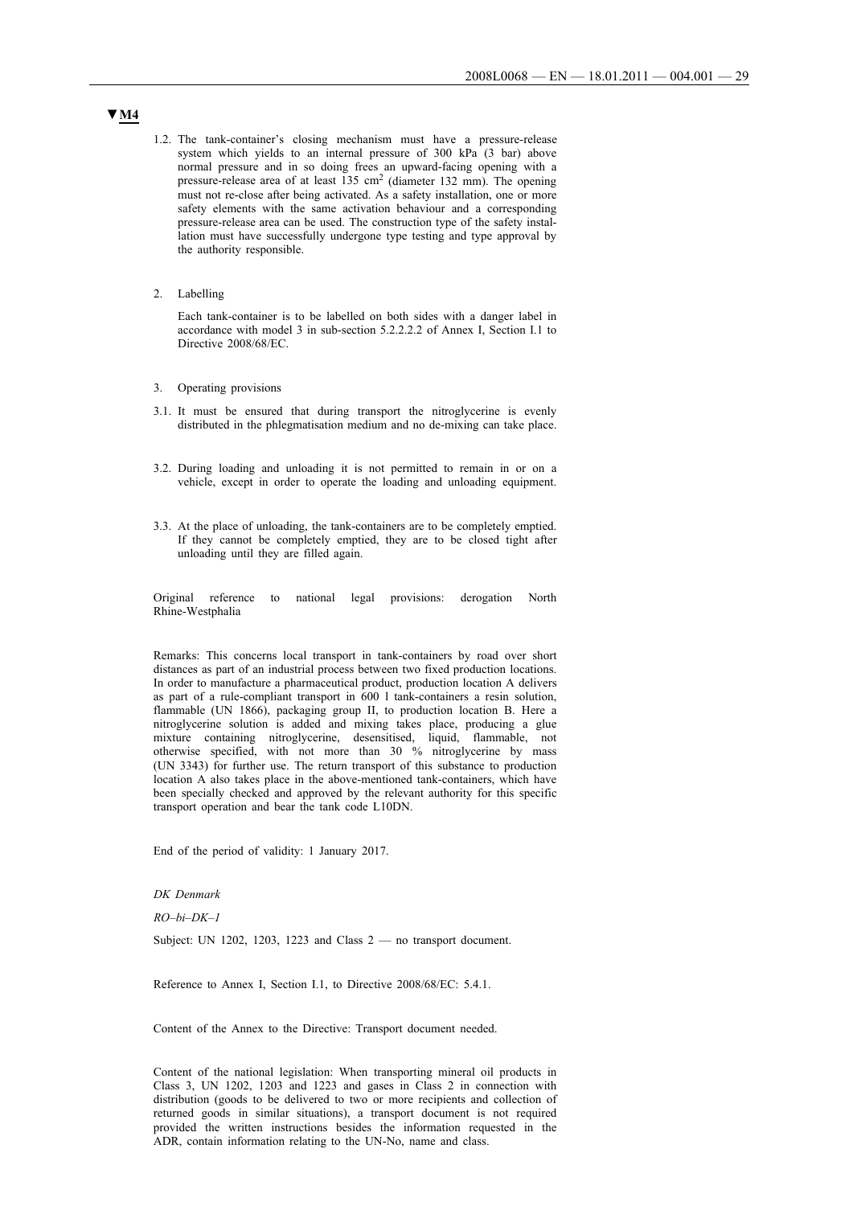▼M4

1.2. The tank-container's closing mechanism must have a pressure-release system which yields to an internal pressure of 300 kPa (3 bar) above normal pressure and in so doing frees an upward-facing opening with a pressure-release area of at least 135 cm$^2$ (diameter 132 mm). The opening must not re-close after being activated. As a safety installation, one or more safety elements with the same activation behaviour and a corresponding pressure-release area can be used. The construction type of the safety installation must have successfully undergone type testing and type approval by the authority responsible.

2. Labelling

Each tank-container is to be labelled on both sides with a danger label in accordance with model 3 in sub-section 5.2.2.2.2 of Annex I, Section I.1 to Directive 2008/68/EC.

3. Operating provisions

3.1. It must be ensured that during transport the nitroglycerine is evenly distributed in the phlegmatisation medium and no de-mixing can take place.

3.2. During loading and unloading it is not permitted to remain in or on a vehicle, except in order to operate the loading and unloading equipment.

3.3. At the place of unloading, the tank-containers are to be completely emptied. If they cannot be completely emptied, they are to be closed tight after unloading until they are filled again.

Original reference to national legal provisions: derogation North Rhine-Westphalia

Remarks: This concerns local transport in tank-containers by road over short distances as part of an industrial process between two fixed production locations. In order to manufacture a pharmaceutical product, production location A delivers as part of a rule-compliant transport in 600 l tank-containers a resin solution, flammable (UN 1866), packaging group II, to production location B. Here a nitroglycerine solution is added and mixing takes place, producing a glue mixture containing nitroglycerine, desensitised, liquid, flammable, not otherwise specified, with not more than 30 % nitroglycerine by mass (UN 3343) for further use. The return transport of this substance to production location A also takes place in the above-mentioned tank-containers, which have been specially checked and approved by the relevant authority for this specific transport operation and bear the tank code L10DN.

End of the period of validity: 1 January 2017.

*DK Denmark*

*RO–bi–DK–1*

Subject: UN 1202, 1203, 1223 and Class 2 — no transport document.

Reference to Annex I, Section I.1, to Directive 2008/68/EC: 5.4.1.

Content of the Annex to the Directive: Transport document needed.

Content of the national legislation: When transporting mineral oil products in Class 3, UN 1202, 1203 and 1223 and gases in Class 2 in connection with distribution (goods to be delivered to two or more recipients and collection of returned goods in similar situations), a transport document is not required provided the written instructions besides the information requested in the ADR, contain information relating to the UN-No, name and class.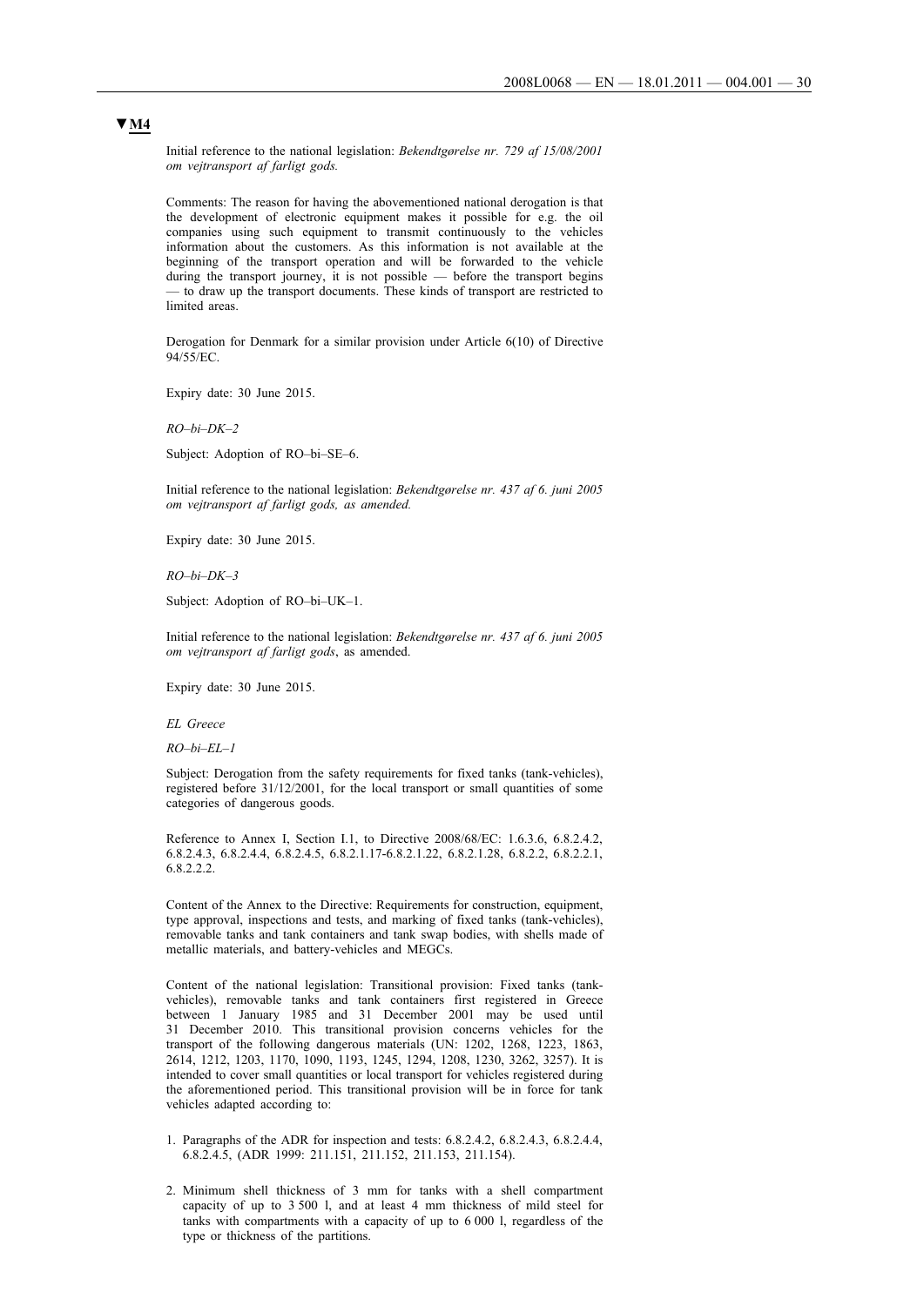**▼M4**

Initial reference to the national legislation: *Bekendtgørelse nr. 729 af 15/08/2001 om vejtransport af farligt gods.*

Comments: The reason for having the abovementioned national derogation is that the development of electronic equipment makes it possible for e.g. the oil companies using such equipment to transmit continuously to the vehicles information about the customers. As this information is not available at the beginning of the transport operation and will be forwarded to the vehicle during the transport journey, it is not possible — before the transport begins — to draw up the transport documents. These kinds of transport are restricted to limited areas.

Derogation for Denmark for a similar provision under Article 6(10) of Directive 94/55/EC.

Expiry date: 30 June 2015.

*RO–bi–DK–2*

Subject: Adoption of RO–bi–SE–6.

Initial reference to the national legislation: *Bekendtgørelse nr. 437 af 6. juni 2005 om vejtransport af farligt gods, as amended.*

Expiry date: 30 June 2015.

*RO–bi–DK–3*

Subject: Adoption of RO–bi–UK–1.

Initial reference to the national legislation: *Bekendtgørelse nr. 437 af 6. juni 2005 om vejtransport af farligt gods*, as amended.

Expiry date: 30 June 2015.

*EL Greece*

*RO–bi–EL–1*

Subject: Derogation from the safety requirements for fixed tanks (tank-vehicles), registered before 31/12/2001, for the local transport or small quantities of some categories of dangerous goods.

Reference to Annex I, Section I.1, to Directive 2008/68/EC: 1.6.3.6, 6.8.2.4.2, 6.8.2.4.3, 6.8.2.4.4, 6.8.2.4.5, 6.8.2.1.17-6.8.2.1.22, 6.8.2.1.28, 6.8.2.2, 6.8.2.2.1, 6.8.2.2.2.

Content of the Annex to the Directive: Requirements for construction, equipment, type approval, inspections and tests, and marking of fixed tanks (tank-vehicles), removable tanks and tank containers and tank swap bodies, with shells made of metallic materials, and battery-vehicles and MEGCs.

Content of the national legislation: Transitional provision: Fixed tanks (tank-vehicles), removable tanks and tank containers first registered in Greece between 1 January 1985 and 31 December 2001 may be used until 31 December 2010. This transitional provision concerns vehicles for the transport of the following dangerous materials (UN: 1202, 1268, 1223, 1863, 2614, 1212, 1203, 1170, 1090, 1193, 1245, 1294, 1208, 1230, 3262, 3257). It is intended to cover small quantities or local transport for vehicles registered during the aforementioned period. This transitional provision will be in force for tank vehicles adapted according to:

1. Paragraphs of the ADR for inspection and tests: 6.8.2.4.2, 6.8.2.4.3, 6.8.2.4.4, 6.8.2.4.5, (ADR 1999: 211.151, 211.152, 211.153, 211.154).

2. Minimum shell thickness of 3 mm for tanks with a shell compartment capacity of up to 3 500 l, and at least 4 mm thickness of mild steel for tanks with compartments with a capacity of up to 6 000 l, regardless of the type or thickness of the partitions.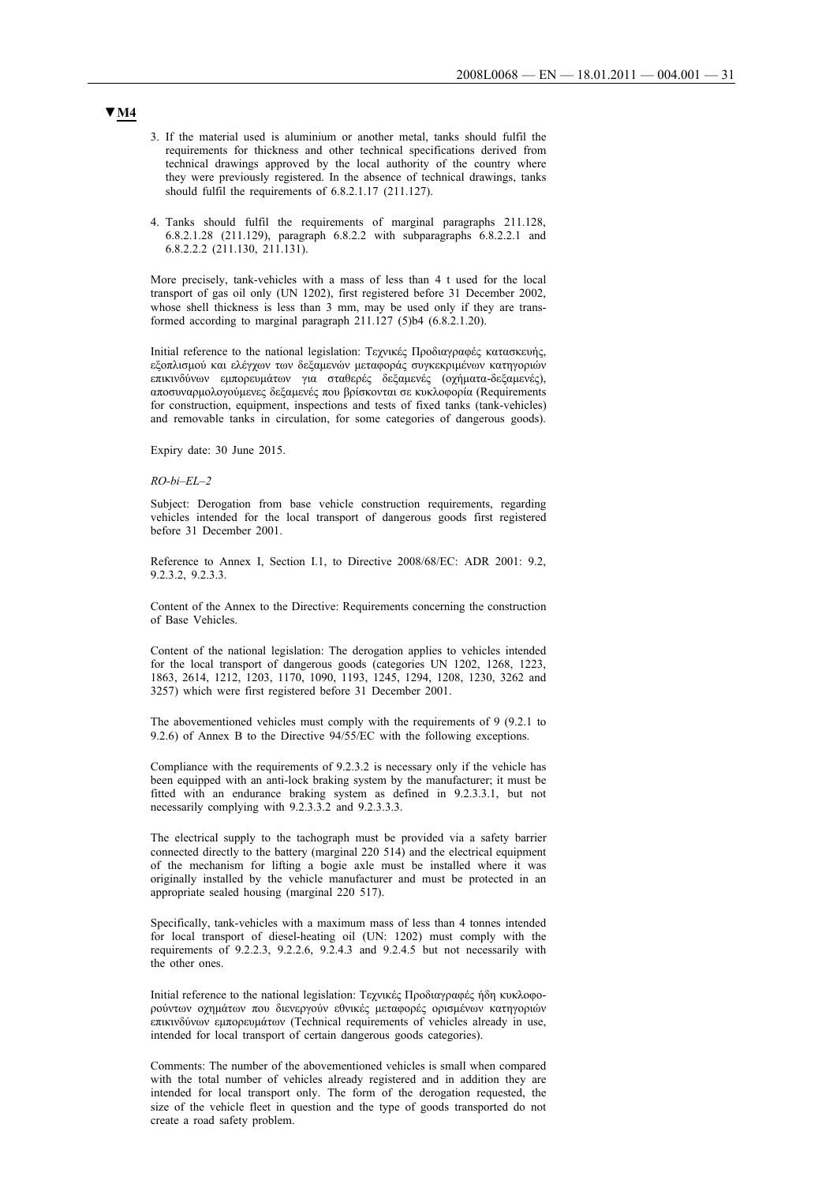**▼M4**

3. If the material used is aluminium or another metal, tanks should fulfil the requirements for thickness and other technical specifications derived from technical drawings approved by the local authority of the country where they were previously registered. In the absence of technical drawings, tanks should fulfil the requirements of 6.8.2.1.17 (211.127).

4. Tanks should fulfil the requirements of marginal paragraphs 211.128, 6.8.2.1.28 (211.129), paragraph 6.8.2.2 with subparagraphs 6.8.2.2.1 and 6.8.2.2.2 (211.130, 211.131).

More precisely, tank-vehicles with a mass of less than 4 t used for the local transport of gas oil only (UN 1202), first registered before 31 December 2002, whose shell thickness is less than 3 mm, may be used only if they are transformed according to marginal paragraph 211.127 (5)b4 (6.8.2.1.20).

Initial reference to the national legislation: Τεχνικές Προδιαγραφές κατασκευής, εξοπλισμού και ελέγχων των δεξαμενών μεταφοράς συγκεκριμένων κατηγοριών επικινδύνων εμπορευμάτων για σταθερές δεξαμενές (οχήματα-δεξαμενές), αποσυναρμολογούμενες δεξαμενές που βρίσκονται σε κυκλοφορία (Requirements for construction, equipment, inspections and tests of fixed tanks (tank-vehicles) and removable tanks in circulation, for some categories of dangerous goods).

Expiry date: 30 June 2015.

*RO-bi–EL–2*

Subject: Derogation from base vehicle construction requirements, regarding vehicles intended for the local transport of dangerous goods first registered before 31 December 2001.

Reference to Annex I, Section I.1, to Directive 2008/68/EC: ADR 2001: 9.2, 9.2.3.2, 9.2.3.3.

Content of the Annex to the Directive: Requirements concerning the construction of Base Vehicles.

Content of the national legislation: The derogation applies to vehicles intended for the local transport of dangerous goods (categories UN 1202, 1268, 1223, 1863, 2614, 1212, 1203, 1170, 1090, 1193, 1245, 1294, 1208, 1230, 3262 and 3257) which were first registered before 31 December 2001.

The abovementioned vehicles must comply with the requirements of 9 (9.2.1 to 9.2.6) of Annex B to the Directive 94/55/EC with the following exceptions.

Compliance with the requirements of 9.2.3.2 is necessary only if the vehicle has been equipped with an anti-lock braking system by the manufacturer; it must be fitted with an endurance braking system as defined in 9.2.3.3.1, but not necessarily complying with 9.2.3.3.2 and 9.2.3.3.3.

The electrical supply to the tachograph must be provided via a safety barrier connected directly to the battery (marginal 220 514) and the electrical equipment of the mechanism for lifting a bogie axle must be installed where it was originally installed by the vehicle manufacturer and must be protected in an appropriate sealed housing (marginal 220 517).

Specifically, tank-vehicles with a maximum mass of less than 4 tonnes intended for local transport of diesel-heating oil (UN: 1202) must comply with the requirements of 9.2.2.3, 9.2.2.6, 9.2.4.3 and 9.2.4.5 but not necessarily with the other ones.

Initial reference to the national legislation: Τεχνικές Προδιαγραφές ήδη κυκλοφορούντων οχημάτων που διενεργούν εθνικές μεταφορές ορισμένων κατηγοριών επικινδύνων εμπορευμάτων (Technical requirements of vehicles already in use, intended for local transport of certain dangerous goods categories).

Comments: The number of the abovementioned vehicles is small when compared with the total number of vehicles already registered and in addition they are intended for local transport only. The form of the derogation requested, the size of the vehicle fleet in question and the type of goods transported do not create a road safety problem.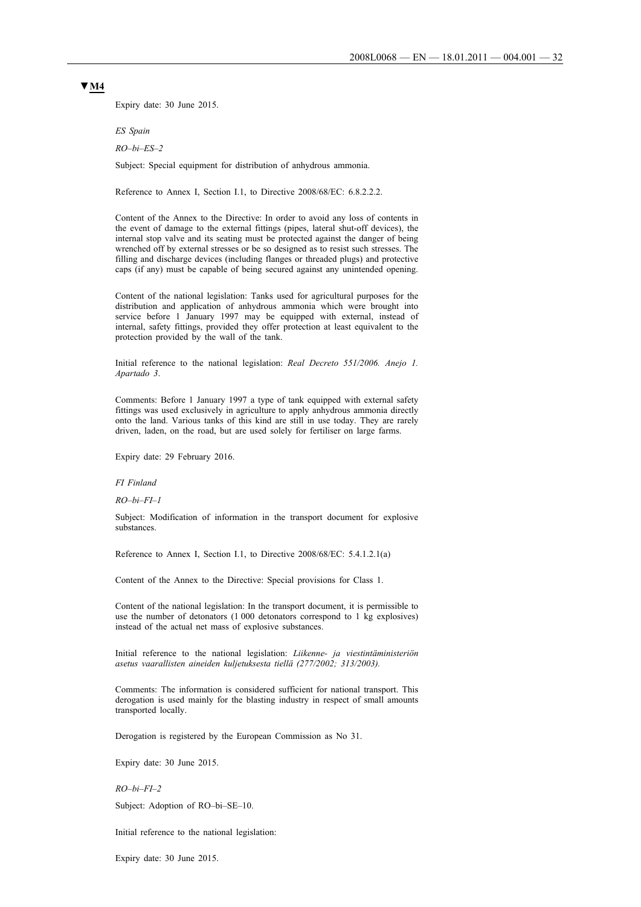▼M4

Expiry date: 30 June 2015.

*ES Spain*

*RO–bi–ES–2*

Subject: Special equipment for distribution of anhydrous ammonia.

Reference to Annex I, Section I.1, to Directive 2008/68/EC: 6.8.2.2.2.

Content of the Annex to the Directive: In order to avoid any loss of contents in the event of damage to the external fittings (pipes, lateral shut-off devices), the internal stop valve and its seating must be protected against the danger of being wrenched off by external stresses or be so designed as to resist such stresses. The filling and discharge devices (including flanges or threaded plugs) and protective caps (if any) must be capable of being secured against any unintended opening.

Content of the national legislation: Tanks used for agricultural purposes for the distribution and application of anhydrous ammonia which were brought into service before 1 January 1997 may be equipped with external, instead of internal, safety fittings, provided they offer protection at least equivalent to the protection provided by the wall of the tank.

Initial reference to the national legislation: *Real Decreto 551/2006. Anejo 1. Apartado 3*.

Comments: Before 1 January 1997 a type of tank equipped with external safety fittings was used exclusively in agriculture to apply anhydrous ammonia directly onto the land. Various tanks of this kind are still in use today. They are rarely driven, laden, on the road, but are used solely for fertiliser on large farms.

Expiry date: 29 February 2016.

*FI Finland*

*RO–bi–FI–1*

Subject: Modification of information in the transport document for explosive substances.

Reference to Annex I, Section I.1, to Directive 2008/68/EC: 5.4.1.2.1(a)

Content of the Annex to the Directive: Special provisions for Class 1.

Content of the national legislation: In the transport document, it is permissible to use the number of detonators (1 000 detonators correspond to 1 kg explosives) instead of the actual net mass of explosive substances.

Initial reference to the national legislation: *Liikenne- ja viestintäministeriön asetus vaarallisten aineiden kuljetuksesta tiellä (277/2002; 313/2003).*

Comments: The information is considered sufficient for national transport. This derogation is used mainly for the blasting industry in respect of small amounts transported locally.

Derogation is registered by the European Commission as No 31.

Expiry date: 30 June 2015.

*RO–bi–FI–2*

Subject: Adoption of RO–bi–SE–10.

Initial reference to the national legislation:

Expiry date: 30 June 2015.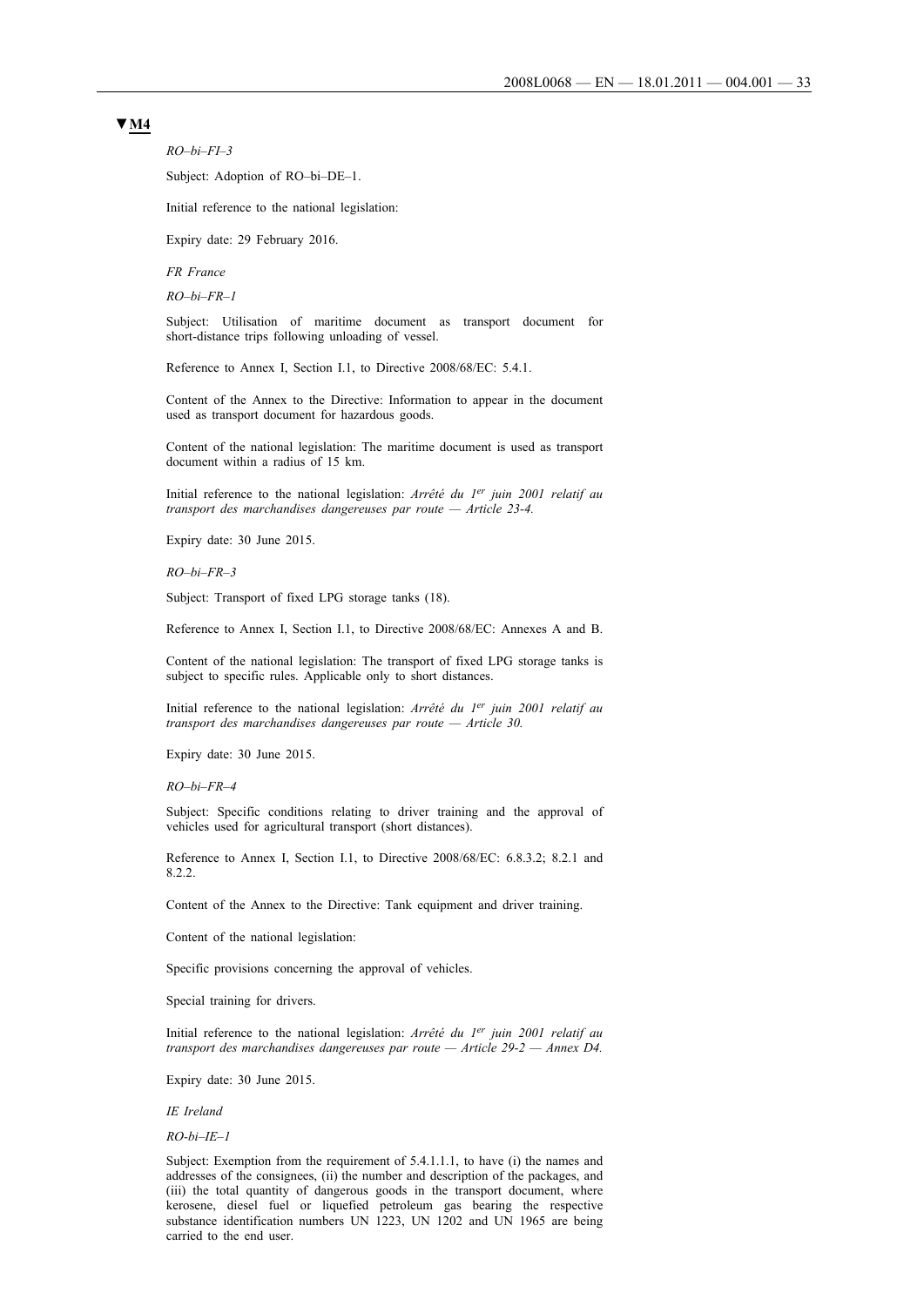**▼M4**

*RO–bi–FI–3*

Subject: Adoption of RO–bi–DE–1.

Initial reference to the national legislation:

Expiry date: 29 February 2016.

*FR France*

*RO–bi–FR–1*

Subject: Utilisation of maritime document as transport document for short-distance trips following unloading of vessel.

Reference to Annex I, Section I.1, to Directive 2008/68/EC: 5.4.1.

Content of the Annex to the Directive: Information to appear in the document used as transport document for hazardous goods.

Content of the national legislation: The maritime document is used as transport document within a radius of 15 km.

Initial reference to the national legislation: *Arrêté du 1er juin 2001 relatif au transport des marchandises dangereuses par route — Article 23-4.*

Expiry date: 30 June 2015.

*RO–bi–FR–3*

Subject: Transport of fixed LPG storage tanks (18).

Reference to Annex I, Section I.1, to Directive 2008/68/EC: Annexes A and B.

Content of the national legislation: The transport of fixed LPG storage tanks is subject to specific rules. Applicable only to short distances.

Initial reference to the national legislation: *Arrêté du 1er juin 2001 relatif au transport des marchandises dangereuses par route — Article 30.*

Expiry date: 30 June 2015.

*RO–bi–FR–4*

Subject: Specific conditions relating to driver training and the approval of vehicles used for agricultural transport (short distances).

Reference to Annex I, Section I.1, to Directive 2008/68/EC: 6.8.3.2; 8.2.1 and 8.2.2.

Content of the Annex to the Directive: Tank equipment and driver training.

Content of the national legislation:

Specific provisions concerning the approval of vehicles.

Special training for drivers.

Initial reference to the national legislation: *Arrêté du 1er juin 2001 relatif au transport des marchandises dangereuses par route — Article 29-2 — Annex D4.*

Expiry date: 30 June 2015.

*IE Ireland*

*RO-bi–IE–1*

Subject: Exemption from the requirement of 5.4.1.1.1, to have (i) the names and addresses of the consignees, (ii) the number and description of the packages, and (iii) the total quantity of dangerous goods in the transport document, where kerosene, diesel fuel or liquefied petroleum gas bearing the respective substance identification numbers UN 1223, UN 1202 and UN 1965 are being carried to the end user.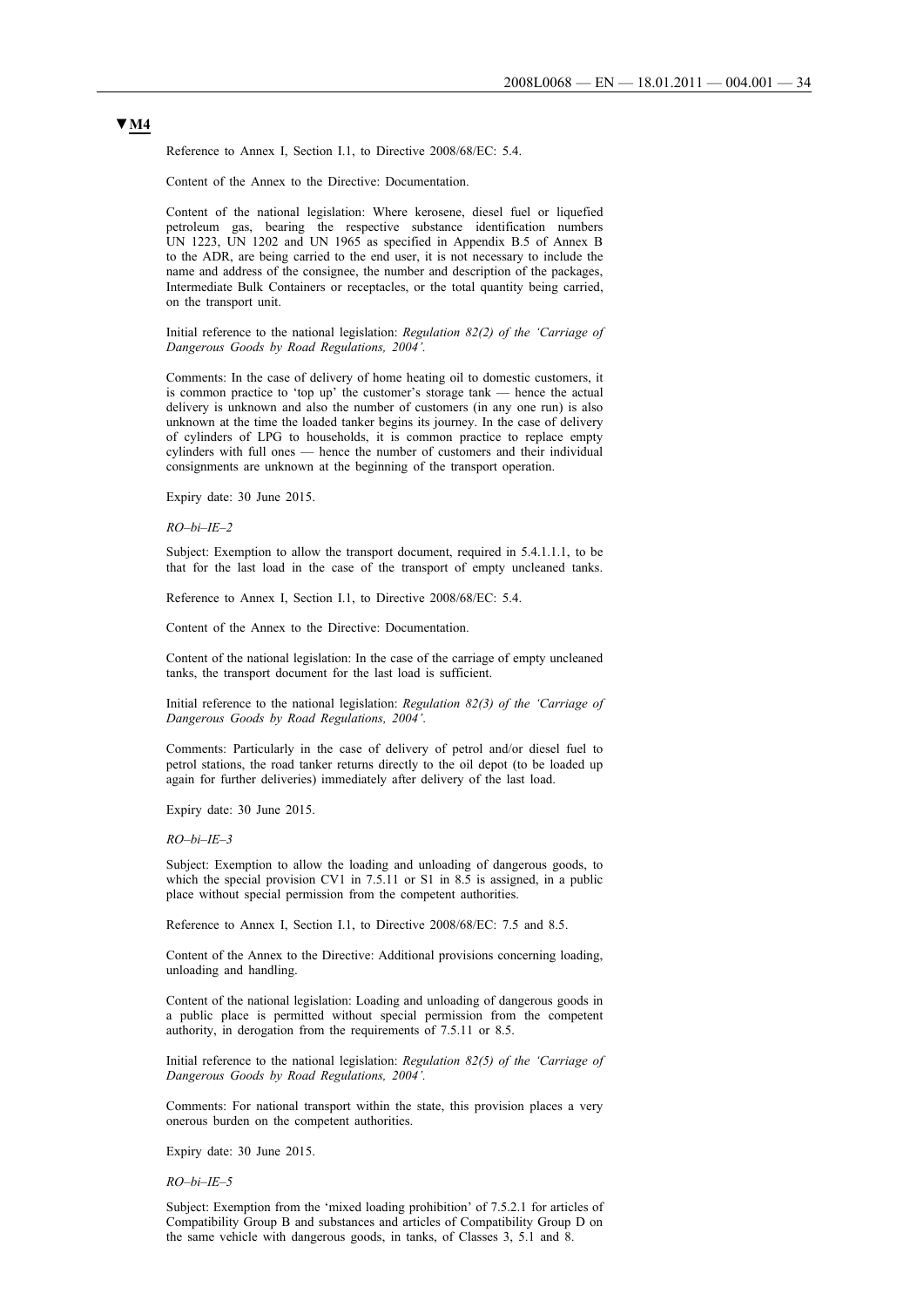▼M4

Reference to Annex I, Section I.1, to Directive 2008/68/EC: 5.4.

Content of the Annex to the Directive: Documentation.

Content of the national legislation: Where kerosene, diesel fuel or liquefied petroleum gas, bearing the respective substance identification numbers UN 1223, UN 1202 and UN 1965 as specified in Appendix B.5 of Annex B to the ADR, are being carried to the end user, it is not necessary to include the name and address of the consignee, the number and description of the packages, Intermediate Bulk Containers or receptacles, or the total quantity being carried, on the transport unit.

Initial reference to the national legislation: *Regulation 82(2) of the 'Carriage of Dangerous Goods by Road Regulations, 2004'.*

Comments: In the case of delivery of home heating oil to domestic customers, it is common practice to 'top up' the customer's storage tank — hence the actual delivery is unknown and also the number of customers (in any one run) is also unknown at the time the loaded tanker begins its journey. In the case of delivery of cylinders of LPG to households, it is common practice to replace empty cylinders with full ones — hence the number of customers and their individual consignments are unknown at the beginning of the transport operation.

Expiry date: 30 June 2015.

*RO–bi–IE–2*

Subject: Exemption to allow the transport document, required in 5.4.1.1.1, to be that for the last load in the case of the transport of empty uncleaned tanks.

Reference to Annex I, Section I.1, to Directive 2008/68/EC: 5.4.

Content of the Annex to the Directive: Documentation.

Content of the national legislation: In the case of the carriage of empty uncleaned tanks, the transport document for the last load is sufficient.

Initial reference to the national legislation: *Regulation 82(3) of the 'Carriage of Dangerous Goods by Road Regulations, 2004'.*

Comments: Particularly in the case of delivery of petrol and/or diesel fuel to petrol stations, the road tanker returns directly to the oil depot (to be loaded up again for further deliveries) immediately after delivery of the last load.

Expiry date: 30 June 2015.

*RO–bi–IE–3*

Subject: Exemption to allow the loading and unloading of dangerous goods, to which the special provision CV1 in 7.5.11 or S1 in 8.5 is assigned, in a public place without special permission from the competent authorities.

Reference to Annex I, Section I.1, to Directive 2008/68/EC: 7.5 and 8.5.

Content of the Annex to the Directive: Additional provisions concerning loading, unloading and handling.

Content of the national legislation: Loading and unloading of dangerous goods in a public place is permitted without special permission from the competent authority, in derogation from the requirements of 7.5.11 or 8.5.

Initial reference to the national legislation: *Regulation 82(5) of the 'Carriage of Dangerous Goods by Road Regulations, 2004'.*

Comments: For national transport within the state, this provision places a very onerous burden on the competent authorities.

Expiry date: 30 June 2015.

*RO–bi–IE–5*

Subject: Exemption from the 'mixed loading prohibition' of 7.5.2.1 for articles of Compatibility Group B and substances and articles of Compatibility Group D on the same vehicle with dangerous goods, in tanks, of Classes 3, 5.1 and 8.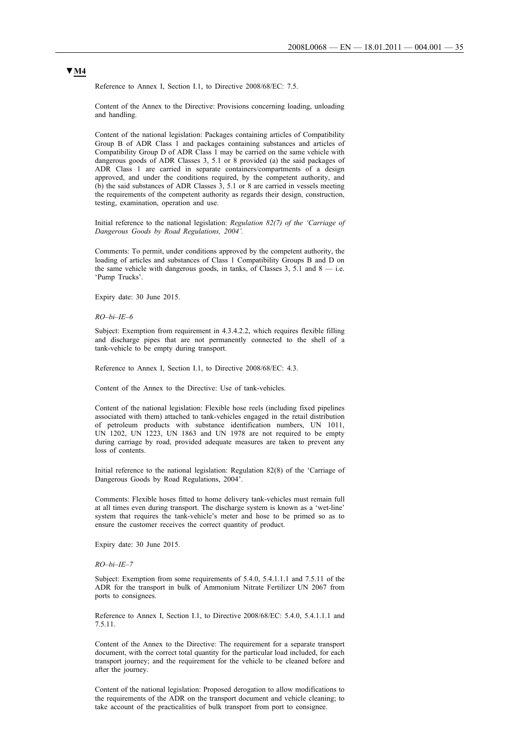**▼M4**

Reference to Annex I, Section I.1, to Directive 2008/68/EC: 7.5.

Content of the Annex to the Directive: Provisions concerning loading, unloading and handling.

Content of the national legislation: Packages containing articles of Compatibility Group B of ADR Class 1 and packages containing substances and articles of Compatibility Group D of ADR Class 1 may be carried on the same vehicle with dangerous goods of ADR Classes 3, 5.1 or 8 provided (a) the said packages of ADR Class 1 are carried in separate containers/compartments of a design approved, and under the conditions required, by the competent authority, and (b) the said substances of ADR Classes 3, 5.1 or 8 are carried in vessels meeting the requirements of the competent authority as regards their design, construction, testing, examination, operation and use.

Initial reference to the national legislation: *Regulation 82(7) of the 'Carriage of Dangerous Goods by Road Regulations, 2004'.*

Comments: To permit, under conditions approved by the competent authority, the loading of articles and substances of Class 1 Compatibility Groups B and D on the same vehicle with dangerous goods, in tanks, of Classes 3, 5.1 and 8 — i.e. 'Pump Trucks'.

Expiry date: 30 June 2015.

*RO–bi–IE–6*

Subject: Exemption from requirement in 4.3.4.2.2, which requires flexible filling and discharge pipes that are not permanently connected to the shell of a tank-vehicle to be empty during transport.

Reference to Annex I, Section I.1, to Directive 2008/68/EC: 4.3.

Content of the Annex to the Directive: Use of tank-vehicles.

Content of the national legislation: Flexible hose reels (including fixed pipelines associated with them) attached to tank-vehicles engaged in the retail distribution of petroleum products with substance identification numbers, UN 1011, UN 1202, UN 1223, UN 1863 and UN 1978 are not required to be empty during carriage by road, provided adequate measures are taken to prevent any loss of contents.

Initial reference to the national legislation: Regulation 82(8) of the 'Carriage of Dangerous Goods by Road Regulations, 2004'.

Comments: Flexible hoses fitted to home delivery tank-vehicles must remain full at all times even during transport. The discharge system is known as a 'wet-line' system that requires the tank-vehicle's meter and hose to be primed so as to ensure the customer receives the correct quantity of product.

Expiry date: 30 June 2015.

*RO–bi–IE–7*

Subject: Exemption from some requirements of 5.4.0, 5.4.1.1.1 and 7.5.11 of the ADR for the transport in bulk of Ammonium Nitrate Fertilizer UN 2067 from ports to consignees.

Reference to Annex I, Section I.1, to Directive 2008/68/EC: 5.4.0, 5.4.1.1.1 and 7.5.11.

Content of the Annex to the Directive: The requirement for a separate transport document, with the correct total quantity for the particular load included, for each transport journey; and the requirement for the vehicle to be cleaned before and after the journey.

Content of the national legislation: Proposed derogation to allow modifications to the requirements of the ADR on the transport document and vehicle cleaning; to take account of the practicalities of bulk transport from port to consignee.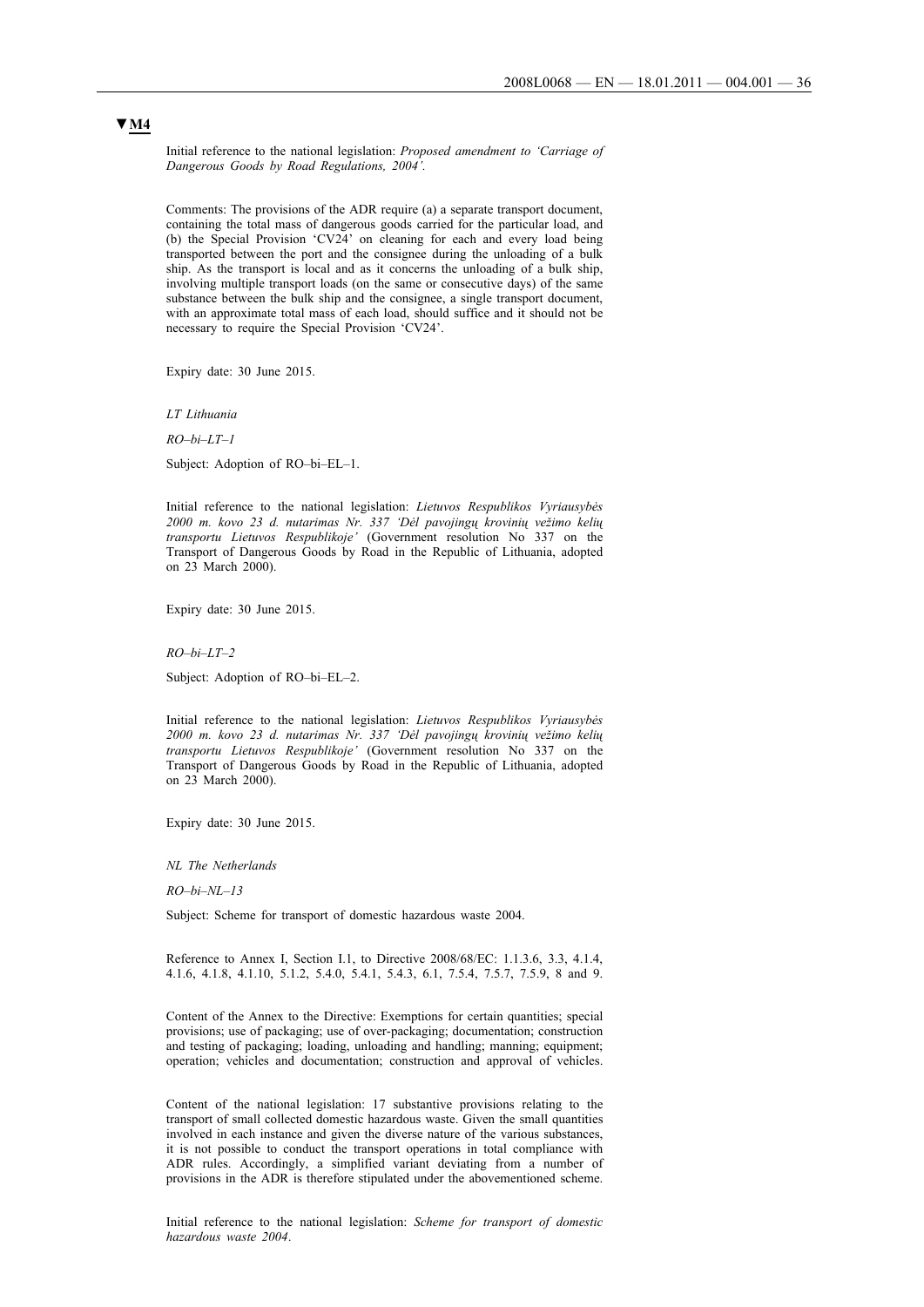▼M4

Initial reference to the national legislation: *Proposed amendment to 'Carriage of Dangerous Goods by Road Regulations, 2004'.*

Comments: The provisions of the ADR require (a) a separate transport document, containing the total mass of dangerous goods carried for the particular load, and (b) the Special Provision 'CV24' on cleaning for each and every load being transported between the port and the consignee during the unloading of a bulk ship. As the transport is local and as it concerns the unloading of a bulk ship, involving multiple transport loads (on the same or consecutive days) of the same substance between the bulk ship and the consignee, a single transport document, with an approximate total mass of each load, should suffice and it should not be necessary to require the Special Provision 'CV24'.

Expiry date: 30 June 2015.

*LT Lithuania*

*RO–bi–LT–1*

Subject: Adoption of RO–bi–EL–1.

Initial reference to the national legislation: *Lietuvos Respublikos Vyriausybės 2000 m. kovo 23 d. nutarimas Nr. 337 'Dėl pavojingų krovinių vežimo kelių transportu Lietuvos Respublikoje'* (Government resolution No 337 on the Transport of Dangerous Goods by Road in the Republic of Lithuania, adopted on 23 March 2000).

Expiry date: 30 June 2015.

*RO–bi–LT–2*

Subject: Adoption of RO–bi–EL–2.

Initial reference to the national legislation: *Lietuvos Respublikos Vyriausybės 2000 m. kovo 23 d. nutarimas Nr. 337 'Dėl pavojingų krovinių vežimo kelių transportu Lietuvos Respublikoje'* (Government resolution No 337 on the Transport of Dangerous Goods by Road in the Republic of Lithuania, adopted on 23 March 2000).

Expiry date: 30 June 2015.

*NL The Netherlands*

*RO–bi–NL–13*

Subject: Scheme for transport of domestic hazardous waste 2004.

Reference to Annex I, Section I.1, to Directive 2008/68/EC: 1.1.3.6, 3.3, 4.1.4, 4.1.6, 4.1.8, 4.1.10, 5.1.2, 5.4.0, 5.4.1, 5.4.3, 6.1, 7.5.4, 7.5.7, 7.5.9, 8 and 9.

Content of the Annex to the Directive: Exemptions for certain quantities; special provisions; use of packaging; use of over-packaging; documentation; construction and testing of packaging; loading, unloading and handling; manning; equipment; operation; vehicles and documentation; construction and approval of vehicles.

Content of the national legislation: 17 substantive provisions relating to the transport of small collected domestic hazardous waste. Given the small quantities involved in each instance and given the diverse nature of the various substances, it is not possible to conduct the transport operations in total compliance with ADR rules. Accordingly, a simplified variant deviating from a number of provisions in the ADR is therefore stipulated under the abovementioned scheme.

Initial reference to the national legislation: *Scheme for transport of domestic hazardous waste 2004*.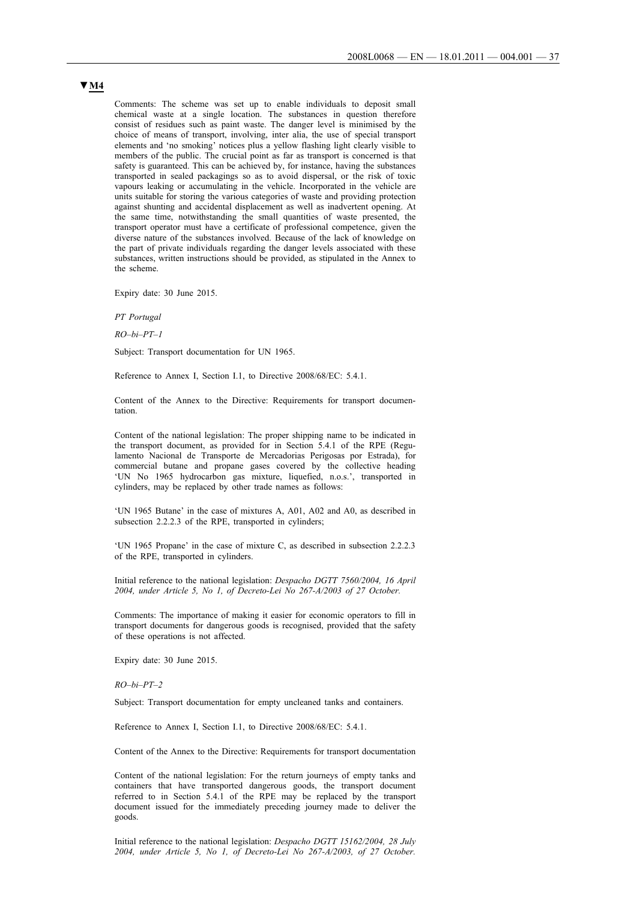**▼M4**

Comments: The scheme was set up to enable individuals to deposit small chemical waste at a single location. The substances in question therefore consist of residues such as paint waste. The danger level is minimised by the choice of means of transport, involving, inter alia, the use of special transport elements and 'no smoking' notices plus a yellow flashing light clearly visible to members of the public. The crucial point as far as transport is concerned is that safety is guaranteed. This can be achieved by, for instance, having the substances transported in sealed packagings so as to avoid dispersal, or the risk of toxic vapours leaking or accumulating in the vehicle. Incorporated in the vehicle are units suitable for storing the various categories of waste and providing protection against shunting and accidental displacement as well as inadvertent opening. At the same time, notwithstanding the small quantities of waste presented, the transport operator must have a certificate of professional competence, given the diverse nature of the substances involved. Because of the lack of knowledge on the part of private individuals regarding the danger levels associated with these substances, written instructions should be provided, as stipulated in the Annex to the scheme.

Expiry date: 30 June 2015.

*PT Portugal*

*RO–bi–PT–1*

Subject: Transport documentation for UN 1965.

Reference to Annex I, Section I.1, to Directive 2008/68/EC: 5.4.1.

Content of the Annex to the Directive: Requirements for transport documentation.

Content of the national legislation: The proper shipping name to be indicated in the transport document, as provided for in Section 5.4.1 of the RPE (Regulamento Nacional de Transporte de Mercadorias Perigosas por Estrada), for commercial butane and propane gases covered by the collective heading 'UN No 1965 hydrocarbon gas mixture, liquefied, n.o.s.', transported in cylinders, may be replaced by other trade names as follows:

'UN 1965 Butane' in the case of mixtures A, A01, A02 and A0, as described in subsection 2.2.2.3 of the RPE, transported in cylinders;

'UN 1965 Propane' in the case of mixture C, as described in subsection 2.2.2.3 of the RPE, transported in cylinders.

Initial reference to the national legislation: *Despacho DGTT 7560/2004, 16 April 2004, under Article 5, No 1, of Decreto-Lei No 267-A/2003 of 27 October.*

Comments: The importance of making it easier for economic operators to fill in transport documents for dangerous goods is recognised, provided that the safety of these operations is not affected.

Expiry date: 30 June 2015.

*RO–bi–PT–2*

Subject: Transport documentation for empty uncleaned tanks and containers.

Reference to Annex I, Section I.1, to Directive 2008/68/EC: 5.4.1.

Content of the Annex to the Directive: Requirements for transport documentation

Content of the national legislation: For the return journeys of empty tanks and containers that have transported dangerous goods, the transport document referred to in Section 5.4.1 of the RPE may be replaced by the transport document issued for the immediately preceding journey made to deliver the goods.

Initial reference to the national legislation: *Despacho DGTT 15162/2004, 28 July 2004, under Article 5, No 1, of Decreto-Lei No 267-A/2003, of 27 October.*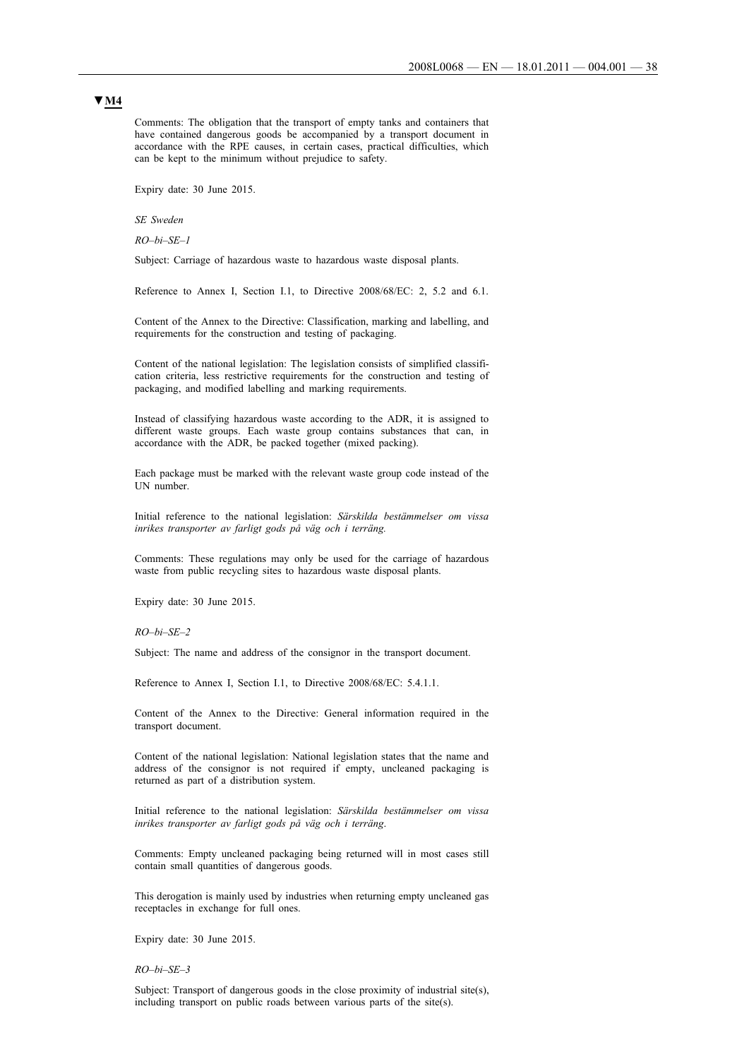**▼M4**

Comments: The obligation that the transport of empty tanks and containers that have contained dangerous goods be accompanied by a transport document in accordance with the RPE causes, in certain cases, practical difficulties, which can be kept to the minimum without prejudice to safety.

Expiry date: 30 June 2015.

*SE Sweden*

*RO–bi–SE–1*

Subject: Carriage of hazardous waste to hazardous waste disposal plants.

Reference to Annex I, Section I.1, to Directive 2008/68/EC: 2, 5.2 and 6.1.

Content of the Annex to the Directive: Classification, marking and labelling, and requirements for the construction and testing of packaging.

Content of the national legislation: The legislation consists of simplified classification criteria, less restrictive requirements for the construction and testing of packaging, and modified labelling and marking requirements.

Instead of classifying hazardous waste according to the ADR, it is assigned to different waste groups. Each waste group contains substances that can, in accordance with the ADR, be packed together (mixed packing).

Each package must be marked with the relevant waste group code instead of the UN number.

Initial reference to the national legislation: *Särskilda bestämmelser om vissa inrikes transporter av farligt gods på väg och i terräng.*

Comments: These regulations may only be used for the carriage of hazardous waste from public recycling sites to hazardous waste disposal plants.

Expiry date: 30 June 2015.

*RO–bi–SE–2*

Subject: The name and address of the consignor in the transport document.

Reference to Annex I, Section I.1, to Directive 2008/68/EC: 5.4.1.1.

Content of the Annex to the Directive: General information required in the transport document.

Content of the national legislation: National legislation states that the name and address of the consignor is not required if empty, uncleaned packaging is returned as part of a distribution system.

Initial reference to the national legislation: *Särskilda bestämmelser om vissa inrikes transporter av farligt gods på väg och i terräng*.

Comments: Empty uncleaned packaging being returned will in most cases still contain small quantities of dangerous goods.

This derogation is mainly used by industries when returning empty uncleaned gas receptacles in exchange for full ones.

Expiry date: 30 June 2015.

*RO–bi–SE–3*

Subject: Transport of dangerous goods in the close proximity of industrial site(s), including transport on public roads between various parts of the site(s).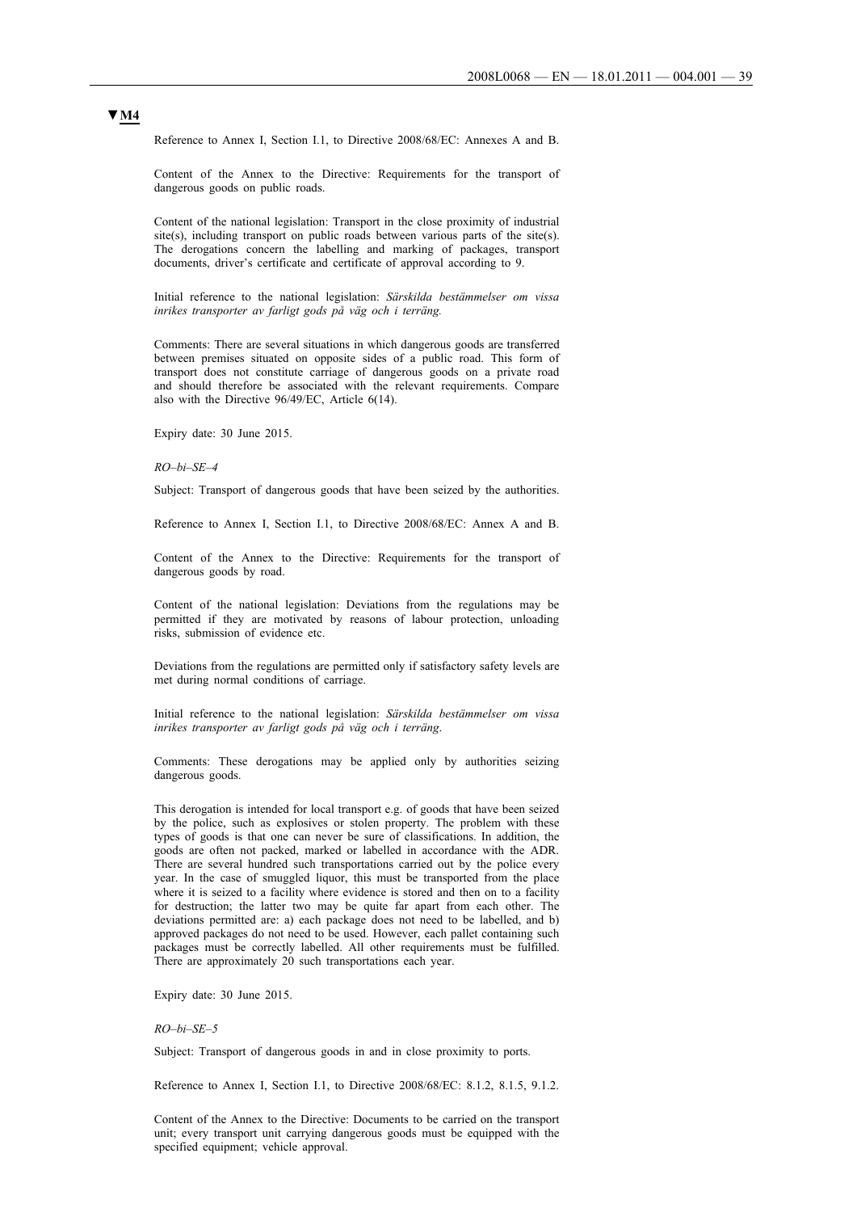**▼M4**

Reference to Annex I, Section I.1, to Directive 2008/68/EC: Annexes A and B.

Content of the Annex to the Directive: Requirements for the transport of dangerous goods on public roads.

Content of the national legislation: Transport in the close proximity of industrial site(s), including transport on public roads between various parts of the site(s). The derogations concern the labelling and marking of packages, transport documents, driver's certificate and certificate of approval according to 9.

Initial reference to the national legislation: *Särskilda bestämmelser om vissa inrikes transporter av farligt gods på väg och i terräng.*

Comments: There are several situations in which dangerous goods are transferred between premises situated on opposite sides of a public road. This form of transport does not constitute carriage of dangerous goods on a private road and should therefore be associated with the relevant requirements. Compare also with the Directive 96/49/EC, Article 6(14).

Expiry date: 30 June 2015.

*RO–bi–SE–4*

Subject: Transport of dangerous goods that have been seized by the authorities.

Reference to Annex I, Section I.1, to Directive 2008/68/EC: Annex A and B.

Content of the Annex to the Directive: Requirements for the transport of dangerous goods by road.

Content of the national legislation: Deviations from the regulations may be permitted if they are motivated by reasons of labour protection, unloading risks, submission of evidence etc.

Deviations from the regulations are permitted only if satisfactory safety levels are met during normal conditions of carriage.

Initial reference to the national legislation: *Särskilda bestämmelser om vissa inrikes transporter av farligt gods på väg och i terräng*.

Comments: These derogations may be applied only by authorities seizing dangerous goods.

This derogation is intended for local transport e.g. of goods that have been seized by the police, such as explosives or stolen property. The problem with these types of goods is that one can never be sure of classifications. In addition, the goods are often not packed, marked or labelled in accordance with the ADR. There are several hundred such transportations carried out by the police every year. In the case of smuggled liquor, this must be transported from the place where it is seized to a facility where evidence is stored and then on to a facility for destruction; the latter two may be quite far apart from each other. The deviations permitted are: a) each package does not need to be labelled, and b) approved packages do not need to be used. However, each pallet containing such packages must be correctly labelled. All other requirements must be fulfilled. There are approximately 20 such transportations each year.

Expiry date: 30 June 2015.

*RO–bi–SE–5*

Subject: Transport of dangerous goods in and in close proximity to ports.

Reference to Annex I, Section I.1, to Directive 2008/68/EC: 8.1.2, 8.1.5, 9.1.2.

Content of the Annex to the Directive: Documents to be carried on the transport unit; every transport unit carrying dangerous goods must be equipped with the specified equipment; vehicle approval.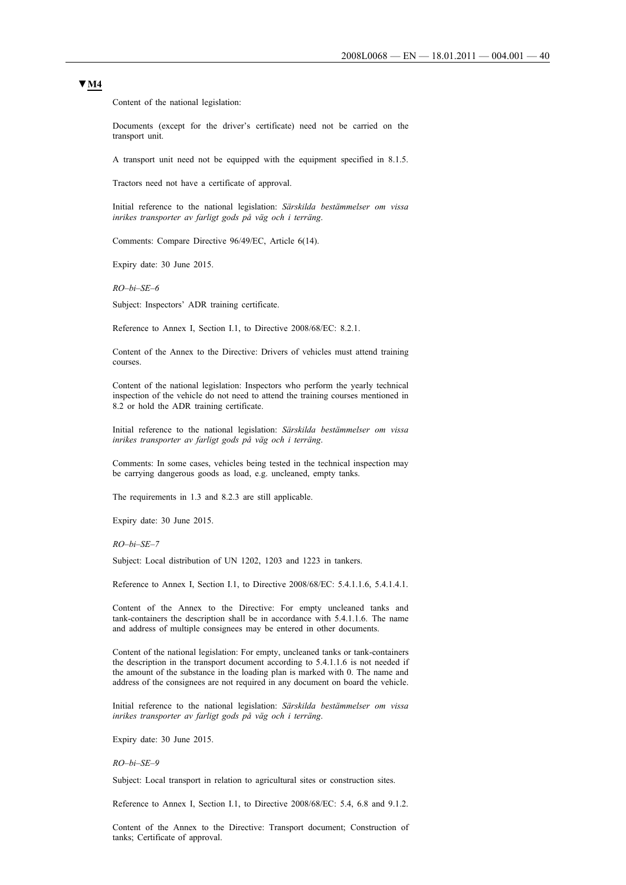▼M4

Content of the national legislation:

Documents (except for the driver's certificate) need not be carried on the transport unit.

A transport unit need not be equipped with the equipment specified in 8.1.5.

Tractors need not have a certificate of approval.

Initial reference to the national legislation: *Särskilda bestämmelser om vissa inrikes transporter av farligt gods på väg och i terräng*.

Comments: Compare Directive 96/49/EC, Article 6(14).

Expiry date: 30 June 2015.

*RO–bi–SE–6*

Subject: Inspectors' ADR training certificate.

Reference to Annex I, Section I.1, to Directive 2008/68/EC: 8.2.1.

Content of the Annex to the Directive: Drivers of vehicles must attend training courses.

Content of the national legislation: Inspectors who perform the yearly technical inspection of the vehicle do not need to attend the training courses mentioned in 8.2 or hold the ADR training certificate.

Initial reference to the national legislation: *Särskilda bestämmelser om vissa inrikes transporter av farligt gods på väg och i terräng*.

Comments: In some cases, vehicles being tested in the technical inspection may be carrying dangerous goods as load, e.g. uncleaned, empty tanks.

The requirements in 1.3 and 8.2.3 are still applicable.

Expiry date: 30 June 2015.

*RO–bi–SE–7*

Subject: Local distribution of UN 1202, 1203 and 1223 in tankers.

Reference to Annex I, Section I.1, to Directive 2008/68/EC: 5.4.1.1.6, 5.4.1.4.1.

Content of the Annex to the Directive: For empty uncleaned tanks and tank-containers the description shall be in accordance with 5.4.1.1.6. The name and address of multiple consignees may be entered in other documents.

Content of the national legislation: For empty, uncleaned tanks or tank-containers the description in the transport document according to 5.4.1.1.6 is not needed if the amount of the substance in the loading plan is marked with 0. The name and address of the consignees are not required in any document on board the vehicle.

Initial reference to the national legislation: *Särskilda bestämmelser om vissa inrikes transporter av farligt gods på väg och i terräng*.

Expiry date: 30 June 2015.

*RO–bi–SE–9*

Subject: Local transport in relation to agricultural sites or construction sites.

Reference to Annex I, Section I.1, to Directive 2008/68/EC: 5.4, 6.8 and 9.1.2.

Content of the Annex to the Directive: Transport document; Construction of tanks; Certificate of approval.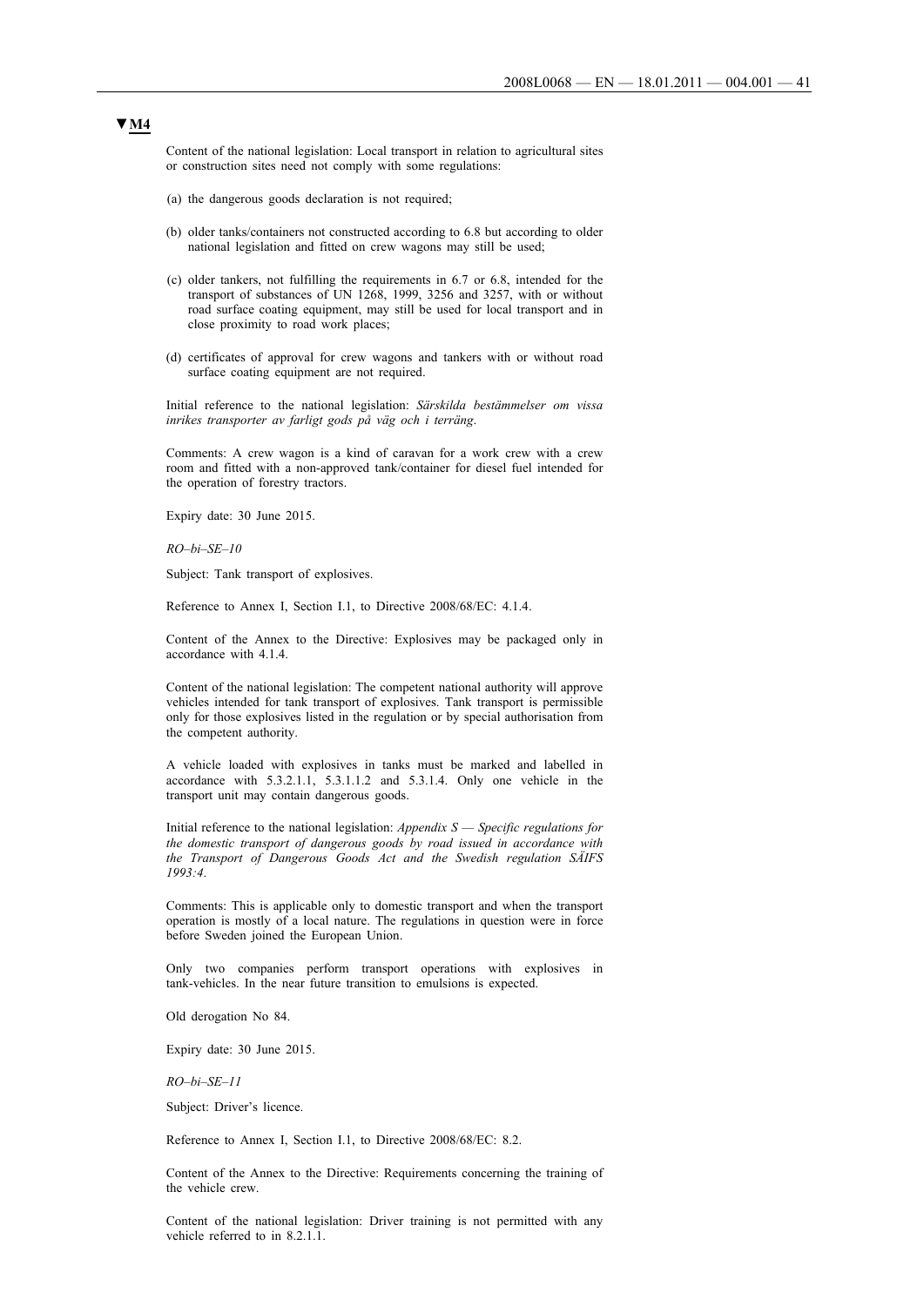▼M4

Content of the national legislation: Local transport in relation to agricultural sites or construction sites need not comply with some regulations:

(a) the dangerous goods declaration is not required;

(b) older tanks/containers not constructed according to 6.8 but according to older national legislation and fitted on crew wagons may still be used;

(c) older tankers, not fulfilling the requirements in 6.7 or 6.8, intended for the transport of substances of UN 1268, 1999, 3256 and 3257, with or without road surface coating equipment, may still be used for local transport and in close proximity to road work places;

(d) certificates of approval for crew wagons and tankers with or without road surface coating equipment are not required.

Initial reference to the national legislation: *Särskilda bestämmelser om vissa inrikes transporter av farligt gods på väg och i terräng*.

Comments: A crew wagon is a kind of caravan for a work crew with a crew room and fitted with a non-approved tank/container for diesel fuel intended for the operation of forestry tractors.

Expiry date: 30 June 2015.

*RO–bi–SE–10*

Subject: Tank transport of explosives.

Reference to Annex I, Section I.1, to Directive 2008/68/EC: 4.1.4.

Content of the Annex to the Directive: Explosives may be packaged only in accordance with 4.1.4.

Content of the national legislation: The competent national authority will approve vehicles intended for tank transport of explosives. Tank transport is permissible only for those explosives listed in the regulation or by special authorisation from the competent authority.

A vehicle loaded with explosives in tanks must be marked and labelled in accordance with 5.3.2.1.1, 5.3.1.1.2 and 5.3.1.4. Only one vehicle in the transport unit may contain dangerous goods.

Initial reference to the national legislation: *Appendix S — Specific regulations for the domestic transport of dangerous goods by road issued in accordance with the Transport of Dangerous Goods Act and the Swedish regulation SÄIFS 1993:4*.

Comments: This is applicable only to domestic transport and when the transport operation is mostly of a local nature. The regulations in question were in force before Sweden joined the European Union.

Only two companies perform transport operations with explosives in tank-vehicles. In the near future transition to emulsions is expected.

Old derogation No 84.

Expiry date: 30 June 2015.

*RO–bi–SE–11*

Subject: Driver's licence.

Reference to Annex I, Section I.1, to Directive 2008/68/EC: 8.2.

Content of the Annex to the Directive: Requirements concerning the training of the vehicle crew.

Content of the national legislation: Driver training is not permitted with any vehicle referred to in 8.2.1.1.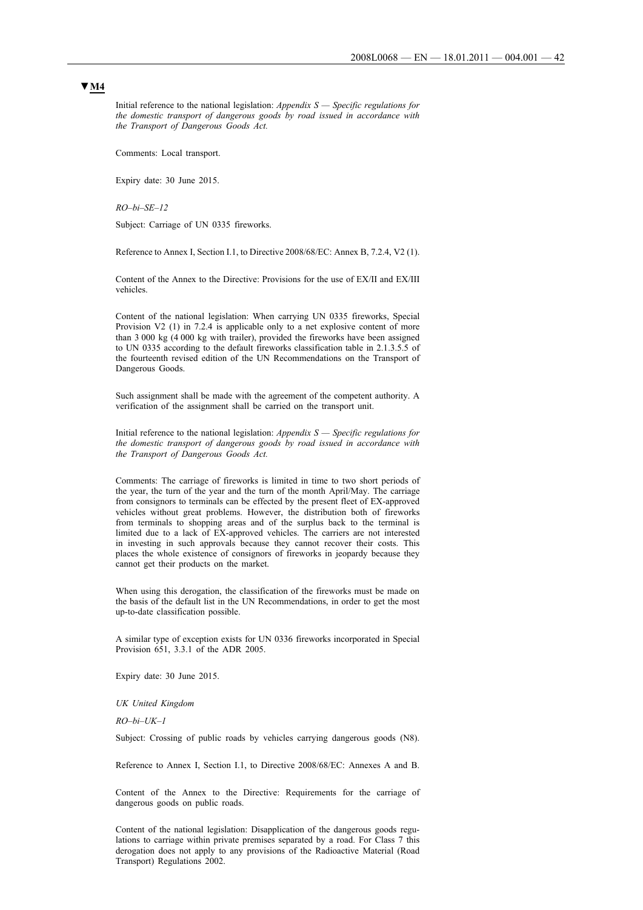**▼M4**

Initial reference to the national legislation: *Appendix S — Specific regulations for the domestic transport of dangerous goods by road issued in accordance with the Transport of Dangerous Goods Act.*

Comments: Local transport.

Expiry date: 30 June 2015.

*RO–bi–SE–12*

Subject: Carriage of UN 0335 fireworks.

Reference to Annex I, Section I.1, to Directive 2008/68/EC: Annex B, 7.2.4, V2 (1).

Content of the Annex to the Directive: Provisions for the use of EX/II and EX/III vehicles.

Content of the national legislation: When carrying UN 0335 fireworks, Special Provision V2 (1) in 7.2.4 is applicable only to a net explosive content of more than 3 000 kg (4 000 kg with trailer), provided the fireworks have been assigned to UN 0335 according to the default fireworks classification table in 2.1.3.5.5 of the fourteenth revised edition of the UN Recommendations on the Transport of Dangerous Goods.

Such assignment shall be made with the agreement of the competent authority. A verification of the assignment shall be carried on the transport unit.

Initial reference to the national legislation: *Appendix S — Specific regulations for the domestic transport of dangerous goods by road issued in accordance with the Transport of Dangerous Goods Act.*

Comments: The carriage of fireworks is limited in time to two short periods of the year, the turn of the year and the turn of the month April/May. The carriage from consignors to terminals can be effected by the present fleet of EX-approved vehicles without great problems. However, the distribution both of fireworks from terminals to shopping areas and of the surplus back to the terminal is limited due to a lack of EX-approved vehicles. The carriers are not interested in investing in such approvals because they cannot recover their costs. This places the whole existence of consignors of fireworks in jeopardy because they cannot get their products on the market.

When using this derogation, the classification of the fireworks must be made on the basis of the default list in the UN Recommendations, in order to get the most up-to-date classification possible.

A similar type of exception exists for UN 0336 fireworks incorporated in Special Provision 651, 3.3.1 of the ADR 2005.

Expiry date: 30 June 2015.

*UK United Kingdom*

*RO–bi–UK–1*

Subject: Crossing of public roads by vehicles carrying dangerous goods (N8).

Reference to Annex I, Section I.1, to Directive 2008/68/EC: Annexes A and B.

Content of the Annex to the Directive: Requirements for the carriage of dangerous goods on public roads.

Content of the national legislation: Disapplication of the dangerous goods regulations to carriage within private premises separated by a road. For Class 7 this derogation does not apply to any provisions of the Radioactive Material (Road Transport) Regulations 2002.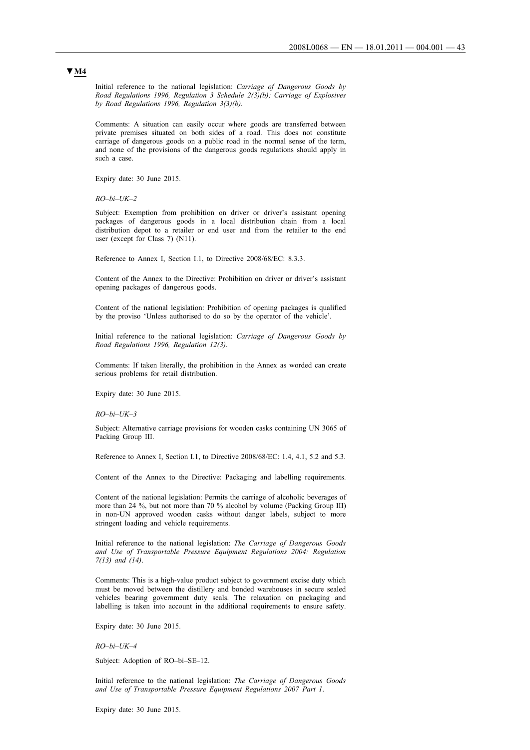**▼M4**

Initial reference to the national legislation: *Carriage of Dangerous Goods by Road Regulations 1996, Regulation 3 Schedule 2(3)(b); Carriage of Explosives by Road Regulations 1996, Regulation 3(3)(b).*

Comments: A situation can easily occur where goods are transferred between private premises situated on both sides of a road. This does not constitute carriage of dangerous goods on a public road in the normal sense of the term, and none of the provisions of the dangerous goods regulations should apply in such a case.

Expiry date: 30 June 2015.

*RO–bi–UK–2*

Subject: Exemption from prohibition on driver or driver's assistant opening packages of dangerous goods in a local distribution chain from a local distribution depot to a retailer or end user and from the retailer to the end user (except for Class 7) (N11).

Reference to Annex I, Section I.1, to Directive 2008/68/EC: 8.3.3.

Content of the Annex to the Directive: Prohibition on driver or driver's assistant opening packages of dangerous goods.

Content of the national legislation: Prohibition of opening packages is qualified by the proviso 'Unless authorised to do so by the operator of the vehicle'.

Initial reference to the national legislation: *Carriage of Dangerous Goods by Road Regulations 1996, Regulation 12(3).*

Comments: If taken literally, the prohibition in the Annex as worded can create serious problems for retail distribution.

Expiry date: 30 June 2015.

*RO–bi–UK–3*

Subject: Alternative carriage provisions for wooden casks containing UN 3065 of Packing Group III.

Reference to Annex I, Section I.1, to Directive 2008/68/EC: 1.4, 4.1, 5.2 and 5.3.

Content of the Annex to the Directive: Packaging and labelling requirements.

Content of the national legislation: Permits the carriage of alcoholic beverages of more than 24 %, but not more than 70 % alcohol by volume (Packing Group III) in non-UN approved wooden casks without danger labels, subject to more stringent loading and vehicle requirements.

Initial reference to the national legislation: *The Carriage of Dangerous Goods and Use of Transportable Pressure Equipment Regulations 2004: Regulation 7(13) and (14).*

Comments: This is a high-value product subject to government excise duty which must be moved between the distillery and bonded warehouses in secure sealed vehicles bearing government duty seals. The relaxation on packaging and labelling is taken into account in the additional requirements to ensure safety.

Expiry date: 30 June 2015.

*RO–bi–UK–4*

Subject: Adoption of RO–bi–SE–12.

Initial reference to the national legislation: *The Carriage of Dangerous Goods and Use of Transportable Pressure Equipment Regulations 2007 Part 1.*

Expiry date: 30 June 2015.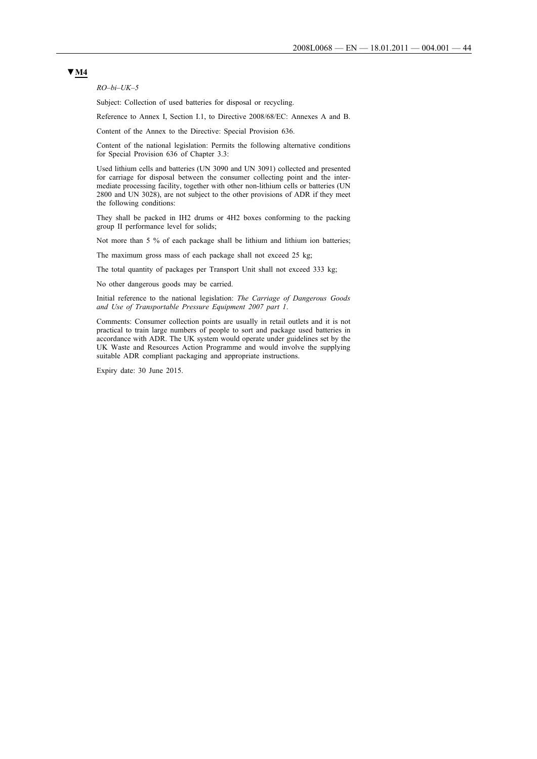**▼M4**

*RO–bi–UK–5*

Subject: Collection of used batteries for disposal or recycling.

Reference to Annex I, Section I.1, to Directive 2008/68/EC: Annexes A and B.

Content of the Annex to the Directive: Special Provision 636.

Content of the national legislation: Permits the following alternative conditions for Special Provision 636 of Chapter 3.3:

Used lithium cells and batteries (UN 3090 and UN 3091) collected and presented for carriage for disposal between the consumer collecting point and the intermediate processing facility, together with other non-lithium cells or batteries (UN 2800 and UN 3028), are not subject to the other provisions of ADR if they meet the following conditions:

They shall be packed in IH2 drums or 4H2 boxes conforming to the packing group II performance level for solids;

Not more than 5 % of each package shall be lithium and lithium ion batteries;

The maximum gross mass of each package shall not exceed 25 kg;

The total quantity of packages per Transport Unit shall not exceed 333 kg;

No other dangerous goods may be carried.

Initial reference to the national legislation: *The Carriage of Dangerous Goods and Use of Transportable Pressure Equipment 2007 part 1*.

Comments: Consumer collection points are usually in retail outlets and it is not practical to train large numbers of people to sort and package used batteries in accordance with ADR. The UK system would operate under guidelines set by the UK Waste and Resources Action Programme and would involve the supplying suitable ADR compliant packaging and appropriate instructions.

Expiry date: 30 June 2015.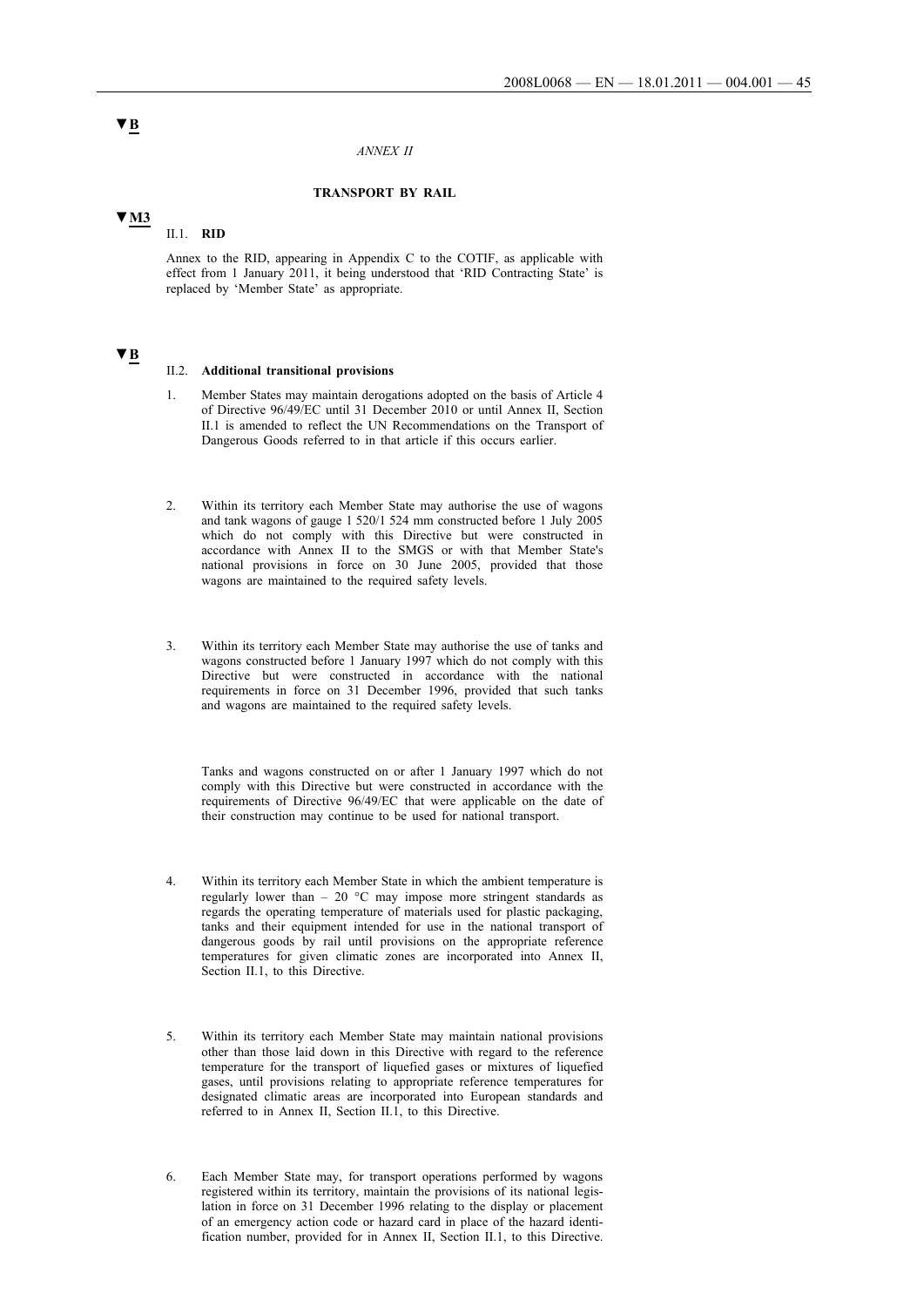▼B

*ANNEX II*

**TRANSPORT BY RAIL**

▼M3

II.1. **RID**

Annex to the RID, appearing in Appendix C to the COTIF, as applicable with effect from 1 January 2011, it being understood that 'RID Contracting State' is replaced by 'Member State' as appropriate.

▼B

II.2. **Additional transitional provisions**

1. Member States may maintain derogations adopted on the basis of Article 4 of Directive 96/49/EC until 31 December 2010 or until Annex II, Section II.1 is amended to reflect the UN Recommendations on the Transport of Dangerous Goods referred to in that article if this occurs earlier.

2. Within its territory each Member State may authorise the use of wagons and tank wagons of gauge 1 520/1 524 mm constructed before 1 July 2005 which do not comply with this Directive but were constructed in accordance with Annex II to the SMGS or with that Member State's national provisions in force on 30 June 2005, provided that those wagons are maintained to the required safety levels.

3. Within its territory each Member State may authorise the use of tanks and wagons constructed before 1 January 1997 which do not comply with this Directive but were constructed in accordance with the national requirements in force on 31 December 1996, provided that such tanks and wagons are maintained to the required safety levels.

   Tanks and wagons constructed on or after 1 January 1997 which do not comply with this Directive but were constructed in accordance with the requirements of Directive 96/49/EC that were applicable on the date of their construction may continue to be used for national transport.

4. Within its territory each Member State in which the ambient temperature is regularly lower than – 20 °C may impose more stringent standards as regards the operating temperature of materials used for plastic packaging, tanks and their equipment intended for use in the national transport of dangerous goods by rail until provisions on the appropriate reference temperatures for given climatic zones are incorporated into Annex II, Section II.1, to this Directive.

5. Within its territory each Member State may maintain national provisions other than those laid down in this Directive with regard to the reference temperature for the transport of liquefied gases or mixtures of liquefied gases, until provisions relating to appropriate reference temperatures for designated climatic areas are incorporated into European standards and referred to in Annex II, Section II.1, to this Directive.

6. Each Member State may, for transport operations performed by wagons registered within its territory, maintain the provisions of its national legislation in force on 31 December 1996 relating to the display or placement of an emergency action code or hazard card in place of the hazard identification number, provided for in Annex II, Section II.1, to this Directive.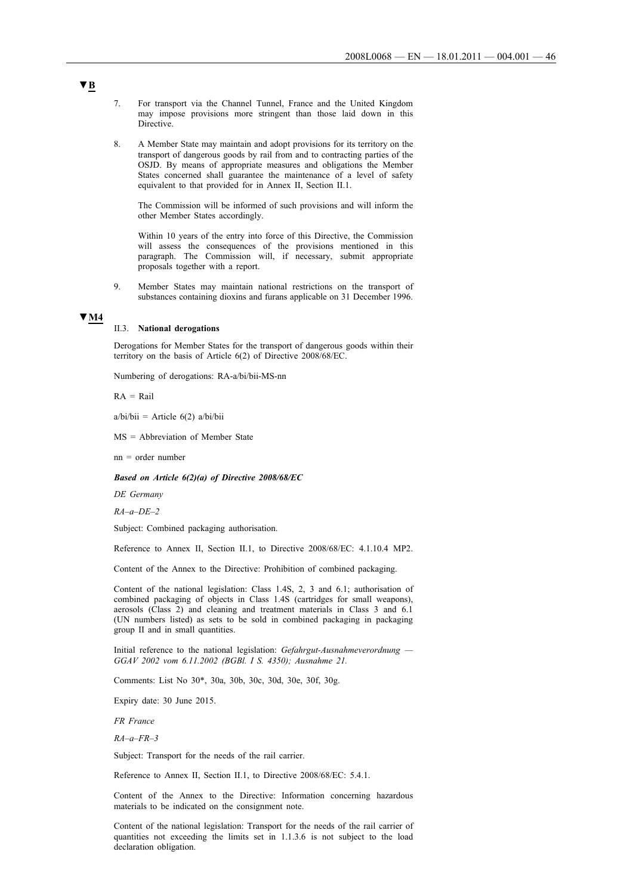▼B

7. For transport via the Channel Tunnel, France and the United Kingdom may impose provisions more stringent than those laid down in this Directive.

8. A Member State may maintain and adopt provisions for its territory on the transport of dangerous goods by rail from and to contracting parties of the OSJD. By means of appropriate measures and obligations the Member States concerned shall guarantee the maintenance of a level of safety equivalent to that provided for in Annex II, Section II.1.

   The Commission will be informed of such provisions and will inform the other Member States accordingly.

   Within 10 years of the entry into force of this Directive, the Commission will assess the consequences of the provisions mentioned in this paragraph. The Commission will, if necessary, submit appropriate proposals together with a report.

9. Member States may maintain national restrictions on the transport of substances containing dioxins and furans applicable on 31 December 1996.

▼M4

II.3. **National derogations**

Derogations for Member States for the transport of dangerous goods within their territory on the basis of Article 6(2) of Directive 2008/68/EC.

Numbering of derogations: RA-a/bi/bii-MS-nn

RA = Rail

a/bi/bii = Article 6(2) a/bi/bii

MS = Abbreviation of Member State

nn = order number

***Based on Article 6(2)(a) of Directive 2008/68/EC***

*DE Germany*

*RA–a–DE–2*

Subject: Combined packaging authorisation.

Reference to Annex II, Section II.1, to Directive 2008/68/EC: 4.1.10.4 MP2.

Content of the Annex to the Directive: Prohibition of combined packaging.

Content of the national legislation: Class 1.4S, 2, 3 and 6.1; authorisation of combined packaging of objects in Class 1.4S (cartridges for small weapons), aerosols (Class 2) and cleaning and treatment materials in Class 3 and 6.1 (UN numbers listed) as sets to be sold in combined packaging in packaging group II and in small quantities.

Initial reference to the national legislation: *Gefahrgut-Ausnahmeverordnung — GGAV 2002 vom 6.11.2002 (BGBl. I S. 4350); Ausnahme 21.*

Comments: List No 30*, 30a, 30b, 30c, 30d, 30e, 30f, 30g.

Expiry date: 30 June 2015.

*FR France*

*RA–a–FR–3*

Subject: Transport for the needs of the rail carrier.

Reference to Annex II, Section II.1, to Directive 2008/68/EC: 5.4.1.

Content of the Annex to the Directive: Information concerning hazardous materials to be indicated on the consignment note.

Content of the national legislation: Transport for the needs of the rail carrier of quantities not exceeding the limits set in 1.1.3.6 is not subject to the load declaration obligation.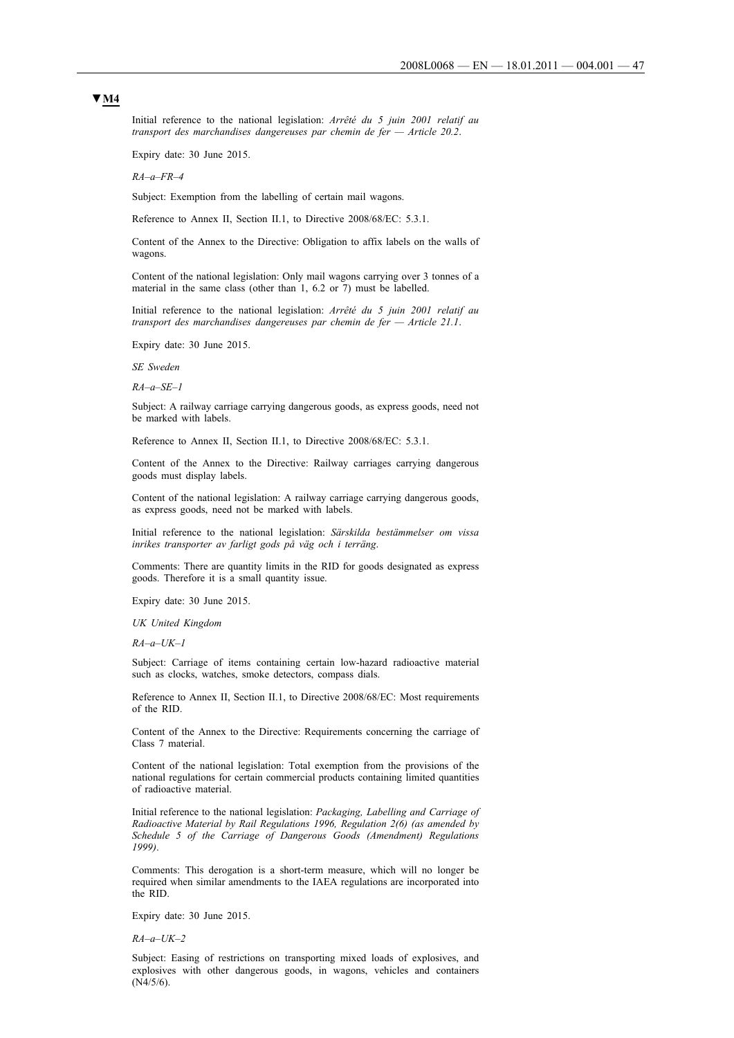**▼M4**

Initial reference to the national legislation: *Arrêté du 5 juin 2001 relatif au transport des marchandises dangereuses par chemin de fer — Article 20.2*.

Expiry date: 30 June 2015.

*RA–a–FR–4*

Subject: Exemption from the labelling of certain mail wagons.

Reference to Annex II, Section II.1, to Directive 2008/68/EC: 5.3.1.

Content of the Annex to the Directive: Obligation to affix labels on the walls of wagons.

Content of the national legislation: Only mail wagons carrying over 3 tonnes of a material in the same class (other than 1, 6.2 or 7) must be labelled.

Initial reference to the national legislation: *Arrêté du 5 juin 2001 relatif au transport des marchandises dangereuses par chemin de fer — Article 21.1*.

Expiry date: 30 June 2015.

*SE Sweden*

*RA–a–SE–1*

Subject: A railway carriage carrying dangerous goods, as express goods, need not be marked with labels.

Reference to Annex II, Section II.1, to Directive 2008/68/EC: 5.3.1.

Content of the Annex to the Directive: Railway carriages carrying dangerous goods must display labels.

Content of the national legislation: A railway carriage carrying dangerous goods, as express goods, need not be marked with labels.

Initial reference to the national legislation: *Särskilda bestämmelser om vissa inrikes transporter av farligt gods på väg och i terräng*.

Comments: There are quantity limits in the RID for goods designated as express goods. Therefore it is a small quantity issue.

Expiry date: 30 June 2015.

*UK United Kingdom*

*RA–a–UK–1*

Subject: Carriage of items containing certain low-hazard radioactive material such as clocks, watches, smoke detectors, compass dials.

Reference to Annex II, Section II.1, to Directive 2008/68/EC: Most requirements of the RID.

Content of the Annex to the Directive: Requirements concerning the carriage of Class 7 material.

Content of the national legislation: Total exemption from the provisions of the national regulations for certain commercial products containing limited quantities of radioactive material.

Initial reference to the national legislation: *Packaging, Labelling and Carriage of Radioactive Material by Rail Regulations 1996, Regulation 2(6) (as amended by Schedule 5 of the Carriage of Dangerous Goods (Amendment) Regulations 1999)*.

Comments: This derogation is a short-term measure, which will no longer be required when similar amendments to the IAEA regulations are incorporated into the RID.

Expiry date: 30 June 2015.

*RA–a–UK–2*

Subject: Easing of restrictions on transporting mixed loads of explosives, and explosives with other dangerous goods, in wagons, vehicles and containers (N4/5/6).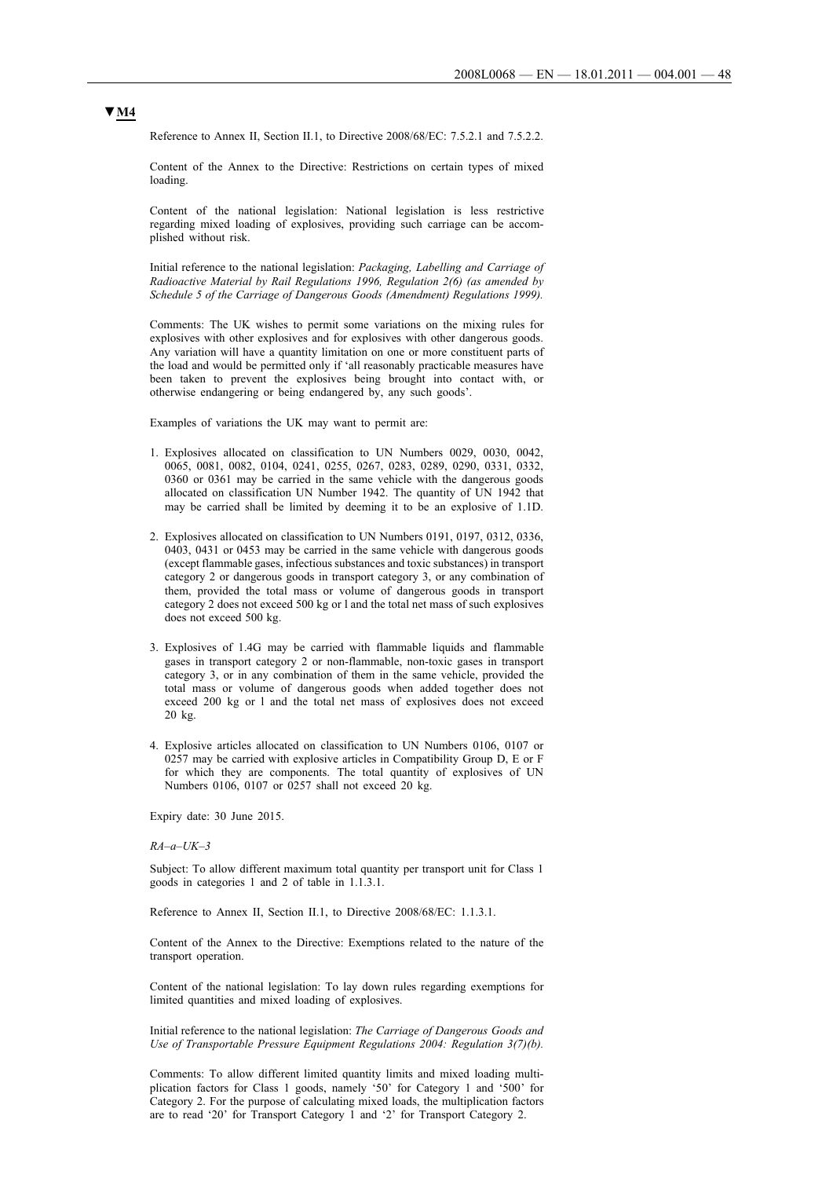**▼M4**

Reference to Annex II, Section II.1, to Directive 2008/68/EC: 7.5.2.1 and 7.5.2.2.

Content of the Annex to the Directive: Restrictions on certain types of mixed loading.

Content of the national legislation: National legislation is less restrictive regarding mixed loading of explosives, providing such carriage can be accomplished without risk.

Initial reference to the national legislation: *Packaging, Labelling and Carriage of Radioactive Material by Rail Regulations 1996, Regulation 2(6) (as amended by Schedule 5 of the Carriage of Dangerous Goods (Amendment) Regulations 1999).*

Comments: The UK wishes to permit some variations on the mixing rules for explosives with other explosives and for explosives with other dangerous goods. Any variation will have a quantity limitation on one or more constituent parts of the load and would be permitted only if 'all reasonably practicable measures have been taken to prevent the explosives being brought into contact with, or otherwise endangering or being endangered by, any such goods'.

Examples of variations the UK may want to permit are:

1. Explosives allocated on classification to UN Numbers 0029, 0030, 0042, 0065, 0081, 0082, 0104, 0241, 0255, 0267, 0283, 0289, 0290, 0331, 0332, 0360 or 0361 may be carried in the same vehicle with the dangerous goods allocated on classification UN Number 1942. The quantity of UN 1942 that may be carried shall be limited by deeming it to be an explosive of 1.1D.

2. Explosives allocated on classification to UN Numbers 0191, 0197, 0312, 0336, 0403, 0431 or 0453 may be carried in the same vehicle with dangerous goods (except flammable gases, infectious substances and toxic substances) in transport category 2 or dangerous goods in transport category 3, or any combination of them, provided the total mass or volume of dangerous goods in transport category 2 does not exceed 500 kg or l and the total net mass of such explosives does not exceed 500 kg.

3. Explosives of 1.4G may be carried with flammable liquids and flammable gases in transport category 2 or non-flammable, non-toxic gases in transport category 3, or in any combination of them in the same vehicle, provided the total mass or volume of dangerous goods when added together does not exceed 200 kg or l and the total net mass of explosives does not exceed 20 kg.

4. Explosive articles allocated on classification to UN Numbers 0106, 0107 or 0257 may be carried with explosive articles in Compatibility Group D, E or F for which they are components. The total quantity of explosives of UN Numbers 0106, 0107 or 0257 shall not exceed 20 kg.

Expiry date: 30 June 2015.

*RA–a–UK–3*

Subject: To allow different maximum total quantity per transport unit for Class 1 goods in categories 1 and 2 of table in 1.1.3.1.

Reference to Annex II, Section II.1, to Directive 2008/68/EC: 1.1.3.1.

Content of the Annex to the Directive: Exemptions related to the nature of the transport operation.

Content of the national legislation: To lay down rules regarding exemptions for limited quantities and mixed loading of explosives.

Initial reference to the national legislation: *The Carriage of Dangerous Goods and Use of Transportable Pressure Equipment Regulations 2004: Regulation 3(7)(b).*

Comments: To allow different limited quantity limits and mixed loading multiplication factors for Class 1 goods, namely '50' for Category 1 and '500' for Category 2. For the purpose of calculating mixed loads, the multiplication factors are to read '20' for Transport Category 1 and '2' for Transport Category 2.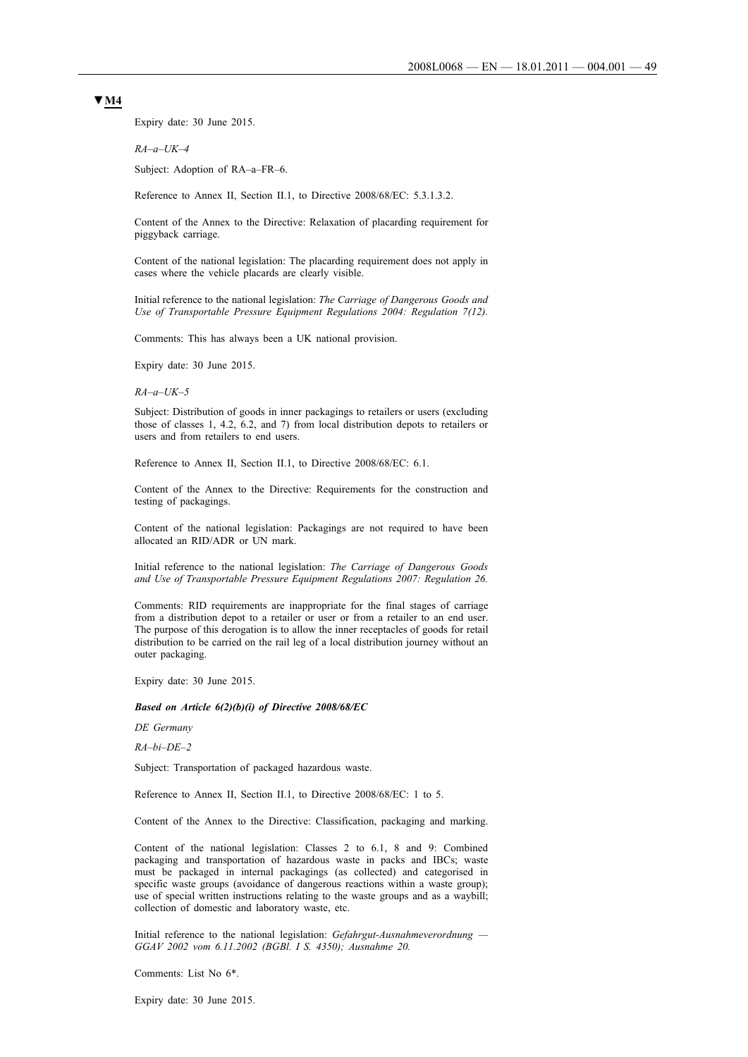**▼M4**

Expiry date: 30 June 2015.

*RA–a–UK–4*

Subject: Adoption of RA–a–FR–6.

Reference to Annex II, Section II.1, to Directive 2008/68/EC: 5.3.1.3.2.

Content of the Annex to the Directive: Relaxation of placarding requirement for piggyback carriage.

Content of the national legislation: The placarding requirement does not apply in cases where the vehicle placards are clearly visible.

Initial reference to the national legislation: *The Carriage of Dangerous Goods and Use of Transportable Pressure Equipment Regulations 2004: Regulation 7(12).*

Comments: This has always been a UK national provision.

Expiry date: 30 June 2015.

*RA–a–UK–5*

Subject: Distribution of goods in inner packagings to retailers or users (excluding those of classes 1, 4.2, 6.2, and 7) from local distribution depots to retailers or users and from retailers to end users.

Reference to Annex II, Section II.1, to Directive 2008/68/EC: 6.1.

Content of the Annex to the Directive: Requirements for the construction and testing of packagings.

Content of the national legislation: Packagings are not required to have been allocated an RID/ADR or UN mark.

Initial reference to the national legislation: *The Carriage of Dangerous Goods and Use of Transportable Pressure Equipment Regulations 2007: Regulation 26.*

Comments: RID requirements are inappropriate for the final stages of carriage from a distribution depot to a retailer or user or from a retailer to an end user. The purpose of this derogation is to allow the inner receptacles of goods for retail distribution to be carried on the rail leg of a local distribution journey without an outer packaging.

Expiry date: 30 June 2015.

***Based on Article 6(2)(b)(i) of Directive 2008/68/EC***

*DE Germany*

*RA–bi–DE–2*

Subject: Transportation of packaged hazardous waste.

Reference to Annex II, Section II.1, to Directive 2008/68/EC: 1 to 5.

Content of the Annex to the Directive: Classification, packaging and marking.

Content of the national legislation: Classes 2 to 6.1, 8 and 9: Combined packaging and transportation of hazardous waste in packs and IBCs; waste must be packaged in internal packagings (as collected) and categorised in specific waste groups (avoidance of dangerous reactions within a waste group); use of special written instructions relating to the waste groups and as a waybill; collection of domestic and laboratory waste, etc.

Initial reference to the national legislation: *Gefahrgut-Ausnahmeverordnung — GGAV 2002 vom 6.11.2002 (BGBl. I S. 4350); Ausnahme 20.*

Comments: List No 6*.

Expiry date: 30 June 2015.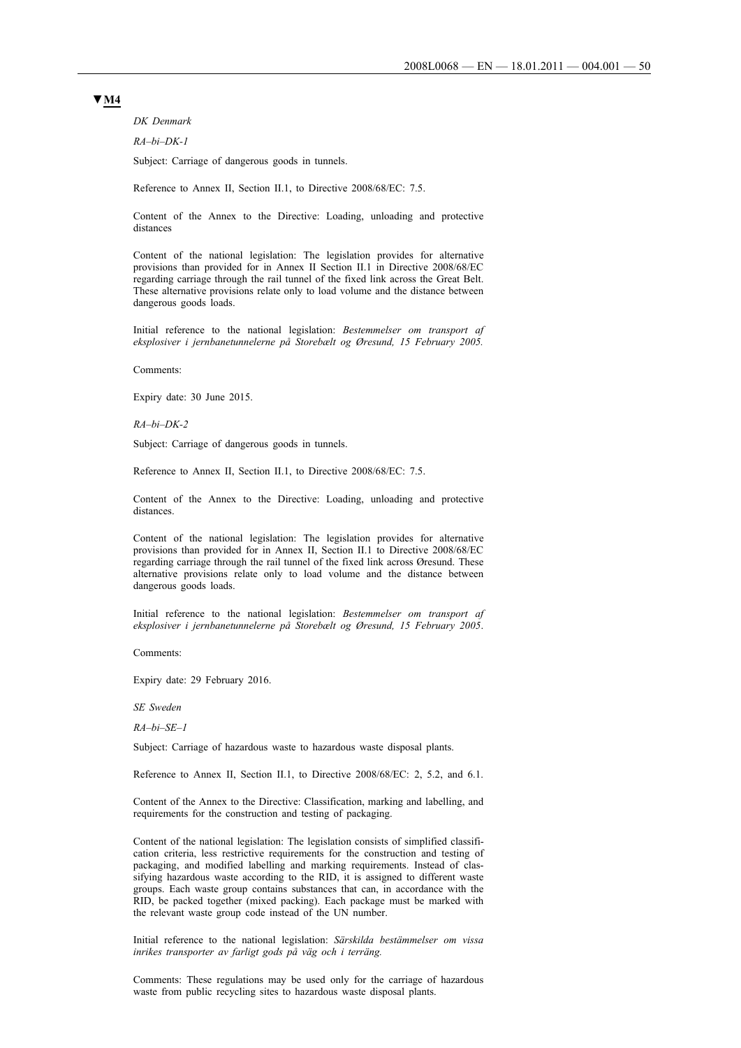▼M4

*DK Denmark*

*RA–bi–DK-1*

Subject: Carriage of dangerous goods in tunnels.

Reference to Annex II, Section II.1, to Directive 2008/68/EC: 7.5.

Content of the Annex to the Directive: Loading, unloading and protective distances

Content of the national legislation: The legislation provides for alternative provisions than provided for in Annex II Section II.1 in Directive 2008/68/EC regarding carriage through the rail tunnel of the fixed link across the Great Belt. These alternative provisions relate only to load volume and the distance between dangerous goods loads.

Initial reference to the national legislation: *Bestemmelser om transport af eksplosiver i jernbanetunnelerne på Storebælt og Øresund, 15 February 2005.*

Comments:

Expiry date: 30 June 2015.

*RA–bi–DK-2*

Subject: Carriage of dangerous goods in tunnels.

Reference to Annex II, Section II.1, to Directive 2008/68/EC: 7.5.

Content of the Annex to the Directive: Loading, unloading and protective distances.

Content of the national legislation: The legislation provides for alternative provisions than provided for in Annex II, Section II.1 to Directive 2008/68/EC regarding carriage through the rail tunnel of the fixed link across Øresund. These alternative provisions relate only to load volume and the distance between dangerous goods loads.

Initial reference to the national legislation: *Bestemmelser om transport af eksplosiver i jernbanetunnelerne på Storebælt og Øresund, 15 February 2005*.

Comments:

Expiry date: 29 February 2016.

*SE Sweden*

*RA–bi–SE–1*

Subject: Carriage of hazardous waste to hazardous waste disposal plants.

Reference to Annex II, Section II.1, to Directive 2008/68/EC: 2, 5.2, and 6.1.

Content of the Annex to the Directive: Classification, marking and labelling, and requirements for the construction and testing of packaging.

Content of the national legislation: The legislation consists of simplified classification criteria, less restrictive requirements for the construction and testing of packaging, and modified labelling and marking requirements. Instead of classifying hazardous waste according to the RID, it is assigned to different waste groups. Each waste group contains substances that can, in accordance with the RID, be packed together (mixed packing). Each package must be marked with the relevant waste group code instead of the UN number.

Initial reference to the national legislation: *Särskilda bestämmelser om vissa inrikes transporter av farligt gods på väg och i terräng.*

Comments: These regulations may be used only for the carriage of hazardous waste from public recycling sites to hazardous waste disposal plants.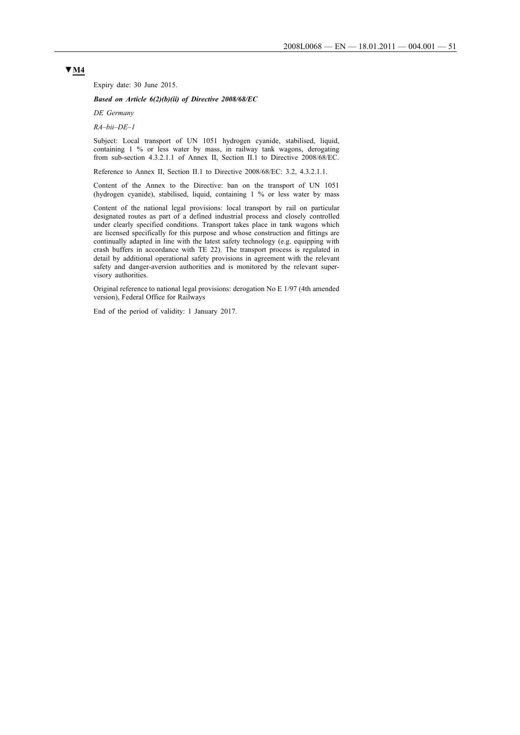**▼M4**

Expiry date: 30 June 2015.

***Based on Article 6(2)(b)(ii) of Directive 2008/68/EC***

*DE Germany*

*RA–bii–DE–1*

Subject: Local transport of UN 1051 hydrogen cyanide, stabilised, liquid, containing 1 % or less water by mass, in railway tank wagons, derogating from sub-section 4.3.2.1.1 of Annex II, Section II.1 to Directive 2008/68/EC.

Reference to Annex II, Section II.1 to Directive 2008/68/EC: 3.2, 4.3.2.1.1.

Content of the Annex to the Directive: ban on the transport of UN 1051 (hydrogen cyanide), stabilised, liquid, containing 1 % or less water by mass

Content of the national legal provisions: local transport by rail on particular designated routes as part of a defined industrial process and closely controlled under clearly specified conditions. Transport takes place in tank wagons which are licensed specifically for this purpose and whose construction and fittings are continually adapted in line with the latest safety technology (e.g. equipping with crash buffers in accordance with TE 22). The transport process is regulated in detail by additional operational safety provisions in agreement with the relevant safety and danger-aversion authorities and is monitored by the relevant supervisory authorities.

Original reference to national legal provisions: derogation No E 1/97 (4th amended version), Federal Office for Railways

End of the period of validity: 1 January 2017.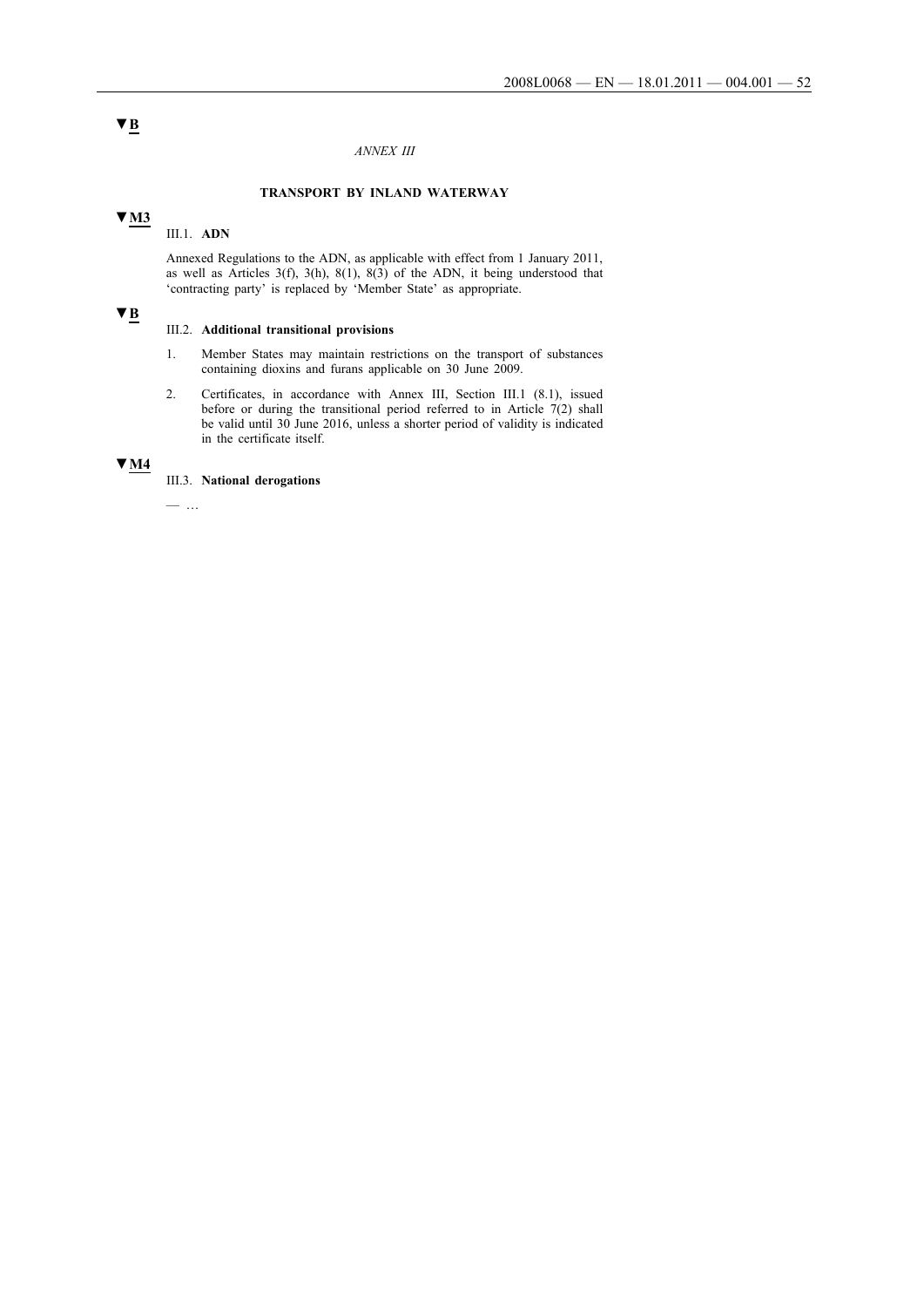▼B

*ANNEX III*

**TRANSPORT BY INLAND WATERWAY**

▼M3

III.1. **ADN**

Annexed Regulations to the ADN, as applicable with effect from 1 January 2011, as well as Articles 3(f), 3(h), 8(1), 8(3) of the ADN, it being understood that 'contracting party' is replaced by 'Member State' as appropriate.

▼B

III.2. **Additional transitional provisions**

1. Member States may maintain restrictions on the transport of substances containing dioxins and furans applicable on 30 June 2009.

2. Certificates, in accordance with Annex III, Section III.1 (8.1), issued before or during the transitional period referred to in Article 7(2) shall be valid until 30 June 2016, unless a shorter period of validity is indicated in the certificate itself.

▼M4

III.3. **National derogations**

— …